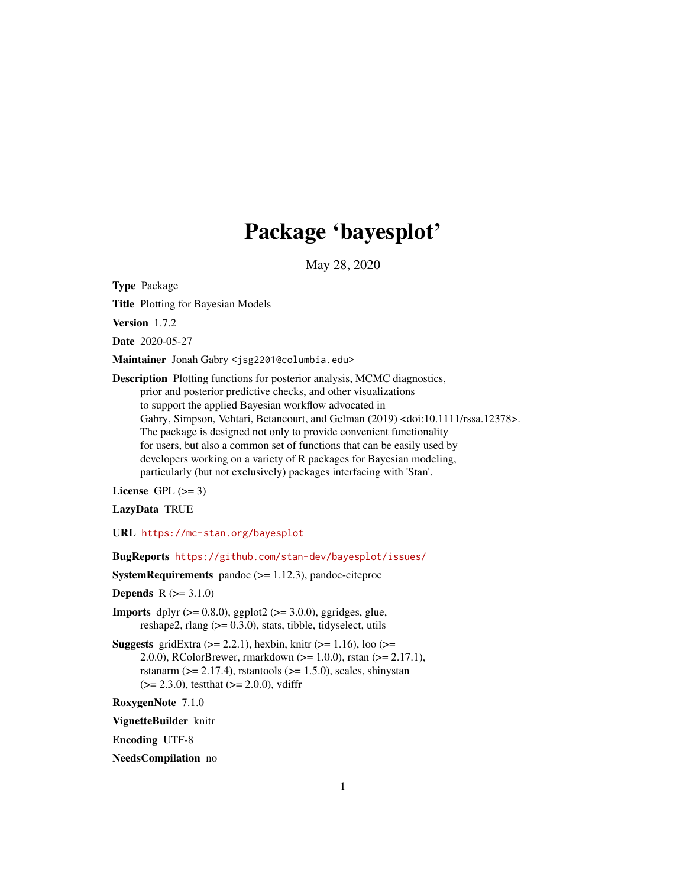# Package 'bayesplot'

May 28, 2020

**Type** Package

**Title** Plotting for Bayesian Models

**Version** 1.7.2

**Date** 2020-05-27

**Maintainer** Jonah Gabry <jsg2201@columbia.edu>

**Description** Plotting functions for posterior analysis, MCMC diagnostics, prior and posterior predictive checks, and other visualizations to support the applied Bayesian workflow advocated in Gabry, Simpson, Vehtari, Betancourt, and Gelman (2019) <doi:10.1111/rssa.12378>. The package is designed not only to provide convenient functionality for users, but also a common set of functions that can be easily used by developers working on a variety of R packages for Bayesian modeling, particularly (but not exclusively) packages interfacing with 'Stan'.

**License** GPL (>= 3)

**LazyData** TRUE

**URL** https://mc-stan.org/bayesplot

**BugReports** https://github.com/stan-dev/bayesplot/issues/

**SystemRequirements** pandoc (>= 1.12.3), pandoc-citeproc

**Depends** R (>= 3.1.0)

**Imports** dplyr (>= 0.8.0), ggplot2 (>= 3.0.0), ggridges, glue, reshape2, rlang (>= 0.3.0), stats, tibble, tidyselect, utils

**Suggests** gridExtra (>= 2.2.1), hexbin, knitr (>= 1.16), loo (>= 2.0.0), RColorBrewer, rmarkdown (>= 1.0.0), rstan (>= 2.17.1), rstanarm (>= 2.17.4), rstantools (>= 1.5.0), scales, shinystan (>= 2.3.0), testthat (>= 2.0.0), vdiffr

**RoxygenNote** 7.1.0

**VignetteBuilder** knitr

**Encoding** UTF-8

**NeedsCompilation** no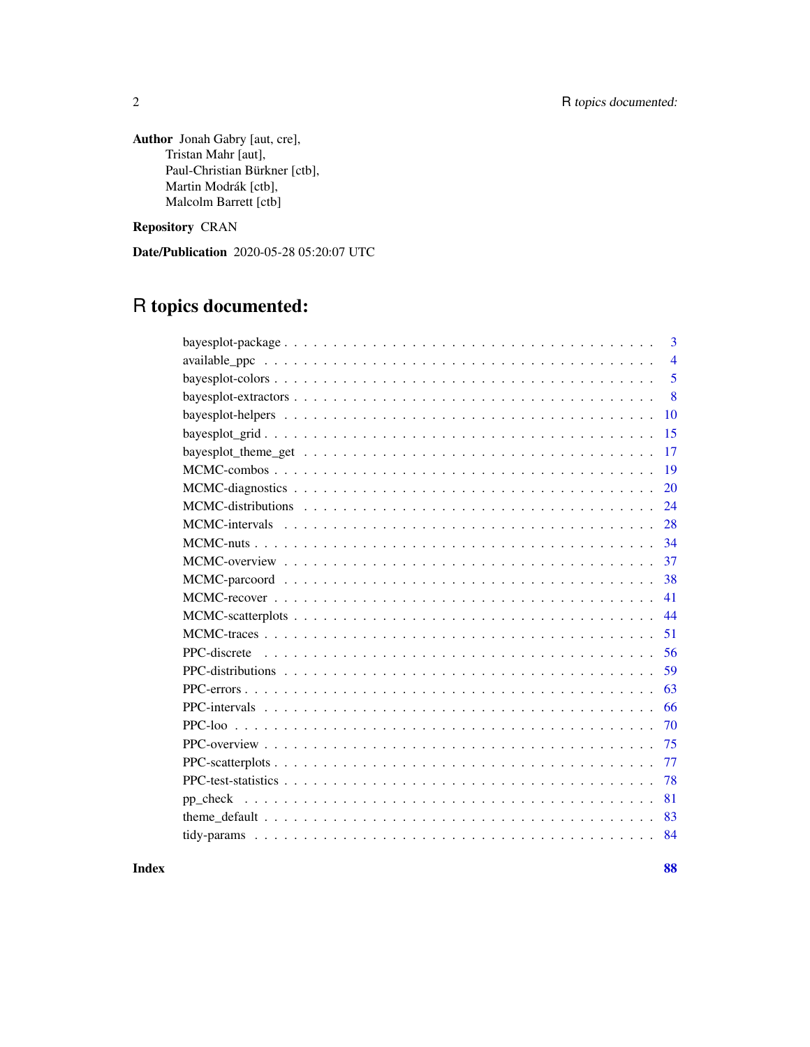**Author** Jonah Gabry [aut, cre],
Tristan Mahr [aut],
Paul-Christian Bürkner [ctb],
Martin Modrák [ctb],
Malcolm Barrett [ctb]

**Repository** CRAN

**Date/Publication** 2020-05-28 05:20:07 UTC

# R topics documented:

| | |
|---|---|
| bayesplot-package | 3 |
| available_ppc | 4 |
| bayesplot-colors | 5 |
| bayesplot-extractors | 8 |
| bayesplot-helpers | 10 |
| bayesplot_grid | 15 |
| bayesplot_theme_get | 17 |
| MCMC-combos | 19 |
| MCMC-diagnostics | 20 |
| MCMC-distributions | 24 |
| MCMC-intervals | 28 |
| MCMC-nuts | 34 |
| MCMC-overview | 37 |
| MCMC-parcoord | 38 |
| MCMC-recover | 41 |
| MCMC-scatterplots | 44 |
| MCMC-traces | 51 |
| PPC-discrete | 56 |
| PPC-distributions | 59 |
| PPC-errors | 63 |
| PPC-intervals | 66 |
| PPC-loo | 70 |
| PPC-overview | 75 |
| PPC-scatterplots | 77 |
| PPC-test-statistics | 78 |
| pp_check | 81 |
| theme_default | 83 |
| tidy-params | 84 |

**Index** **88**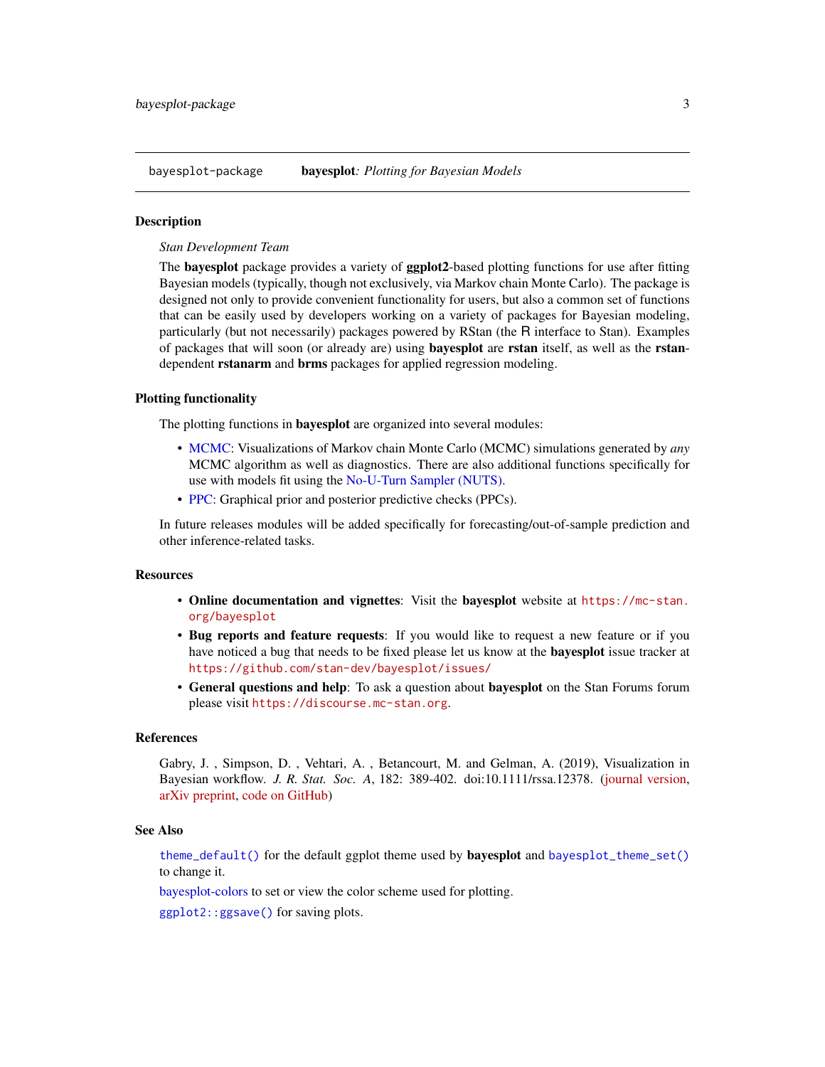bayesplot-package    **bayesplot**: *Plotting for Bayesian Models*

## Description

*Stan Development Team*

The **bayesplot** package provides a variety of **ggplot2**-based plotting functions for use after fitting Bayesian models (typically, though not exclusively, via Markov chain Monte Carlo). The package is designed not only to provide convenient functionality for users, but also a common set of functions that can be easily used by developers working on a variety of packages for Bayesian modeling, particularly (but not necessarily) packages powered by RStan (the R interface to Stan). Examples of packages that will soon (or already are) using **bayesplot** are **rstan** itself, as well as the **rstan**-dependent **rstanarm** and **brms** packages for applied regression modeling.

## Plotting functionality

The plotting functions in **bayesplot** are organized into several modules:

- MCMC: Visualizations of Markov chain Monte Carlo (MCMC) simulations generated by *any* MCMC algorithm as well as diagnostics. There are also additional functions specifically for use with models fit using the No-U-Turn Sampler (NUTS).
- PPC: Graphical prior and posterior predictive checks (PPCs).

In future releases modules will be added specifically for forecasting/out-of-sample prediction and other inference-related tasks.

## Resources

- **Online documentation and vignettes**: Visit the **bayesplot** website at `https://mc-stan.org/bayesplot`
- **Bug reports and feature requests**: If you would like to request a new feature or if you have noticed a bug that needs to be fixed please let us know at the **bayesplot** issue tracker at `https://github.com/stan-dev/bayesplot/issues/`
- **General questions and help**: To ask a question about **bayesplot** on the Stan Forums forum please visit `https://discourse.mc-stan.org`.

## References

Gabry, J. , Simpson, D. , Vehtari, A. , Betancourt, M. and Gelman, A. (2019), Visualization in Bayesian workflow. *J. R. Stat. Soc. A*, 182: 389-402. doi:10.1111/rssa.12378. (journal version, arXiv preprint, code on GitHub)

## See Also

`theme_default()` for the default ggplot theme used by **bayesplot** and `bayesplot_theme_set()` to change it.

bayesplot-colors to set or view the color scheme used for plotting.

`ggplot2::ggsave()` for saving plots.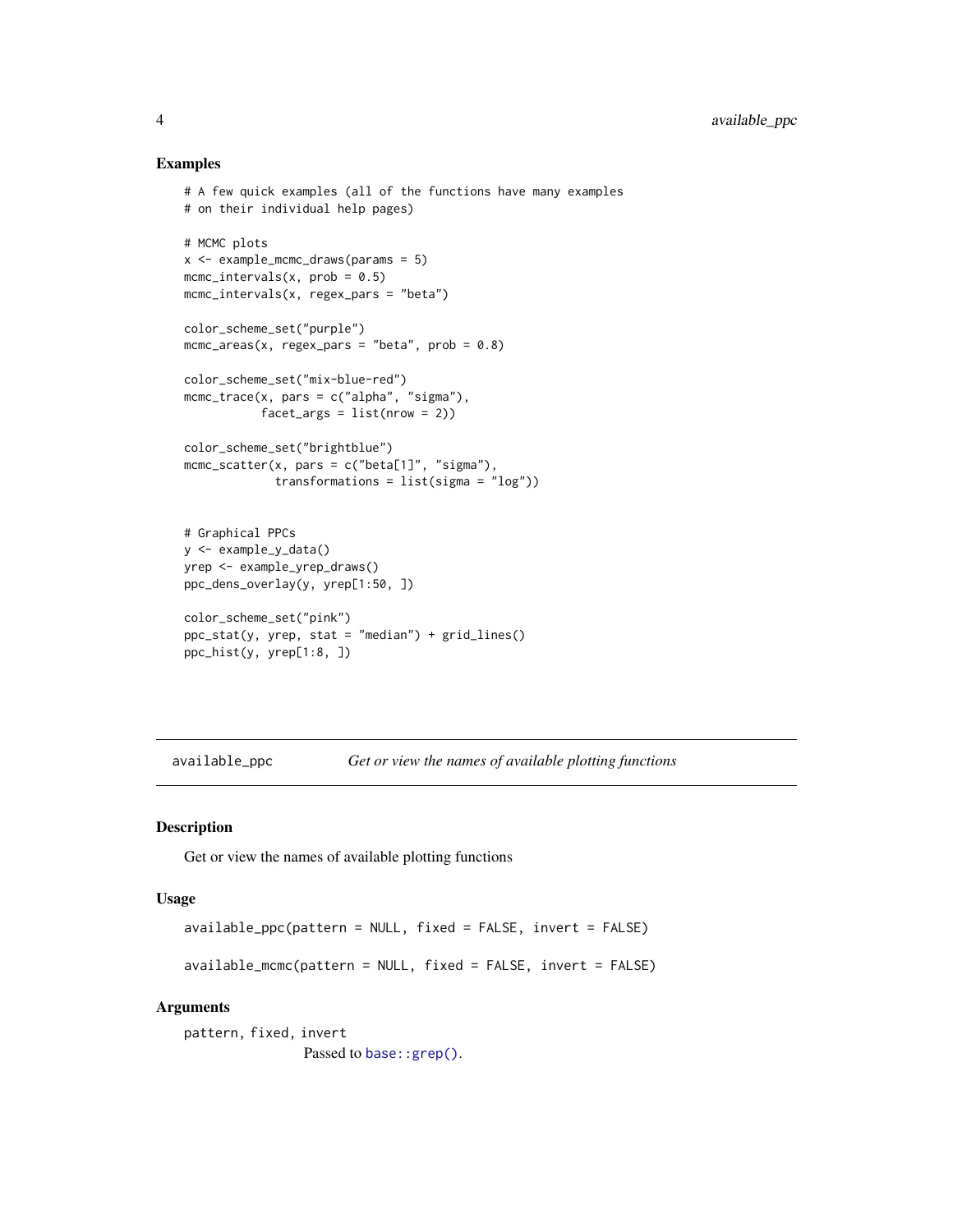### Examples

```
# A few quick examples (all of the functions have many examples
# on their individual help pages)

# MCMC plots
x <- example_mcmc_draws(params = 5)
mcmc_intervals(x, prob = 0.5)
mcmc_intervals(x, regex_pars = "beta")

color_scheme_set("purple")
mcmc_areas(x, regex_pars = "beta", prob = 0.8)

color_scheme_set("mix-blue-red")
mcmc_trace(x, pars = c("alpha", "sigma"),
           facet_args = list(nrow = 2))

color_scheme_set("brightblue")
mcmc_scatter(x, pars = c("beta[1]", "sigma"),
             transformations = list(sigma = "log"))


# Graphical PPCs
y <- example_y_data()
yrep <- example_yrep_draws()
ppc_dens_overlay(y, yrep[1:50, ])

color_scheme_set("pink")
ppc_stat(y, yrep, stat = "median") + grid_lines()
ppc_hist(y, yrep[1:8, ])
```

---

## available_ppc &nbsp;&nbsp;&nbsp; *Get or view the names of available plotting functions*

---

### Description

Get or view the names of available plotting functions

### Usage

```
available_ppc(pattern = NULL, fixed = FALSE, invert = FALSE)

available_mcmc(pattern = NULL, fixed = FALSE, invert = FALSE)
```

### Arguments

`pattern, fixed, invert`
: Passed to `base::grep()`.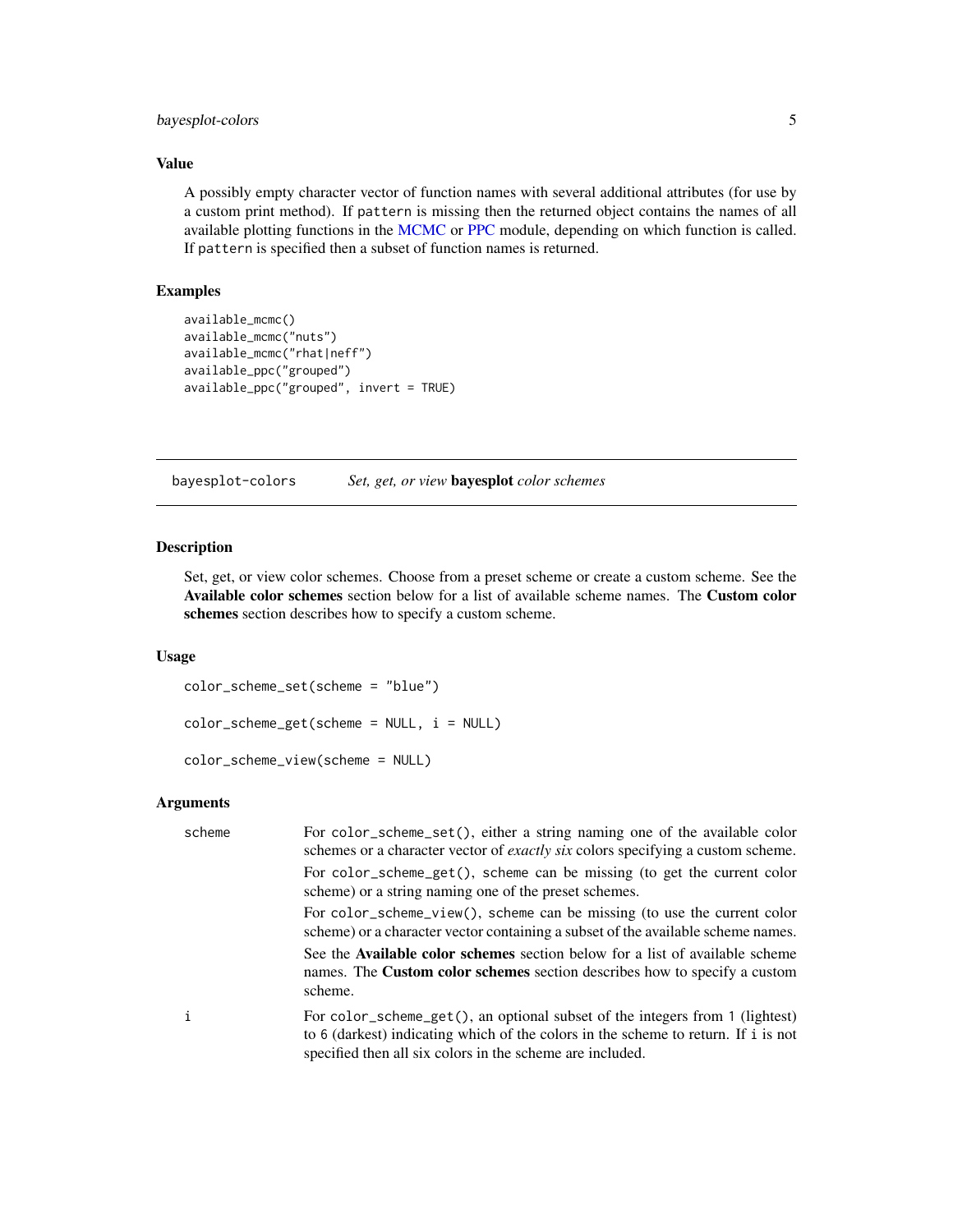### Value

A possibly empty character vector of function names with several additional attributes (for use by a custom print method). If `pattern` is missing then the returned object contains the names of all available plotting functions in the MCMC or PPC module, depending on which function is called. If `pattern` is specified then a subset of function names is returned.

### Examples

```
available_mcmc()
available_mcmc("nuts")
available_mcmc("rhat|neff")
available_ppc("grouped")
available_ppc("grouped", invert = TRUE)
```

---

## bayesplot-colors &nbsp;&nbsp;&nbsp; *Set, get, or view* **bayesplot** *color schemes*

---

### Description

Set, get, or view color schemes. Choose from a preset scheme or create a custom scheme. See the **Available color schemes** section below for a list of available scheme names. The **Custom color schemes** section describes how to specify a custom scheme.

### Usage

```
color_scheme_set(scheme = "blue")

color_scheme_get(scheme = NULL, i = NULL)

color_scheme_view(scheme = NULL)
```

### Arguments

| | |
|---|---|
| `scheme` | For `color_scheme_set()`, either a string naming one of the available color schemes or a character vector of *exactly six* colors specifying a custom scheme.<br><br>For `color_scheme_get()`, `scheme` can be missing (to get the current color scheme) or a string naming one of the preset schemes.<br><br>For `color_scheme_view()`, `scheme` can be missing (to use the current color scheme) or a character vector containing a subset of the available scheme names.<br><br>See the **Available color schemes** section below for a list of available scheme names. The **Custom color schemes** section describes how to specify a custom scheme. |
| `i` | For `color_scheme_get()`, an optional subset of the integers from `1` (lightest) to `6` (darkest) indicating which of the colors in the scheme to return. If `i` is not specified then all six colors in the scheme are included. |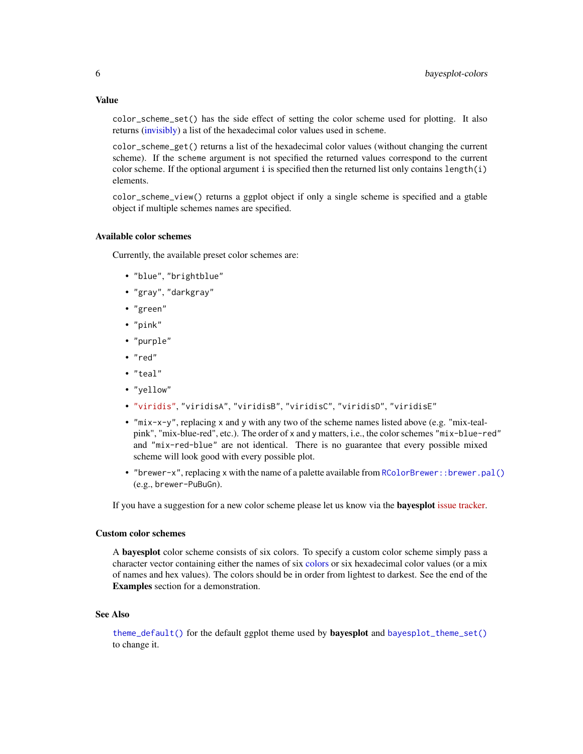### Value

`color_scheme_set()` has the side effect of setting the color scheme used for plotting. It also returns (invisibly) a list of the hexadecimal color values used in `scheme`.

`color_scheme_get()` returns a list of the hexadecimal color values (without changing the current scheme). If the `scheme` argument is not specified the returned values correspond to the current color scheme. If the optional argument `i` is specified then the returned list only contains `length(i)` elements.

`color_scheme_view()` returns a ggplot object if only a single scheme is specified and a gtable object if multiple schemes names are specified.

### Available color schemes

Currently, the available preset color schemes are:

- `"blue"`, `"brightblue"`
- `"gray"`, `"darkgray"`
- `"green"`
- `"pink"`
- `"purple"`
- `"red"`
- `"teal"`
- `"yellow"`
- `"viridis"`, `"viridisA"`, `"viridisB"`, `"viridisC"`, `"viridisD"`, `"viridisE"`
- `"mix-x-y"`, replacing `x` and `y` with any two of the scheme names listed above (e.g. "mix-teal-pink", "mix-blue-red", etc.). The order of `x` and `y` matters, i.e., the color schemes `"mix-blue-red"` and `"mix-red-blue"` are not identical. There is no guarantee that every possible mixed scheme will look good with every possible plot.
- `"brewer-x"`, replacing `x` with the name of a palette available from `RColorBrewer::brewer.pal()` (e.g., `brewer-PuBuGn`).

If you have a suggestion for a new color scheme please let us know via the **bayesplot** issue tracker.

### Custom color schemes

A **bayesplot** color scheme consists of six colors. To specify a custom color scheme simply pass a character vector containing either the names of six colors or six hexadecimal color values (or a mix of names and hex values). The colors should be in order from lightest to darkest. See the end of the **Examples** section for a demonstration.

### See Also

`theme_default()` for the default ggplot theme used by **bayesplot** and `bayesplot_theme_set()` to change it.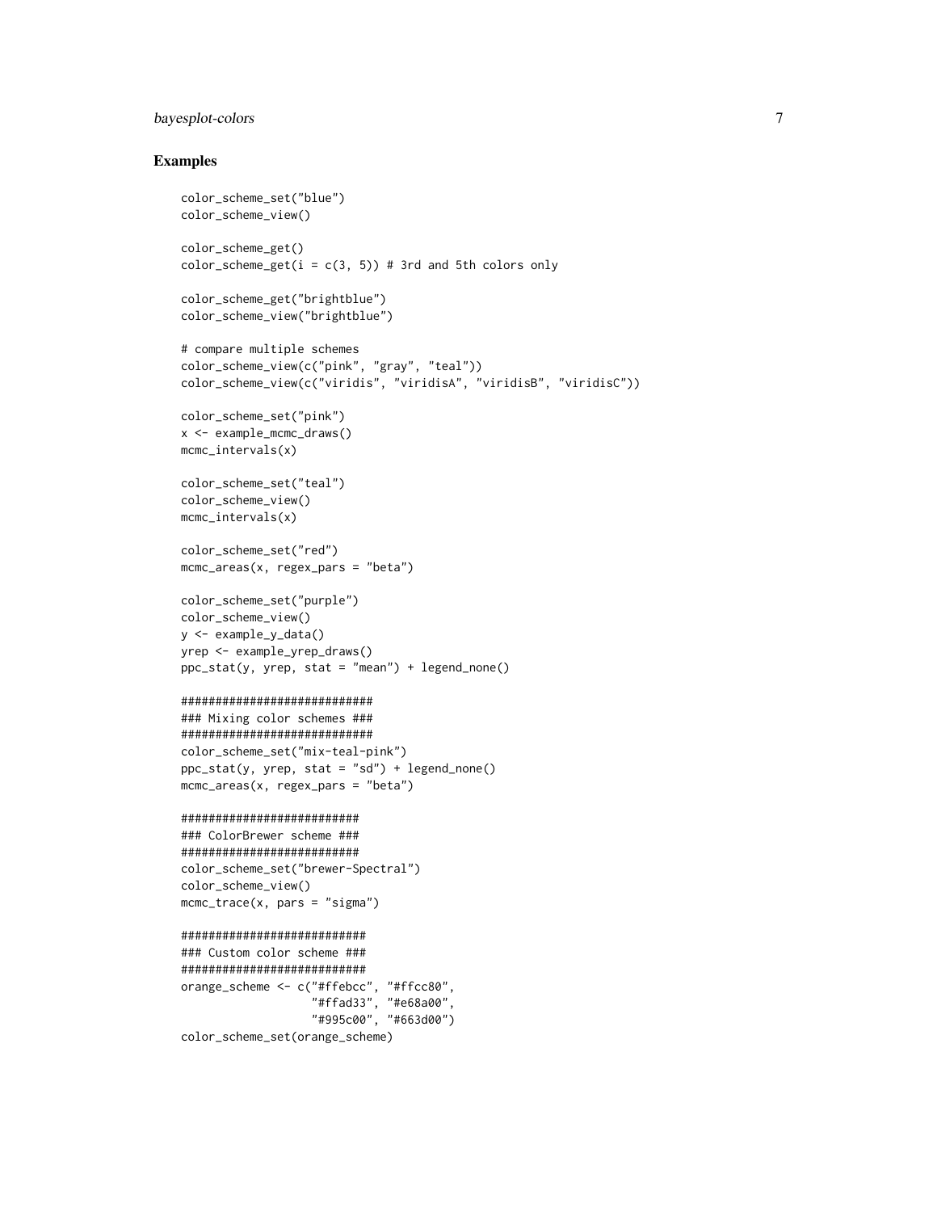## Examples

```
color_scheme_set("blue")
color_scheme_view()

color_scheme_get()
color_scheme_get(i = c(3, 5)) # 3rd and 5th colors only

color_scheme_get("brightblue")
color_scheme_view("brightblue")

# compare multiple schemes
color_scheme_view(c("pink", "gray", "teal"))
color_scheme_view(c("viridis", "viridisA", "viridisB", "viridisC"))

color_scheme_set("pink")
x <- example_mcmc_draws()
mcmc_intervals(x)

color_scheme_set("teal")
color_scheme_view()
mcmc_intervals(x)

color_scheme_set("red")
mcmc_areas(x, regex_pars = "beta")

color_scheme_set("purple")
color_scheme_view()
y <- example_y_data()
yrep <- example_yrep_draws()
ppc_stat(y, yrep, stat = "mean") + legend_none()

############################
### Mixing color schemes ###
############################
color_scheme_set("mix-teal-pink")
ppc_stat(y, yrep, stat = "sd") + legend_none()
mcmc_areas(x, regex_pars = "beta")

##########################
### ColorBrewer scheme ###
##########################
color_scheme_set("brewer-Spectral")
color_scheme_view()
mcmc_trace(x, pars = "sigma")

###########################
### Custom color scheme ###
###########################
orange_scheme <- c("#ffebcc", "#ffcc80",
                   "#ffad33", "#e68a00",
                   "#995c00", "#663d00")
color_scheme_set(orange_scheme)
```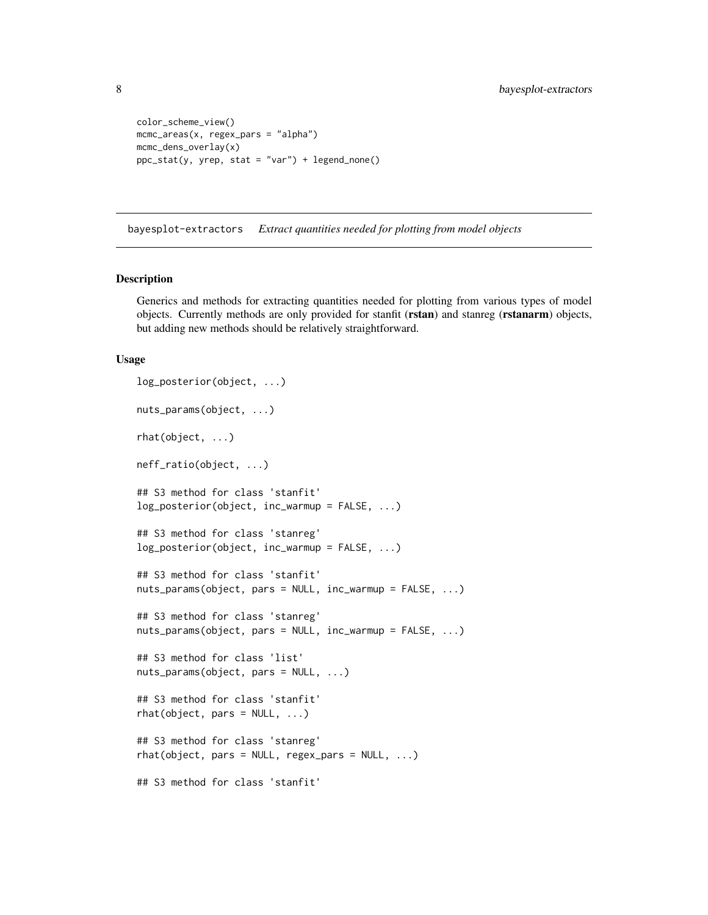```
color_scheme_view()
mcmc_areas(x, regex_pars = "alpha")
mcmc_dens_overlay(x)
ppc_stat(y, yrep, stat = "var") + legend_none()
```

## bayesplot-extractors *Extract quantities needed for plotting from model objects*

### Description

Generics and methods for extracting quantities needed for plotting from various types of model objects. Currently methods are only provided for stanfit (**rstan**) and stanreg (**rstanarm**) objects, but adding new methods should be relatively straightforward.

### Usage

```
log_posterior(object, ...)

nuts_params(object, ...)

rhat(object, ...)

neff_ratio(object, ...)

## S3 method for class 'stanfit'
log_posterior(object, inc_warmup = FALSE, ...)

## S3 method for class 'stanreg'
log_posterior(object, inc_warmup = FALSE, ...)

## S3 method for class 'stanfit'
nuts_params(object, pars = NULL, inc_warmup = FALSE, ...)

## S3 method for class 'stanreg'
nuts_params(object, pars = NULL, inc_warmup = FALSE, ...)

## S3 method for class 'list'
nuts_params(object, pars = NULL, ...)

## S3 method for class 'stanfit'
rhat(object, pars = NULL, ...)

## S3 method for class 'stanreg'
rhat(object, pars = NULL, regex_pars = NULL, ...)

## S3 method for class 'stanfit'
```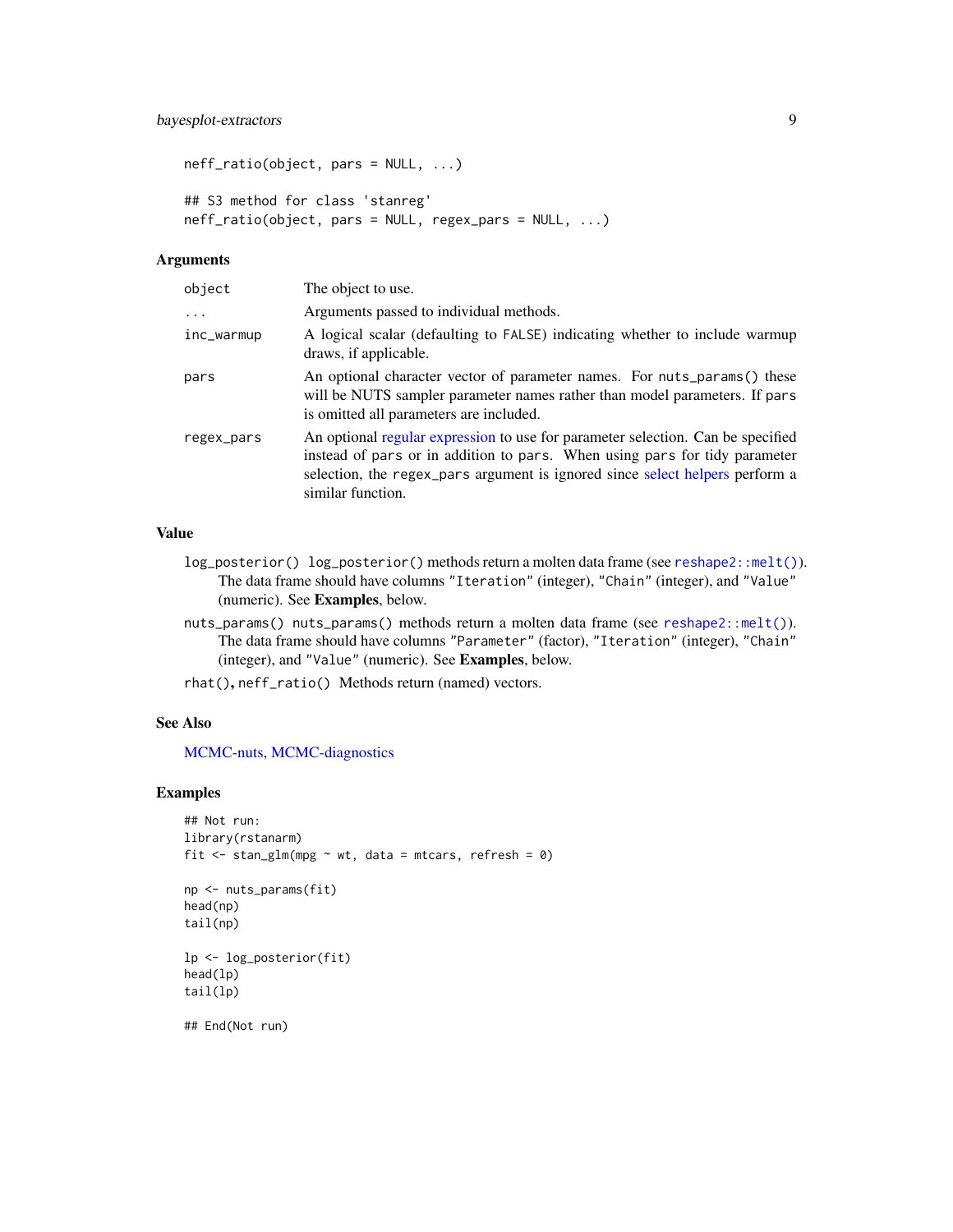```
neff_ratio(object, pars = NULL, ...)

## S3 method for class 'stanreg'
neff_ratio(object, pars = NULL, regex_pars = NULL, ...)
```

### Arguments

| | |
|---|---|
| `object` | The object to use. |
| `...` | Arguments passed to individual methods. |
| `inc_warmup` | A logical scalar (defaulting to `FALSE`) indicating whether to include warmup draws, if applicable. |
| `pars` | An optional character vector of parameter names. For `nuts_params()` these will be NUTS sampler parameter names rather than model parameters. If `pars` is omitted all parameters are included. |
| `regex_pars` | An optional regular expression to use for parameter selection. Can be specified instead of `pars` or in addition to `pars`. When using `pars` for tidy parameter selection, the `regex_pars` argument is ignored since select helpers perform a similar function. |

### Value

`log_posterior()` `log_posterior()` methods return a molten data frame (see `reshape2::melt()`). The data frame should have columns `"Iteration"` (integer), `"Chain"` (integer), and `"Value"` (numeric). See **Examples**, below.

`nuts_params()` `nuts_params()` methods return a molten data frame (see `reshape2::melt()`). The data frame should have columns `"Parameter"` (factor), `"Iteration"` (integer), `"Chain"` (integer), and `"Value"` (numeric). See **Examples**, below.

`rhat()`, `neff_ratio()` Methods return (named) vectors.

### See Also

MCMC-nuts, MCMC-diagnostics

### Examples

```
## Not run:
library(rstanarm)
fit <- stan_glm(mpg ~ wt, data = mtcars, refresh = 0)

np <- nuts_params(fit)
head(np)
tail(np)

lp <- log_posterior(fit)
head(lp)
tail(lp)

## End(Not run)
```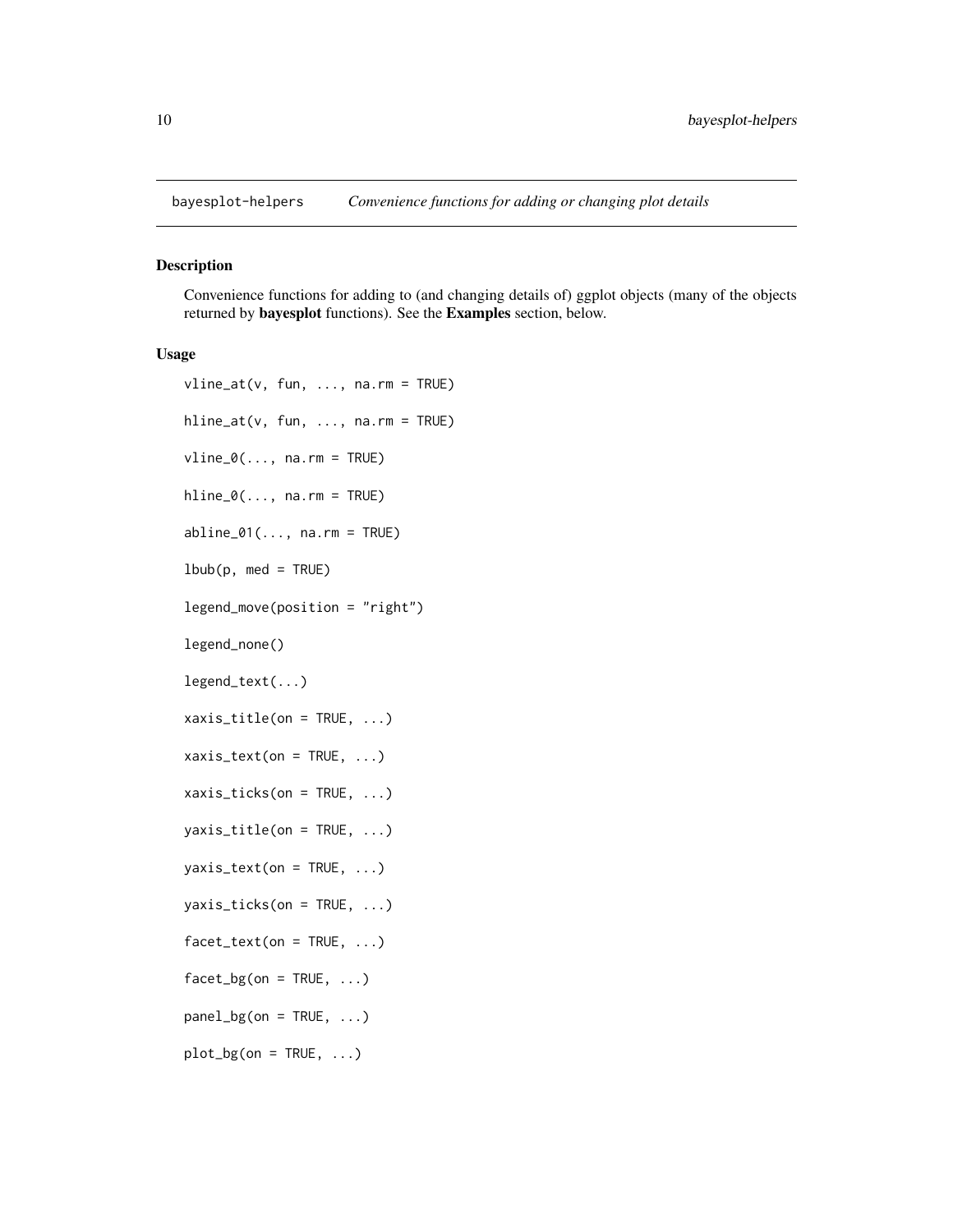bayesplot-helpers *Convenience functions for adding or changing plot details*

## Description

Convenience functions for adding to (and changing details of) ggplot objects (many of the objects returned by **bayesplot** functions). See the **Examples** section, below.

## Usage

```
vline_at(v, fun, ..., na.rm = TRUE)

hline_at(v, fun, ..., na.rm = TRUE)

vline_0(..., na.rm = TRUE)

hline_0(..., na.rm = TRUE)

abline_01(..., na.rm = TRUE)

lbub(p, med = TRUE)

legend_move(position = "right")

legend_none()

legend_text(...)

xaxis_title(on = TRUE, ...)

xaxis_text(on = TRUE, ...)

xaxis_ticks(on = TRUE, ...)

yaxis_title(on = TRUE, ...)

yaxis_text(on = TRUE, ...)

yaxis_ticks(on = TRUE, ...)

facet_text(on = TRUE, ...)

facet_bg(on = TRUE, ...)

panel_bg(on = TRUE, ...)

plot_bg(on = TRUE, ...)
```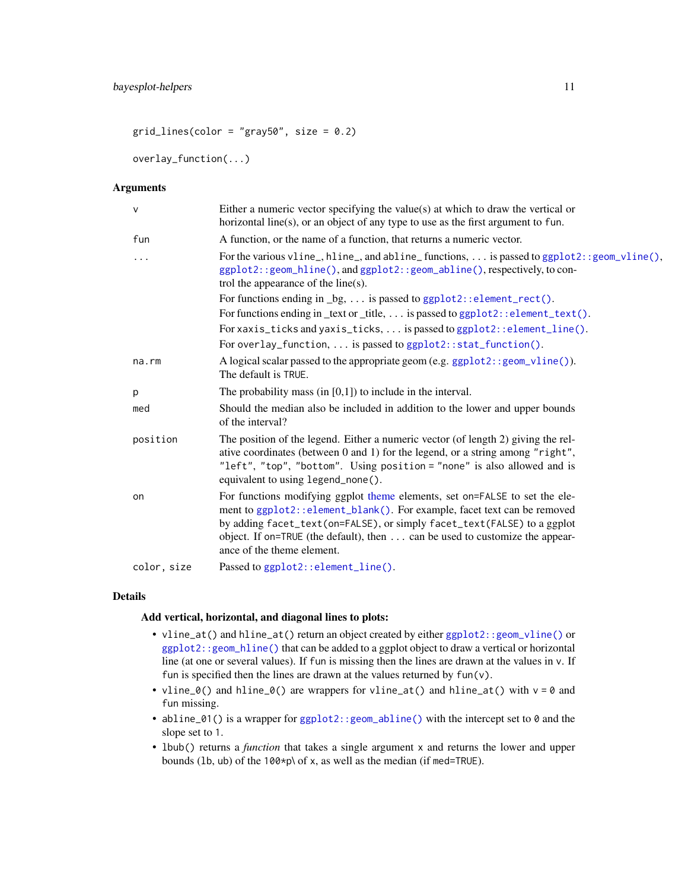```
grid_lines(color = "gray50", size = 0.2)

overlay_function(...)
```

## Arguments

| | |
|---|---|
| v | Either a numeric vector specifying the value(s) at which to draw the vertical or horizontal line(s), or an object of any type to use as the first argument to fun. |
| fun | A function, or the name of a function, that returns a numeric vector. |
| ... | For the various vline_, hline_, and abline_ functions, ... is passed to ggplot2::geom_vline(), ggplot2::geom_hline(), and ggplot2::geom_abline(), respectively, to control the appearance of the line(s). For functions ending in _bg, ... is passed to ggplot2::element_rect(). For functions ending in _text or _title, ... is passed to ggplot2::element_text(). For xaxis_ticks and yaxis_ticks, ... is passed to ggplot2::element_line(). For overlay_function, ... is passed to ggplot2::stat_function(). |
| na.rm | A logical scalar passed to the appropriate geom (e.g. ggplot2::geom_vline()). The default is TRUE. |
| p | The probability mass (in [0,1]) to include in the interval. |
| med | Should the median also be included in addition to the lower and upper bounds of the interval? |
| position | The position of the legend. Either a numeric vector (of length 2) giving the relative coordinates (between 0 and 1) for the legend, or a string among "right", "left", "top", "bottom". Using position = "none" is also allowed and is equivalent to using legend_none(). |
| on | For functions modifying ggplot theme elements, set on=FALSE to set the element to ggplot2::element_blank(). For example, facet text can be removed by adding facet_text(on=FALSE), or simply facet_text(FALSE) to a ggplot object. If on=TRUE (the default), then ... can be used to customize the appearance of the theme element. |
| color, size | Passed to ggplot2::element_line(). |

## Details

### Add vertical, horizontal, and diagonal lines to plots:

- vline_at() and hline_at() return an object created by either ggplot2::geom_vline() or ggplot2::geom_hline() that can be added to a ggplot object to draw a vertical or horizontal line (at one or several values). If fun is missing then the lines are drawn at the values in v. If fun is specified then the lines are drawn at the values returned by fun(v).
- vline_0() and hline_0() are wrappers for vline_at() and hline_at() with v = 0 and fun missing.
- abline_01() is a wrapper for ggplot2::geom_abline() with the intercept set to 0 and the slope set to 1.
- lbub() returns a *function* that takes a single argument x and returns the lower and upper bounds (lb, ub) of the 100*p\ of x, as well as the median (if med=TRUE).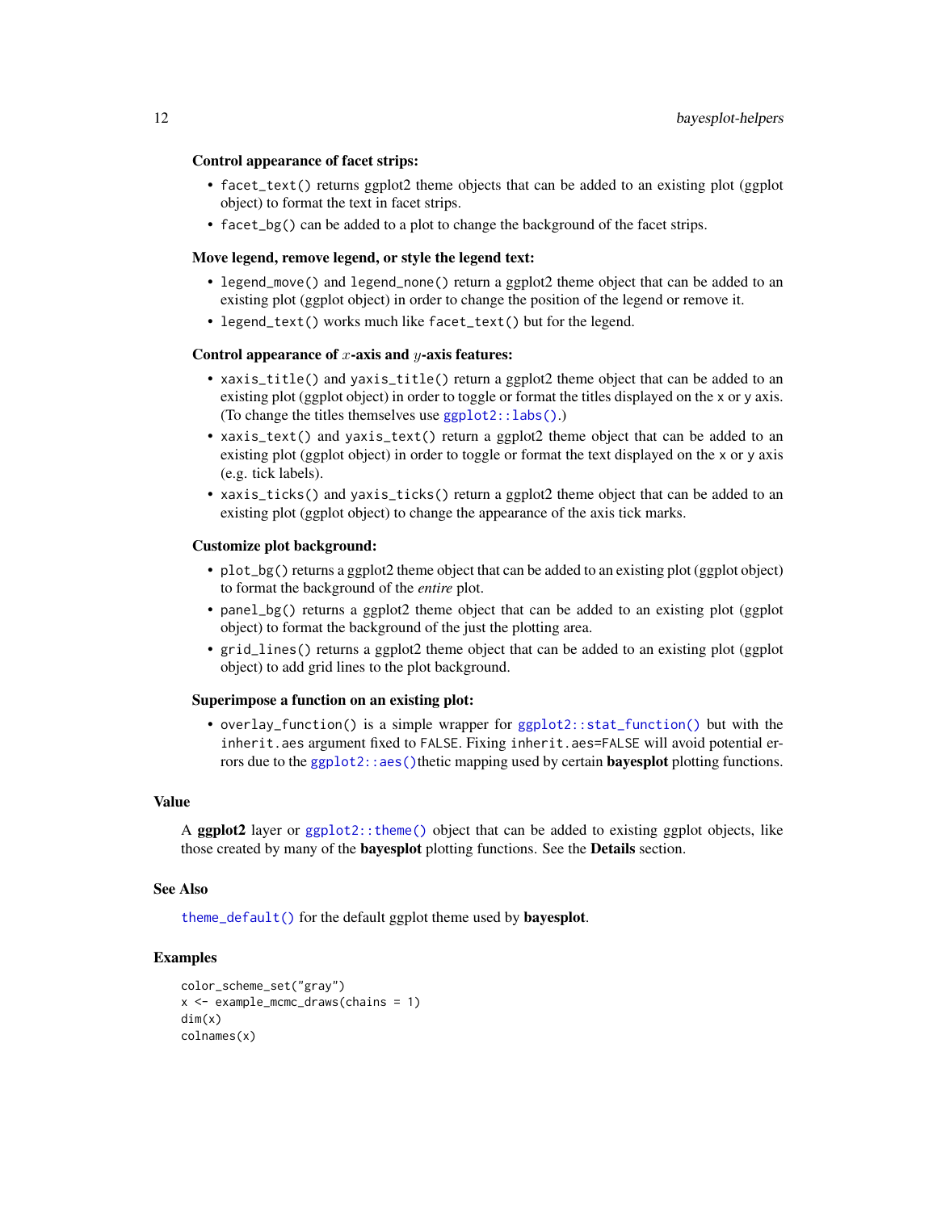**Control appearance of facet strips:**

- `facet_text()` returns ggplot2 theme objects that can be added to an existing plot (ggplot object) to format the text in facet strips.
- `facet_bg()` can be added to a plot to change the background of the facet strips.

**Move legend, remove legend, or style the legend text:**

- `legend_move()` and `legend_none()` return a ggplot2 theme object that can be added to an existing plot (ggplot object) in order to change the position of the legend or remove it.
- `legend_text()` works much like `facet_text()` but for the legend.

**Control appearance of $x$-axis and $y$-axis features:**

- `xaxis_title()` and `yaxis_title()` return a ggplot2 theme object that can be added to an existing plot (ggplot object) in order to toggle or format the titles displayed on the `x` or `y` axis. (To change the titles themselves use `ggplot2::labs()`.)
- `xaxis_text()` and `yaxis_text()` return a ggplot2 theme object that can be added to an existing plot (ggplot object) in order to toggle or format the text displayed on the `x` or `y` axis (e.g. tick labels).
- `xaxis_ticks()` and `yaxis_ticks()` return a ggplot2 theme object that can be added to an existing plot (ggplot object) to change the appearance of the axis tick marks.

**Customize plot background:**

- `plot_bg()` returns a ggplot2 theme object that can be added to an existing plot (ggplot object) to format the background of the *entire* plot.
- `panel_bg()` returns a ggplot2 theme object that can be added to an existing plot (ggplot object) to format the background of the just the plotting area.
- `grid_lines()` returns a ggplot2 theme object that can be added to an existing plot (ggplot object) to add grid lines to the plot background.

**Superimpose a function on an existing plot:**

- `overlay_function()` is a simple wrapper for `ggplot2::stat_function()` but with the `inherit.aes` argument fixed to `FALSE`. Fixing `inherit.aes=FALSE` will avoid potential errors due to the `ggplot2::aes()`thetic mapping used by certain **bayesplot** plotting functions.

## Value

A **ggplot2** layer or `ggplot2::theme()` object that can be added to existing ggplot objects, like those created by many of the **bayesplot** plotting functions. See the **Details** section.

## See Also

`theme_default()` for the default ggplot theme used by **bayesplot**.

## Examples

```
color_scheme_set("gray")
x <- example_mcmc_draws(chains = 1)
dim(x)
colnames(x)
```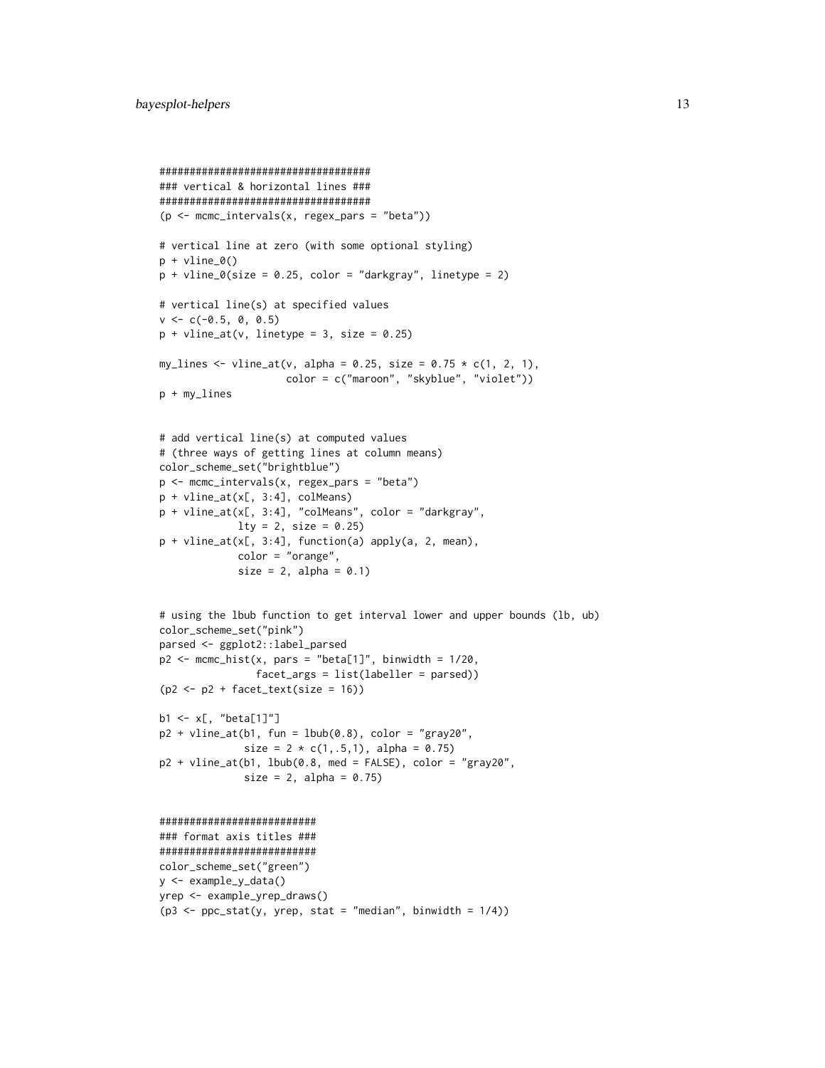```
###################################
### vertical & horizontal lines ###
###################################
(p <- mcmc_intervals(x, regex_pars = "beta"))

# vertical line at zero (with some optional styling)
p + vline_0()
p + vline_0(size = 0.25, color = "darkgray", linetype = 2)

# vertical line(s) at specified values
v <- c(-0.5, 0, 0.5)
p + vline_at(v, linetype = 3, size = 0.25)

my_lines <- vline_at(v, alpha = 0.25, size = 0.75 * c(1, 2, 1),
                     color = c("maroon", "skyblue", "violet"))
p + my_lines


# add vertical line(s) at computed values
# (three ways of getting lines at column means)
color_scheme_set("brightblue")
p <- mcmc_intervals(x, regex_pars = "beta")
p + vline_at(x[, 3:4], colMeans)
p + vline_at(x[, 3:4], "colMeans", color = "darkgray",
            lty = 2, size = 0.25)
p + vline_at(x[, 3:4], function(a) apply(a, 2, mean),
            color = "orange",
            size = 2, alpha = 0.1)


# using the lbub function to get interval lower and upper bounds (lb, ub)
color_scheme_set("pink")
parsed <- ggplot2::label_parsed
p2 <- mcmc_hist(x, pars = "beta[1]", binwidth = 1/20,
               facet_args = list(labeller = parsed))
(p2 <- p2 + facet_text(size = 16))

b1 <- x[, "beta[1]"]
p2 + vline_at(b1, fun = lbub(0.8), color = "gray20",
             size = 2 * c(1,.5,1), alpha = 0.75)
p2 + vline_at(b1, lbub(0.8, med = FALSE), color = "gray20",
             size = 2, alpha = 0.75)


##########################
### format axis titles ###
##########################
color_scheme_set("green")
y <- example_y_data()
yrep <- example_yrep_draws()
(p3 <- ppc_stat(y, yrep, stat = "median", binwidth = 1/4))
```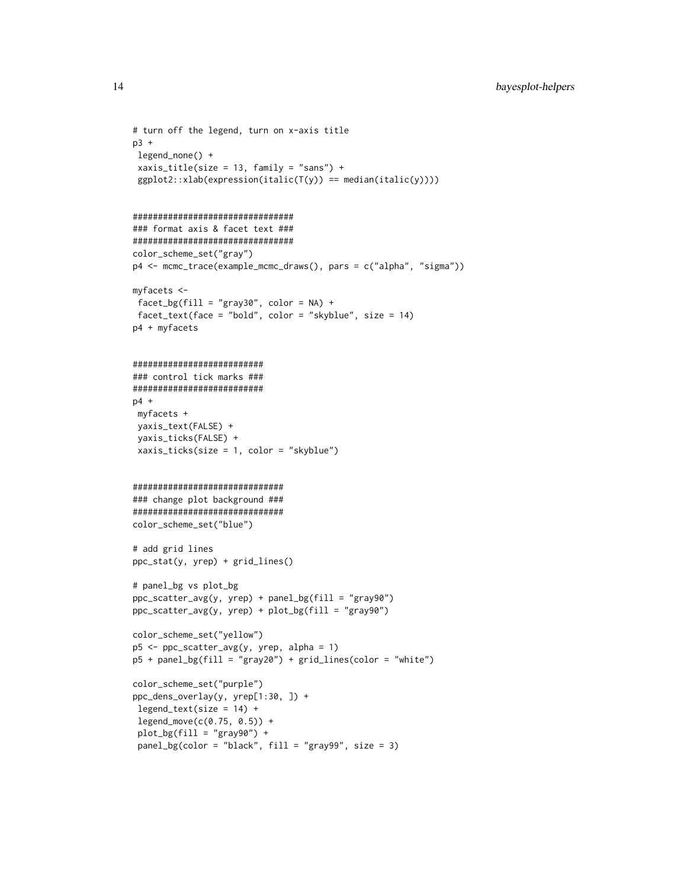```
# turn off the legend, turn on x-axis title
p3 +
 legend_none() +
 xaxis_title(size = 13, family = "sans") +
 ggplot2::xlab(expression(italic(T(y)) == median(italic(y))))


################################
### format axis & facet text ###
################################
color_scheme_set("gray")
p4 <- mcmc_trace(example_mcmc_draws(), pars = c("alpha", "sigma"))

myfacets <-
 facet_bg(fill = "gray30", color = NA) +
 facet_text(face = "bold", color = "skyblue", size = 14)
p4 + myfacets


##########################
### control tick marks ###
##########################
p4 +
 myfacets +
 yaxis_text(FALSE) +
 yaxis_ticks(FALSE) +
 xaxis_ticks(size = 1, color = "skyblue")


##############################
### change plot background ###
##############################
color_scheme_set("blue")

# add grid lines
ppc_stat(y, yrep) + grid_lines()

# panel_bg vs plot_bg
ppc_scatter_avg(y, yrep) + panel_bg(fill = "gray90")
ppc_scatter_avg(y, yrep) + plot_bg(fill = "gray90")

color_scheme_set("yellow")
p5 <- ppc_scatter_avg(y, yrep, alpha = 1)
p5 + panel_bg(fill = "gray20") + grid_lines(color = "white")

color_scheme_set("purple")
ppc_dens_overlay(y, yrep[1:30, ]) +
 legend_text(size = 14) +
 legend_move(c(0.75, 0.5)) +
 plot_bg(fill = "gray90") +
 panel_bg(color = "black", fill = "gray99", size = 3)
```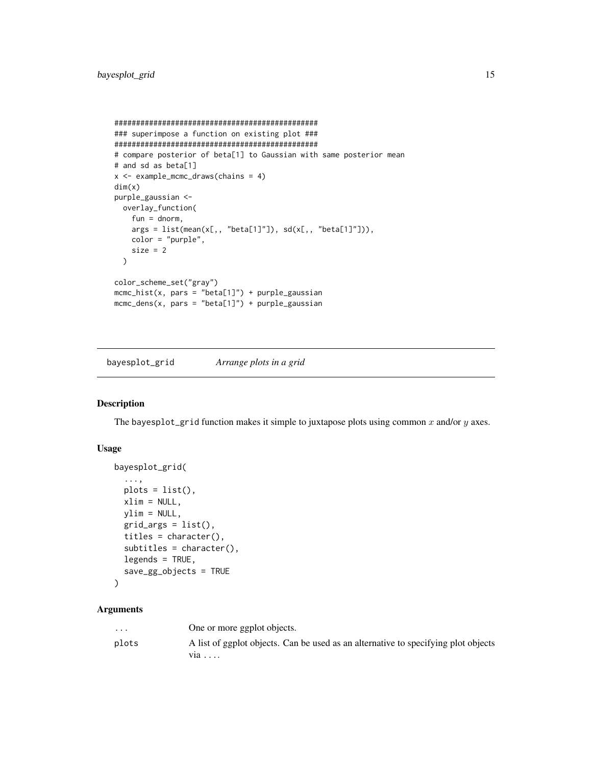```
################################################
### superimpose a function on existing plot ###
################################################
# compare posterior of beta[1] to Gaussian with same posterior mean
# and sd as beta[1]
x <- example_mcmc_draws(chains = 4)
dim(x)
purple_gaussian <-
  overlay_function(
    fun = dnorm,
    args = list(mean(x[,, "beta[1]"]), sd(x[,, "beta[1]"])),
    color = "purple",
    size = 2
  )

color_scheme_set("gray")
mcmc_hist(x, pars = "beta[1]") + purple_gaussian
mcmc_dens(x, pars = "beta[1]") + purple_gaussian
```

---

## bayesplot_grid — *Arrange plots in a grid*

---

### Description

The bayesplot_grid function makes it simple to juxtapose plots using common $x$ and/or $y$ axes.

### Usage

```
bayesplot_grid(
  ...,
  plots = list(),
  xlim = NULL,
  ylim = NULL,
  grid_args = list(),
  titles = character(),
  subtitles = character(),
  legends = TRUE,
  save_gg_objects = TRUE
)
```

### Arguments

| | |
|---|---|
| ... | One or more ggplot objects. |
| plots | A list of ggplot objects. Can be used as an alternative to specifying plot objects via .... |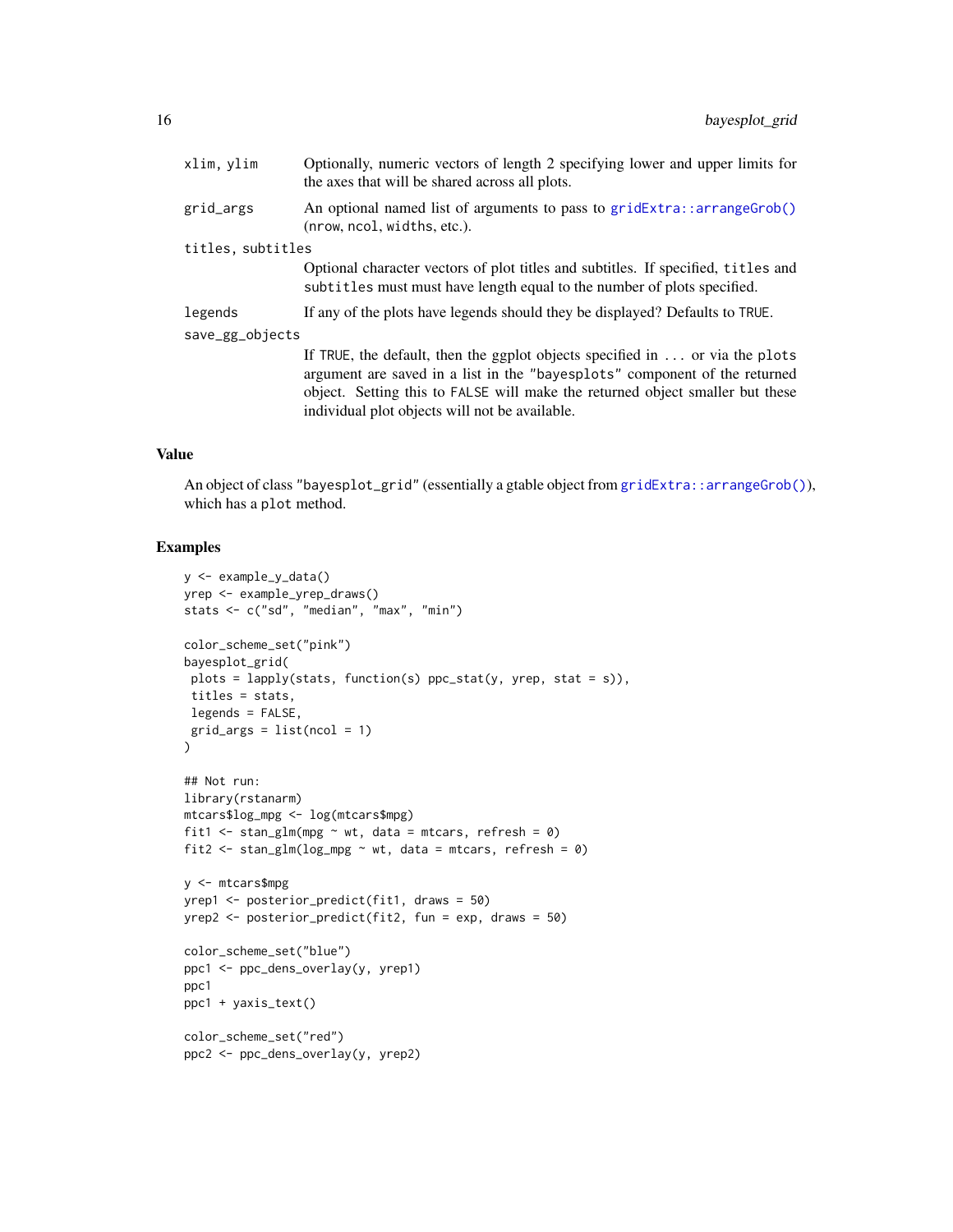| | |
|---|---|
| xlim, ylim | Optionally, numeric vectors of length 2 specifying lower and upper limits for the axes that will be shared across all plots. |
| grid_args | An optional named list of arguments to pass to gridExtra::arrangeGrob() (nrow, ncol, widths, etc.). |
| titles, subtitles | Optional character vectors of plot titles and subtitles. If specified, titles and subtitles must must have length equal to the number of plots specified. |
| legends | If any of the plots have legends should they be displayed? Defaults to TRUE. |
| save_gg_objects | If TRUE, the default, then the ggplot objects specified in ... or via the plots argument are saved in a list in the "bayesplots" component of the returned object. Setting this to FALSE will make the returned object smaller but these individual plot objects will not be available. |

## Value

An object of class "bayesplot_grid" (essentially a gtable object from gridExtra::arrangeGrob()), which has a plot method.

## Examples

```
y <- example_y_data()
yrep <- example_yrep_draws()
stats <- c("sd", "median", "max", "min")

color_scheme_set("pink")
bayesplot_grid(
 plots = lapply(stats, function(s) ppc_stat(y, yrep, stat = s)),
 titles = stats,
 legends = FALSE,
 grid_args = list(ncol = 1)
)

## Not run:
library(rstanarm)
mtcars$log_mpg <- log(mtcars$mpg)
fit1 <- stan_glm(mpg ~ wt, data = mtcars, refresh = 0)
fit2 <- stan_glm(log_mpg ~ wt, data = mtcars, refresh = 0)

y <- mtcars$mpg
yrep1 <- posterior_predict(fit1, draws = 50)
yrep2 <- posterior_predict(fit2, fun = exp, draws = 50)

color_scheme_set("blue")
ppc1 <- ppc_dens_overlay(y, yrep1)
ppc1
ppc1 + yaxis_text()

color_scheme_set("red")
ppc2 <- ppc_dens_overlay(y, yrep2)
```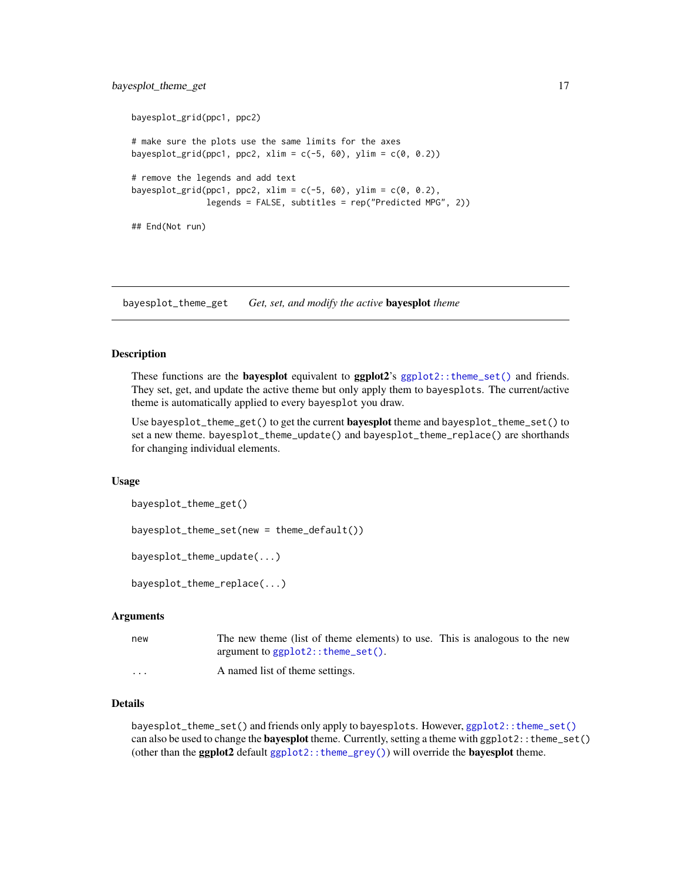```
bayesplot_grid(ppc1, ppc2)

# make sure the plots use the same limits for the axes
bayesplot_grid(ppc1, ppc2, xlim = c(-5, 60), ylim = c(0, 0.2))

# remove the legends and add text
bayesplot_grid(ppc1, ppc2, xlim = c(-5, 60), ylim = c(0, 0.2),
               legends = FALSE, subtitles = rep("Predicted MPG", 2))

## End(Not run)
```

---

## bayesplot_theme_get    *Get, set, and modify the active* **bayesplot** *theme*

---

### Description

These functions are the **bayesplot** equivalent to **ggplot2**'s `ggplot2::theme_set()` and friends. They set, get, and update the active theme but only apply them to `bayesplots`. The current/active theme is automatically applied to every `bayesplot` you draw.

Use `bayesplot_theme_get()` to get the current **bayesplot** theme and `bayesplot_theme_set()` to set a new theme. `bayesplot_theme_update()` and `bayesplot_theme_replace()` are shorthands for changing individual elements.

### Usage

```
bayesplot_theme_get()

bayesplot_theme_set(new = theme_default())

bayesplot_theme_update(...)

bayesplot_theme_replace(...)
```

### Arguments

| | |
|---|---|
| `new` | The new theme (list of theme elements) to use. This is analogous to the `new` argument to `ggplot2::theme_set()`. |
| `...` | A named list of theme settings. |

### Details

`bayesplot_theme_set()` and friends only apply to `bayesplots`. However, `ggplot2::theme_set()` can also be used to change the **bayesplot** theme. Currently, setting a theme with `ggplot2::theme_set()` (other than the **ggplot2** default `ggplot2::theme_grey()`) will override the **bayesplot** theme.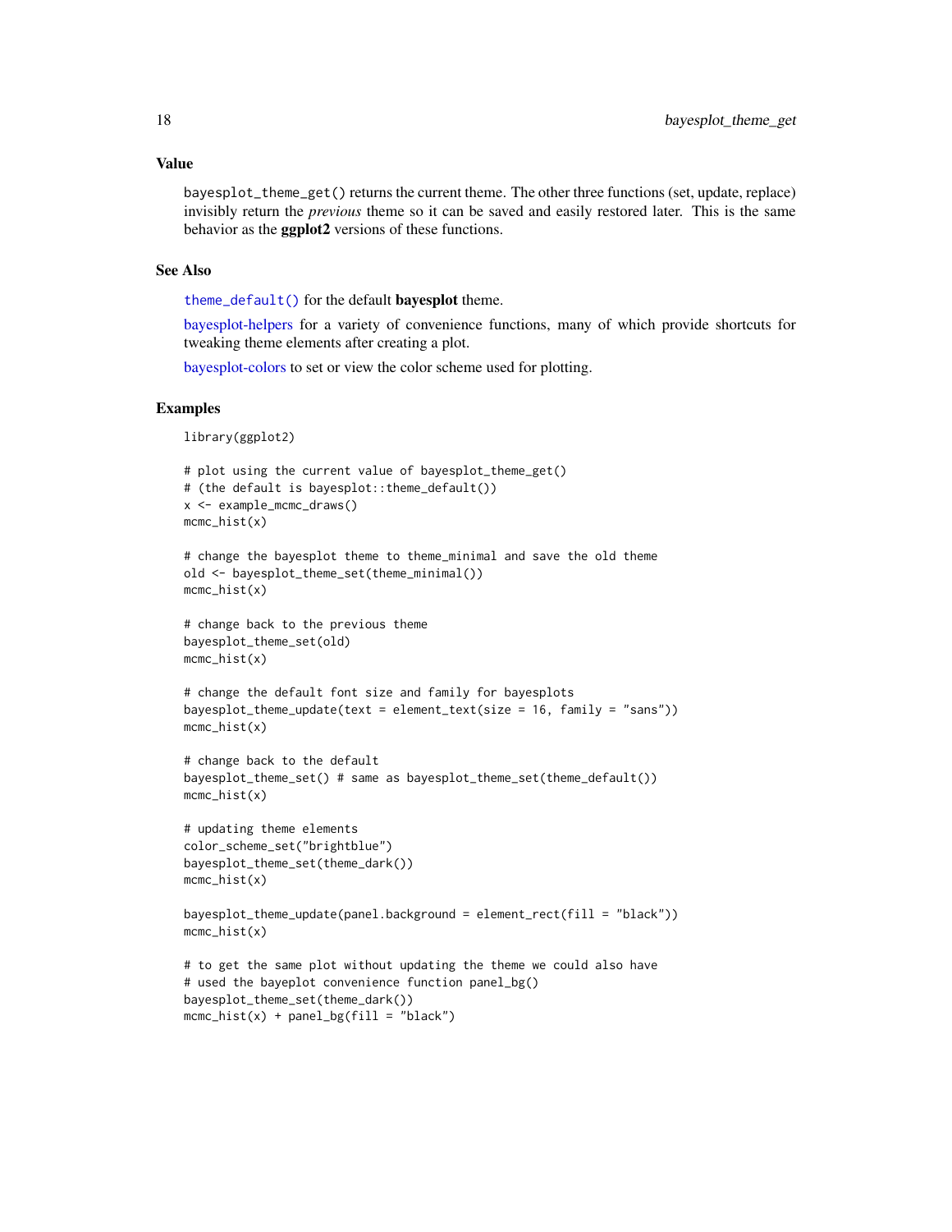## Value

`bayesplot_theme_get()` returns the current theme. The other three functions (set, update, replace) invisibly return the *previous* theme so it can be saved and easily restored later. This is the same behavior as the **ggplot2** versions of these functions.

## See Also

`theme_default()` for the default **bayesplot** theme.

bayesplot-helpers for a variety of convenience functions, many of which provide shortcuts for tweaking theme elements after creating a plot.

bayesplot-colors to set or view the color scheme used for plotting.

## Examples

```
library(ggplot2)

# plot using the current value of bayesplot_theme_get()
# (the default is bayesplot::theme_default())
x <- example_mcmc_draws()
mcmc_hist(x)

# change the bayesplot theme to theme_minimal and save the old theme
old <- bayesplot_theme_set(theme_minimal())
mcmc_hist(x)

# change back to the previous theme
bayesplot_theme_set(old)
mcmc_hist(x)

# change the default font size and family for bayesplots
bayesplot_theme_update(text = element_text(size = 16, family = "sans"))
mcmc_hist(x)

# change back to the default
bayesplot_theme_set() # same as bayesplot_theme_set(theme_default())
mcmc_hist(x)

# updating theme elements
color_scheme_set("brightblue")
bayesplot_theme_set(theme_dark())
mcmc_hist(x)

bayesplot_theme_update(panel.background = element_rect(fill = "black"))
mcmc_hist(x)

# to get the same plot without updating the theme we could also have
# used the bayeplot convenience function panel_bg()
bayesplot_theme_set(theme_dark())
mcmc_hist(x) + panel_bg(fill = "black")
```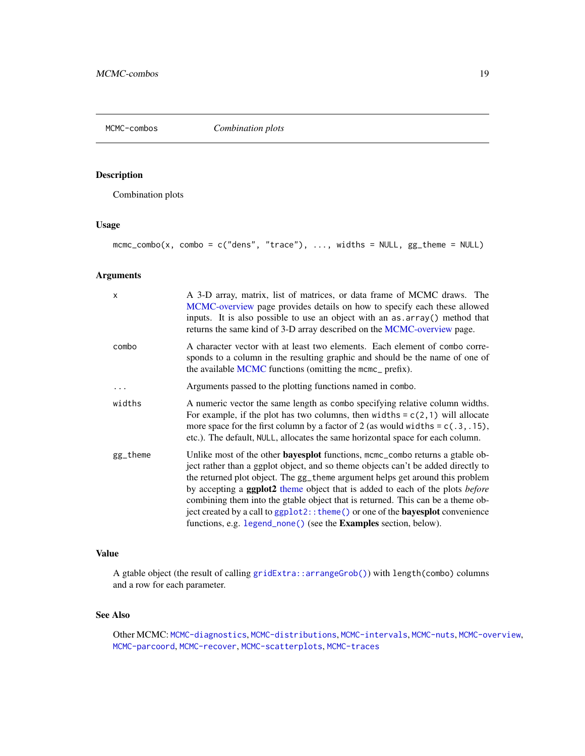MCMC-combos *Combination plots*

## Description

Combination plots

## Usage

```
mcmc_combo(x, combo = c("dens", "trace"), ..., widths = NULL, gg_theme = NULL)
```

## Arguments

| | |
|---|---|
| `x` | A 3-D array, matrix, list of matrices, or data frame of MCMC draws. The MCMC-overview page provides details on how to specify each these allowed inputs. It is also possible to use an object with an `as.array()` method that returns the same kind of 3-D array described on the MCMC-overview page. |
| `combo` | A character vector with at least two elements. Each element of `combo` corresponds to a column in the resulting graphic and should be the name of one of the available MCMC functions (omitting the `mcmc_` prefix). |
| `...` | Arguments passed to the plotting functions named in `combo`. |
| `widths` | A numeric vector the same length as `combo` specifying relative column widths. For example, if the plot has two columns, then `widths = c(2,1)` will allocate more space for the first column by a factor of 2 (as would `widths = c(.3,.15)`, etc.). The default, `NULL`, allocates the same horizontal space for each column. |
| `gg_theme` | Unlike most of the other **bayesplot** functions, `mcmc_combo` returns a gtable object rather than a ggplot object, and so theme objects can't be added directly to the returned plot object. The `gg_theme` argument helps get around this problem by accepting a **ggplot2** theme object that is added to each of the plots *before* combining them into the gtable object that is returned. This can be a theme object created by a call to `ggplot2::theme()` or one of the **bayesplot** convenience functions, e.g. `legend_none()` (see the **Examples** section, below). |

## Value

A gtable object (the result of calling `gridExtra::arrangeGrob()`) with `length(combo)` columns and a row for each parameter.

## See Also

Other MCMC: `MCMC-diagnostics`, `MCMC-distributions`, `MCMC-intervals`, `MCMC-nuts`, `MCMC-overview`, `MCMC-parcoord`, `MCMC-recover`, `MCMC-scatterplots`, `MCMC-traces`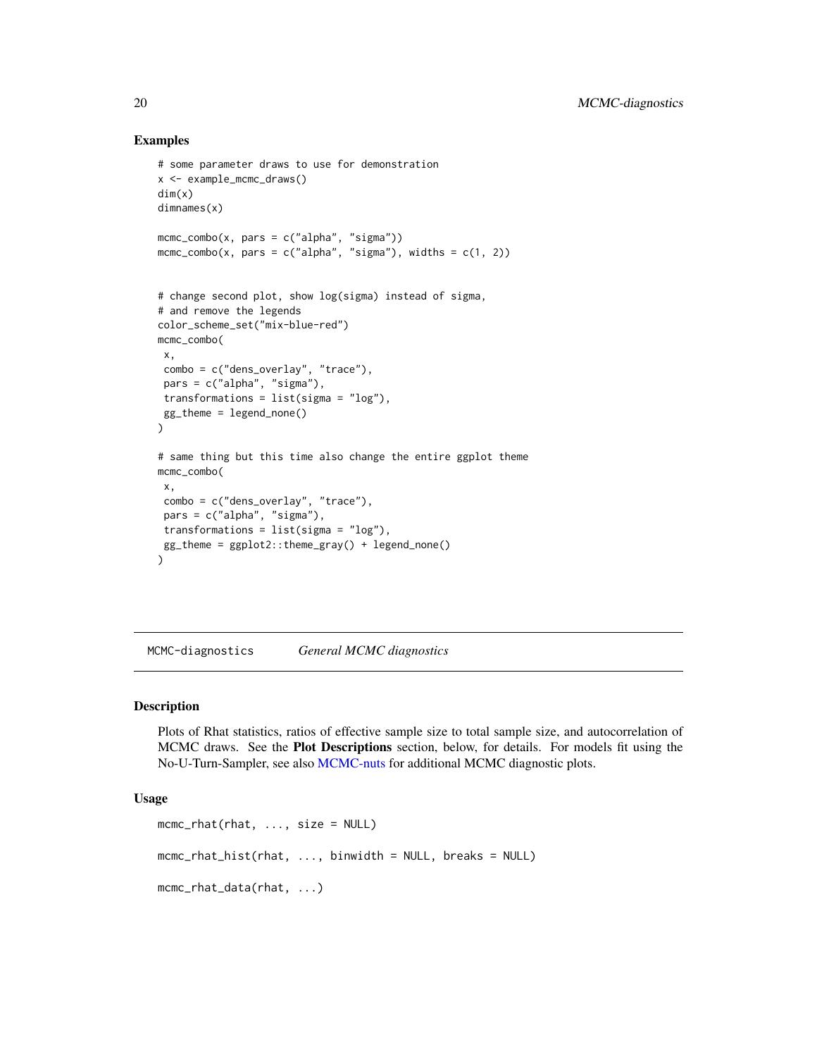### Examples

```
# some parameter draws to use for demonstration
x <- example_mcmc_draws()
dim(x)
dimnames(x)

mcmc_combo(x, pars = c("alpha", "sigma"))
mcmc_combo(x, pars = c("alpha", "sigma"), widths = c(1, 2))


# change second plot, show log(sigma) instead of sigma,
# and remove the legends
color_scheme_set("mix-blue-red")
mcmc_combo(
 x,
 combo = c("dens_overlay", "trace"),
 pars = c("alpha", "sigma"),
 transformations = list(sigma = "log"),
 gg_theme = legend_none()
)

# same thing but this time also change the entire ggplot theme
mcmc_combo(
 x,
 combo = c("dens_overlay", "trace"),
 pars = c("alpha", "sigma"),
 transformations = list(sigma = "log"),
 gg_theme = ggplot2::theme_gray() + legend_none()
)
```

---

## MCMC-diagnostics *General MCMC diagnostics*

---

### Description

Plots of Rhat statistics, ratios of effective sample size to total sample size, and autocorrelation of MCMC draws. See the **Plot Descriptions** section, below, for details. For models fit using the No-U-Turn-Sampler, see also MCMC-nuts for additional MCMC diagnostic plots.

### Usage

```
mcmc_rhat(rhat, ..., size = NULL)

mcmc_rhat_hist(rhat, ..., binwidth = NULL, breaks = NULL)

mcmc_rhat_data(rhat, ...)
```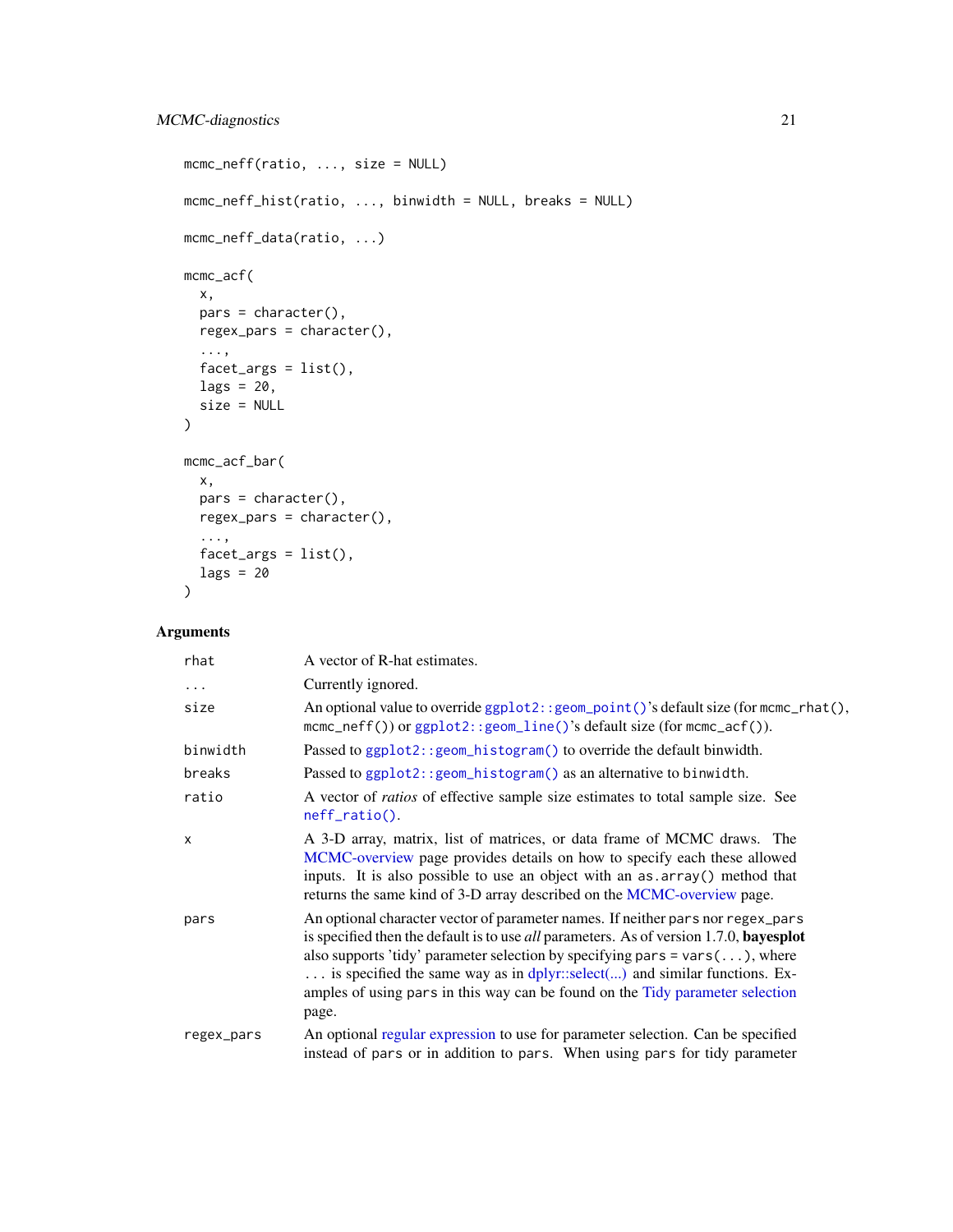```
mcmc_neff(ratio, ..., size = NULL)

mcmc_neff_hist(ratio, ..., binwidth = NULL, breaks = NULL)

mcmc_neff_data(ratio, ...)

mcmc_acf(
  x,
  pars = character(),
  regex_pars = character(),
  ...,
  facet_args = list(),
  lags = 20,
  size = NULL
)

mcmc_acf_bar(
  x,
  pars = character(),
  regex_pars = character(),
  ...,
  facet_args = list(),
  lags = 20
)
```

## Arguments

| | |
|---|---|
| `rhat` | A vector of R-hat estimates. |
| `...` | Currently ignored. |
| `size` | An optional value to override `ggplot2::geom_point()`'s default size (for `mcmc_rhat()`, `mcmc_neff()`) or `ggplot2::geom_line()`'s default size (for `mcmc_acf()`). |
| `binwidth` | Passed to `ggplot2::geom_histogram()` to override the default binwidth. |
| `breaks` | Passed to `ggplot2::geom_histogram()` as an alternative to `binwidth`. |
| `ratio` | A vector of *ratios* of effective sample size estimates to total sample size. See `neff_ratio()`. |
| `x` | A 3-D array, matrix, list of matrices, or data frame of MCMC draws. The MCMC-overview page provides details on how to specify each these allowed inputs. It is also possible to use an object with an `as.array()` method that returns the same kind of 3-D array described on the MCMC-overview page. |
| `pars` | An optional character vector of parameter names. If neither `pars` nor `regex_pars` is specified then the default is to use *all* parameters. As of version 1.7.0, **bayesplot** also supports 'tidy' parameter selection by specifying `pars = vars(...)`, where `...` is specified the same way as in dplyr::select(...) and similar functions. Examples of using `pars` in this way can be found on the Tidy parameter selection page. |
| `regex_pars` | An optional regular expression to use for parameter selection. Can be specified instead of `pars` or in addition to `pars`. When using `pars` for tidy parameter |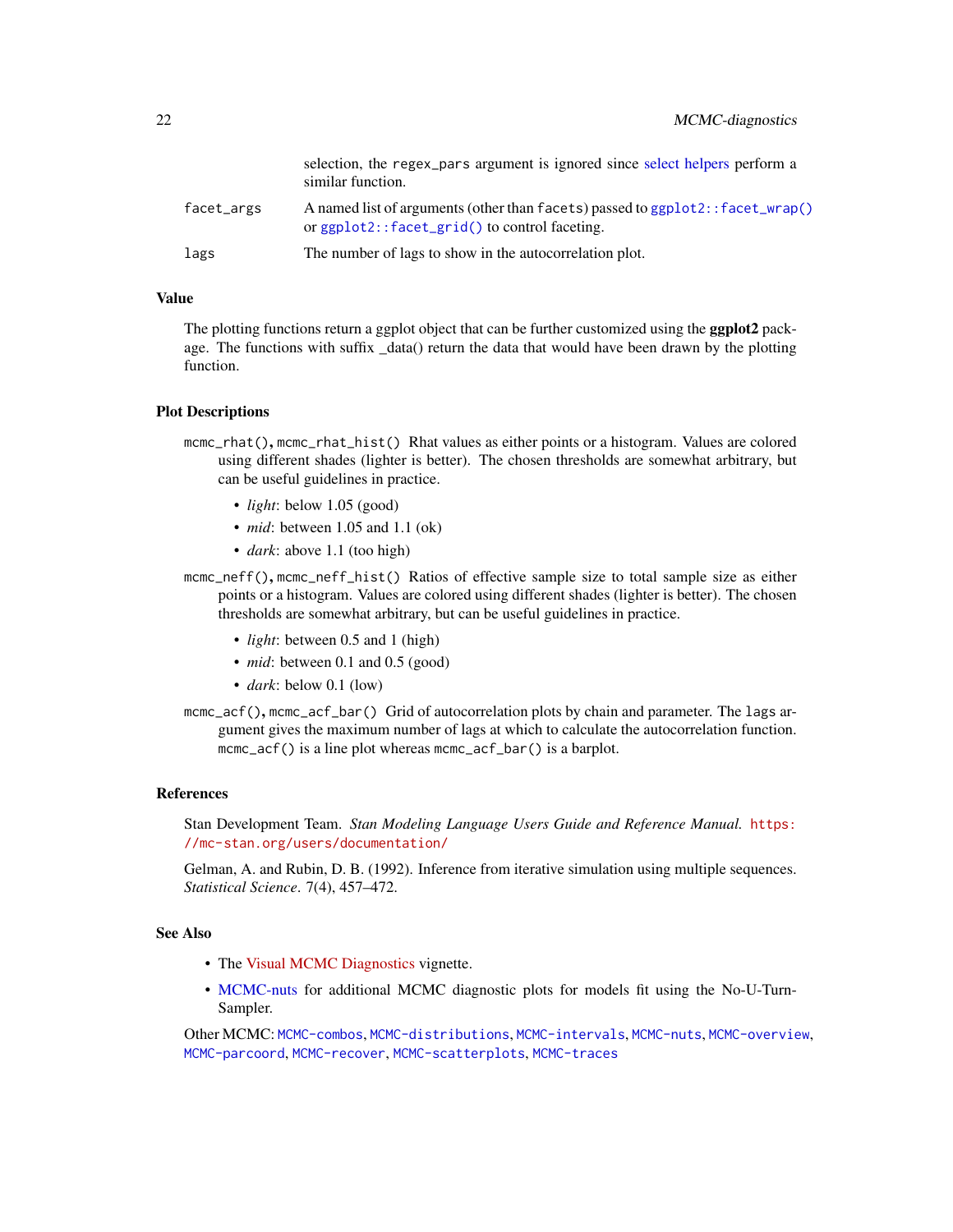selection, the `regex_pars` argument is ignored since select helpers perform a similar function.

`facet_args` A named list of arguments (other than `facets`) passed to `ggplot2::facet_wrap()` or `ggplot2::facet_grid()` to control faceting.

`lags` The number of lags to show in the autocorrelation plot.

### Value

The plotting functions return a ggplot object that can be further customized using the **ggplot2** package. The functions with suffix _data() return the data that would have been drawn by the plotting function.

### Plot Descriptions

`mcmc_rhat()`, `mcmc_rhat_hist()` Rhat values as either points or a histogram. Values are colored using different shades (lighter is better). The chosen thresholds are somewhat arbitrary, but can be useful guidelines in practice.

- *light*: below 1.05 (good)
- *mid*: between 1.05 and 1.1 (ok)
- *dark*: above 1.1 (too high)

`mcmc_neff()`, `mcmc_neff_hist()` Ratios of effective sample size to total sample size as either points or a histogram. Values are colored using different shades (lighter is better). The chosen thresholds are somewhat arbitrary, but can be useful guidelines in practice.

- *light*: between 0.5 and 1 (high)
- *mid*: between 0.1 and 0.5 (good)
- *dark*: below 0.1 (low)

`mcmc_acf()`, `mcmc_acf_bar()` Grid of autocorrelation plots by chain and parameter. The `lags` argument gives the maximum number of lags at which to calculate the autocorrelation function. `mcmc_acf()` is a line plot whereas `mcmc_acf_bar()` is a barplot.

### References

Stan Development Team. *Stan Modeling Language Users Guide and Reference Manual.* https://mc-stan.org/users/documentation/

Gelman, A. and Rubin, D. B. (1992). Inference from iterative simulation using multiple sequences. *Statistical Science*. 7(4), 457–472.

### See Also

- The Visual MCMC Diagnostics vignette.
- MCMC-nuts for additional MCMC diagnostic plots for models fit using the No-U-Turn-Sampler.

Other MCMC: `MCMC-combos`, `MCMC-distributions`, `MCMC-intervals`, `MCMC-nuts`, `MCMC-overview`, `MCMC-parcoord`, `MCMC-recover`, `MCMC-scatterplots`, `MCMC-traces`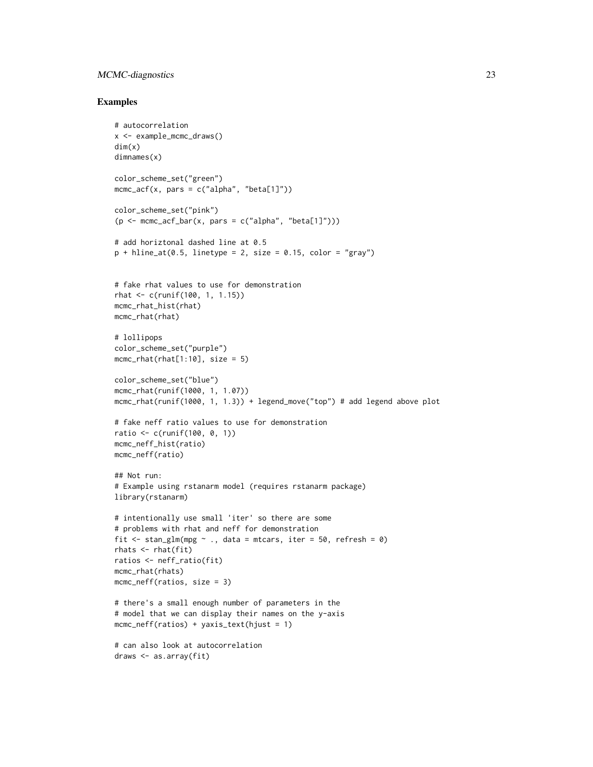## Examples

```
# autocorrelation
x <- example_mcmc_draws()
dim(x)
dimnames(x)

color_scheme_set("green")
mcmc_acf(x, pars = c("alpha", "beta[1]"))

color_scheme_set("pink")
(p <- mcmc_acf_bar(x, pars = c("alpha", "beta[1]")))

# add horiztonal dashed line at 0.5
p + hline_at(0.5, linetype = 2, size = 0.15, color = "gray")


# fake rhat values to use for demonstration
rhat <- c(runif(100, 1, 1.15))
mcmc_rhat_hist(rhat)
mcmc_rhat(rhat)

# lollipops
color_scheme_set("purple")
mcmc_rhat(rhat[1:10], size = 5)

color_scheme_set("blue")
mcmc_rhat(runif(1000, 1, 1.07))
mcmc_rhat(runif(1000, 1, 1.3)) + legend_move("top") # add legend above plot

# fake neff ratio values to use for demonstration
ratio <- c(runif(100, 0, 1))
mcmc_neff_hist(ratio)
mcmc_neff(ratio)

## Not run:
# Example using rstanarm model (requires rstanarm package)
library(rstanarm)

# intentionally use small 'iter' so there are some
# problems with rhat and neff for demonstration
fit <- stan_glm(mpg ~ ., data = mtcars, iter = 50, refresh = 0)
rhats <- rhat(fit)
ratios <- neff_ratio(fit)
mcmc_rhat(rhats)
mcmc_neff(ratios, size = 3)

# there's a small enough number of parameters in the
# model that we can display their names on the y-axis
mcmc_neff(ratios) + yaxis_text(hjust = 1)

# can also look at autocorrelation
draws <- as.array(fit)
```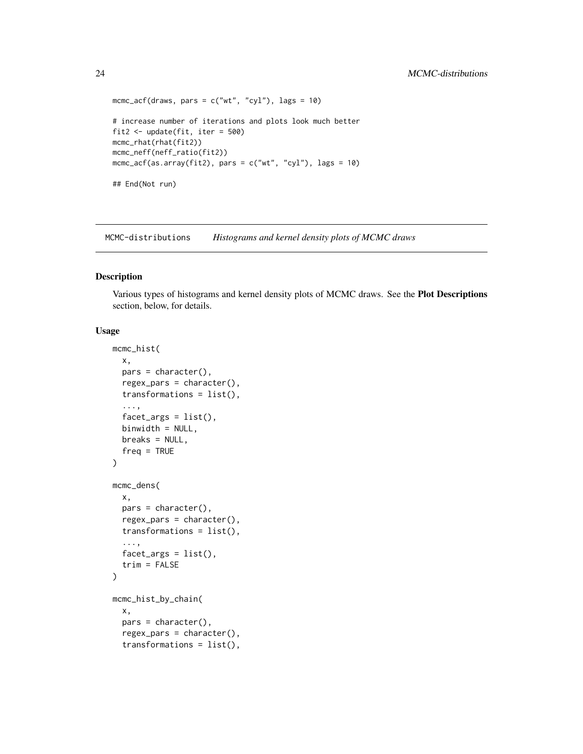```
mcmc_acf(draws, pars = c("wt", "cyl"), lags = 10)

# increase number of iterations and plots look much better
fit2 <- update(fit, iter = 500)
mcmc_rhat(rhat(fit2))
mcmc_neff(neff_ratio(fit2))
mcmc_acf(as.array(fit2), pars = c("wt", "cyl"), lags = 10)

## End(Not run)
```

## MCMC-distributions    *Histograms and kernel density plots of MCMC draws*

### Description

Various types of histograms and kernel density plots of MCMC draws. See the **Plot Descriptions** section, below, for details.

### Usage

```
mcmc_hist(
  x,
  pars = character(),
  regex_pars = character(),
  transformations = list(),
  ...,
  facet_args = list(),
  binwidth = NULL,
  breaks = NULL,
  freq = TRUE
)

mcmc_dens(
  x,
  pars = character(),
  regex_pars = character(),
  transformations = list(),
  ...,
  facet_args = list(),
  trim = FALSE
)

mcmc_hist_by_chain(
  x,
  pars = character(),
  regex_pars = character(),
  transformations = list(),
```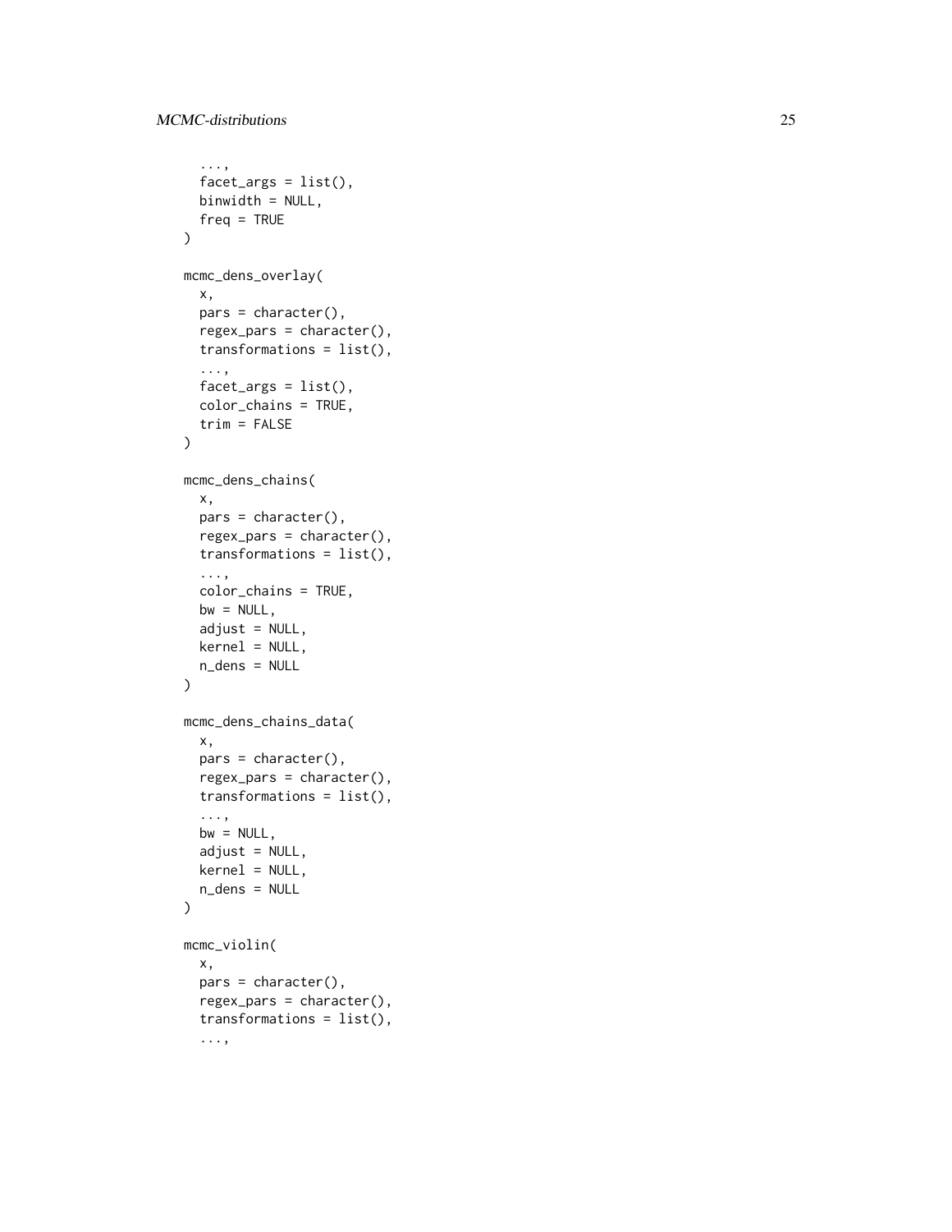```
  ...,
  facet_args = list(),
  binwidth = NULL,
  freq = TRUE
)

mcmc_dens_overlay(
  x,
  pars = character(),
  regex_pars = character(),
  transformations = list(),
  ...,
  facet_args = list(),
  color_chains = TRUE,
  trim = FALSE
)

mcmc_dens_chains(
  x,
  pars = character(),
  regex_pars = character(),
  transformations = list(),
  ...,
  color_chains = TRUE,
  bw = NULL,
  adjust = NULL,
  kernel = NULL,
  n_dens = NULL
)

mcmc_dens_chains_data(
  x,
  pars = character(),
  regex_pars = character(),
  transformations = list(),
  ...,
  bw = NULL,
  adjust = NULL,
  kernel = NULL,
  n_dens = NULL
)

mcmc_violin(
  x,
  pars = character(),
  regex_pars = character(),
  transformations = list(),
  ...,
```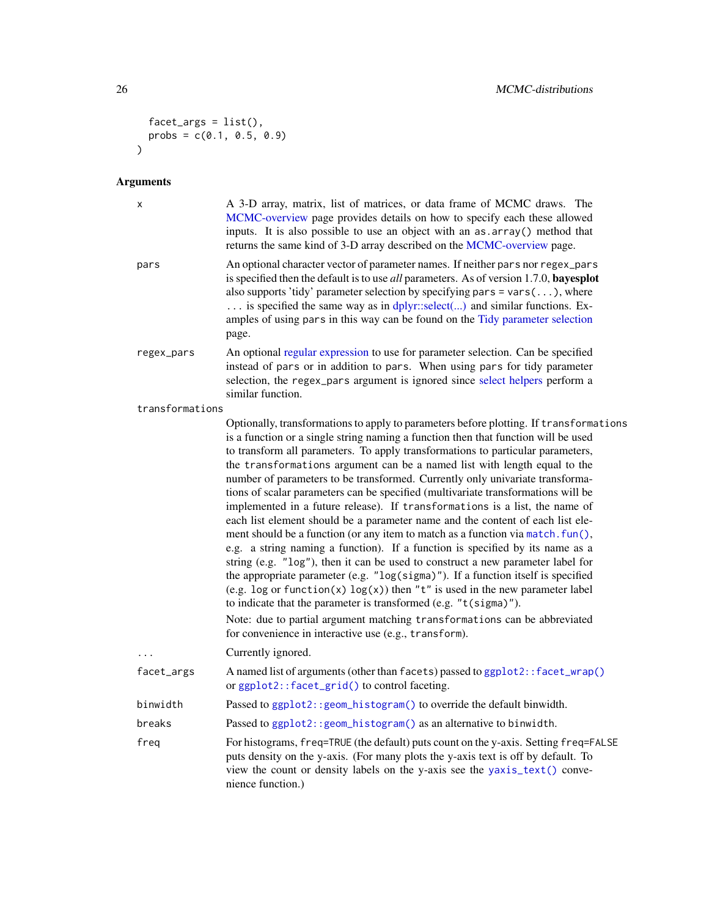```
  facet_args = list(),
  probs = c(0.1, 0.5, 0.9)
)
```

## Arguments

**x**
A 3-D array, matrix, list of matrices, or data frame of MCMC draws. The MCMC-overview page provides details on how to specify each these allowed inputs. It is also possible to use an object with an `as.array()` method that returns the same kind of 3-D array described on the MCMC-overview page.

**pars**
An optional character vector of parameter names. If neither `pars` nor `regex_pars` is specified then the default is to use *all* parameters. As of version 1.7.0, **bayesplot** also supports 'tidy' parameter selection by specifying `pars = vars(...)`, where `...` is specified the same way as in dplyr::select(...) and similar functions. Examples of using `pars` in this way can be found on the Tidy parameter selection page.

**regex_pars**
An optional regular expression to use for parameter selection. Can be specified instead of `pars` or in addition to `pars`. When using `pars` for tidy parameter selection, the `regex_pars` argument is ignored since select helpers perform a similar function.

**transformations**
Optionally, transformations to apply to parameters before plotting. If `transformations` is a function or a single string naming a function then that function will be used to transform all parameters. To apply transformations to particular parameters, the `transformations` argument can be a named list with length equal to the number of parameters to be transformed. Currently only univariate transformations of scalar parameters can be specified (multivariate transformations will be implemented in a future release). If `transformations` is a list, the name of each list element should be a parameter name and the content of each list element should be a function (or any item to match as a function via `match.fun()`, e.g. a string naming a function). If a function is specified by its name as a string (e.g. `"log"`), then it can be used to construct a new parameter label for the appropriate parameter (e.g. `"log(sigma)"`). If a function itself is specified (e.g. `log` or `function(x) log(x)`) then `"t"` is used in the new parameter label to indicate that the parameter is transformed (e.g. `"t(sigma)"`).

Note: due to partial argument matching `transformations` can be abbreviated for convenience in interactive use (e.g., `transform`).

**...**
Currently ignored.

**facet_args**
A named list of arguments (other than `facets`) passed to `ggplot2::facet_wrap()` or `ggplot2::facet_grid()` to control faceting.

**binwidth**
Passed to `ggplot2::geom_histogram()` to override the default binwidth.

**breaks**
Passed to `ggplot2::geom_histogram()` as an alternative to `binwidth`.

**freq**
For histograms, `freq=TRUE` (the default) puts count on the y-axis. Setting `freq=FALSE` puts density on the y-axis. (For many plots the y-axis text is off by default. To view the count or density labels on the y-axis see the `yaxis_text()` convenience function.)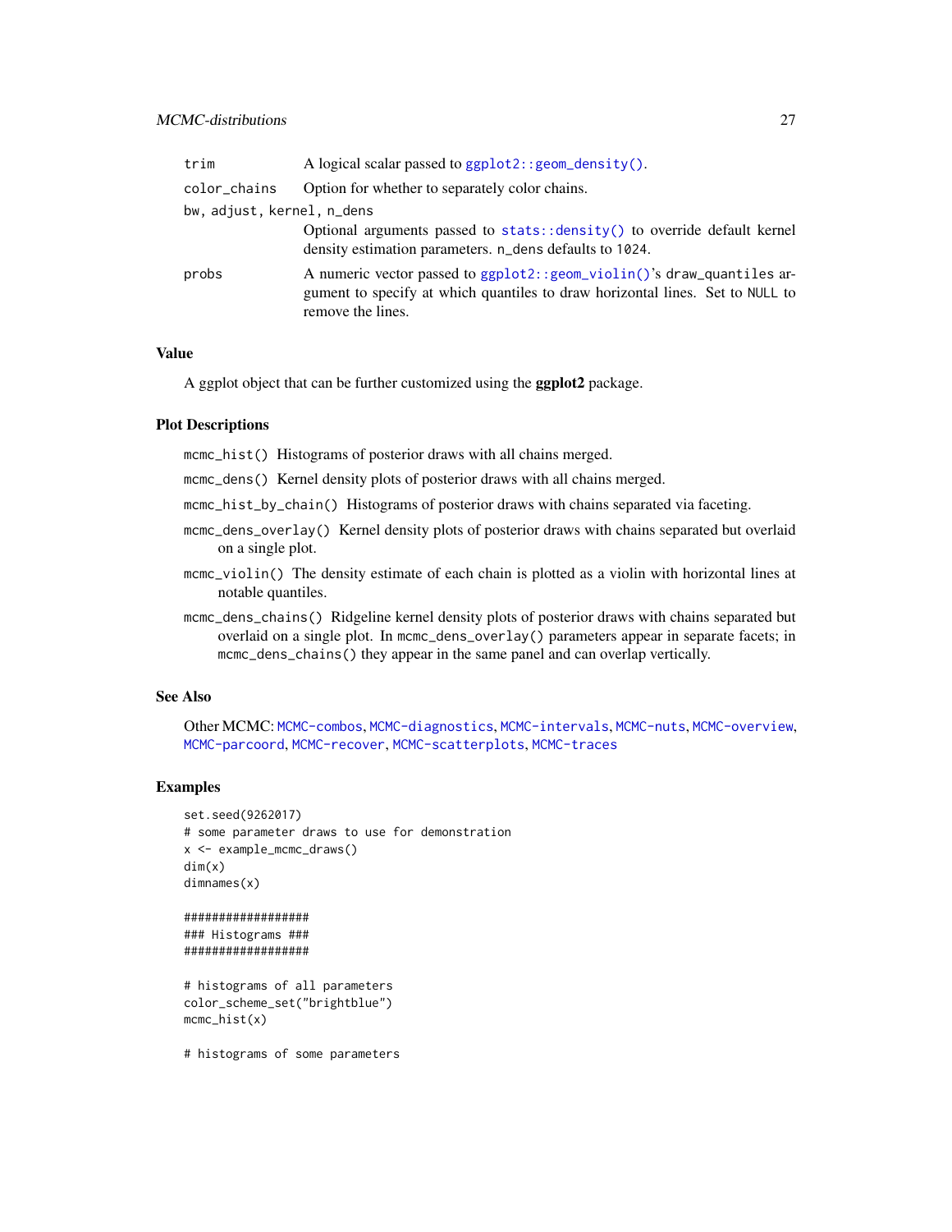| | |
|---|---|
| trim | A logical scalar passed to ggplot2::geom_density(). |
| color_chains | Option for whether to separately color chains. |
| bw, adjust, kernel, n_dens | Optional arguments passed to stats::density() to override default kernel density estimation parameters. n_dens defaults to 1024. |
| probs | A numeric vector passed to ggplot2::geom_violin()'s draw_quantiles argument to specify at which quantiles to draw horizontal lines. Set to NULL to remove the lines. |

## Value

A ggplot object that can be further customized using the **ggplot2** package.

## Plot Descriptions

mcmc_hist() Histograms of posterior draws with all chains merged.

mcmc_dens() Kernel density plots of posterior draws with all chains merged.

mcmc_hist_by_chain() Histograms of posterior draws with chains separated via faceting.

mcmc_dens_overlay() Kernel density plots of posterior draws with chains separated but overlaid on a single plot.

mcmc_violin() The density estimate of each chain is plotted as a violin with horizontal lines at notable quantiles.

mcmc_dens_chains() Ridgeline kernel density plots of posterior draws with chains separated but overlaid on a single plot. In mcmc_dens_overlay() parameters appear in separate facets; in mcmc_dens_chains() they appear in the same panel and can overlap vertically.

## See Also

Other MCMC: MCMC-combos, MCMC-diagnostics, MCMC-intervals, MCMC-nuts, MCMC-overview, MCMC-parcoord, MCMC-recover, MCMC-scatterplots, MCMC-traces

## Examples

```
set.seed(9262017)
# some parameter draws to use for demonstration
x <- example_mcmc_draws()
dim(x)
dimnames(x)

##################
### Histograms ###
##################

# histograms of all parameters
color_scheme_set("brightblue")
mcmc_hist(x)

# histograms of some parameters
```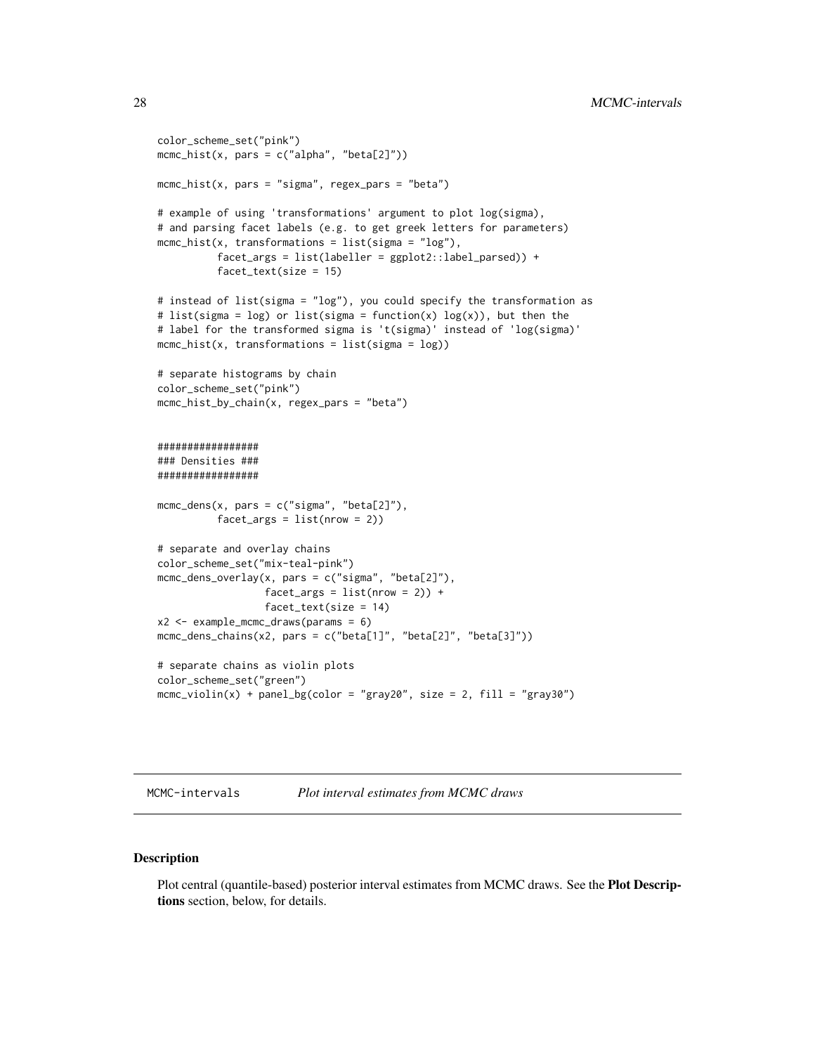```
color_scheme_set("pink")
mcmc_hist(x, pars = c("alpha", "beta[2]"))

mcmc_hist(x, pars = "sigma", regex_pars = "beta")

# example of using 'transformations' argument to plot log(sigma),
# and parsing facet labels (e.g. to get greek letters for parameters)
mcmc_hist(x, transformations = list(sigma = "log"),
          facet_args = list(labeller = ggplot2::label_parsed)) +
          facet_text(size = 15)

# instead of list(sigma = "log"), you could specify the transformation as
# list(sigma = log) or list(sigma = function(x) log(x)), but then the
# label for the transformed sigma is 't(sigma)' instead of 'log(sigma)'
mcmc_hist(x, transformations = list(sigma = log))

# separate histograms by chain
color_scheme_set("pink")
mcmc_hist_by_chain(x, regex_pars = "beta")


#################
### Densities ###
#################

mcmc_dens(x, pars = c("sigma", "beta[2]"),
          facet_args = list(nrow = 2))

# separate and overlay chains
color_scheme_set("mix-teal-pink")
mcmc_dens_overlay(x, pars = c("sigma", "beta[2]"),
                  facet_args = list(nrow = 2)) +
                  facet_text(size = 14)
x2 <- example_mcmc_draws(params = 6)
mcmc_dens_chains(x2, pars = c("beta[1]", "beta[2]", "beta[3]"))

# separate chains as violin plots
color_scheme_set("green")
mcmc_violin(x) + panel_bg(color = "gray20", size = 2, fill = "gray30")
```

## MCMC-intervals *Plot interval estimates from MCMC draws*

### Description

Plot central (quantile-based) posterior interval estimates from MCMC draws. See the **Plot Descriptions** section, below, for details.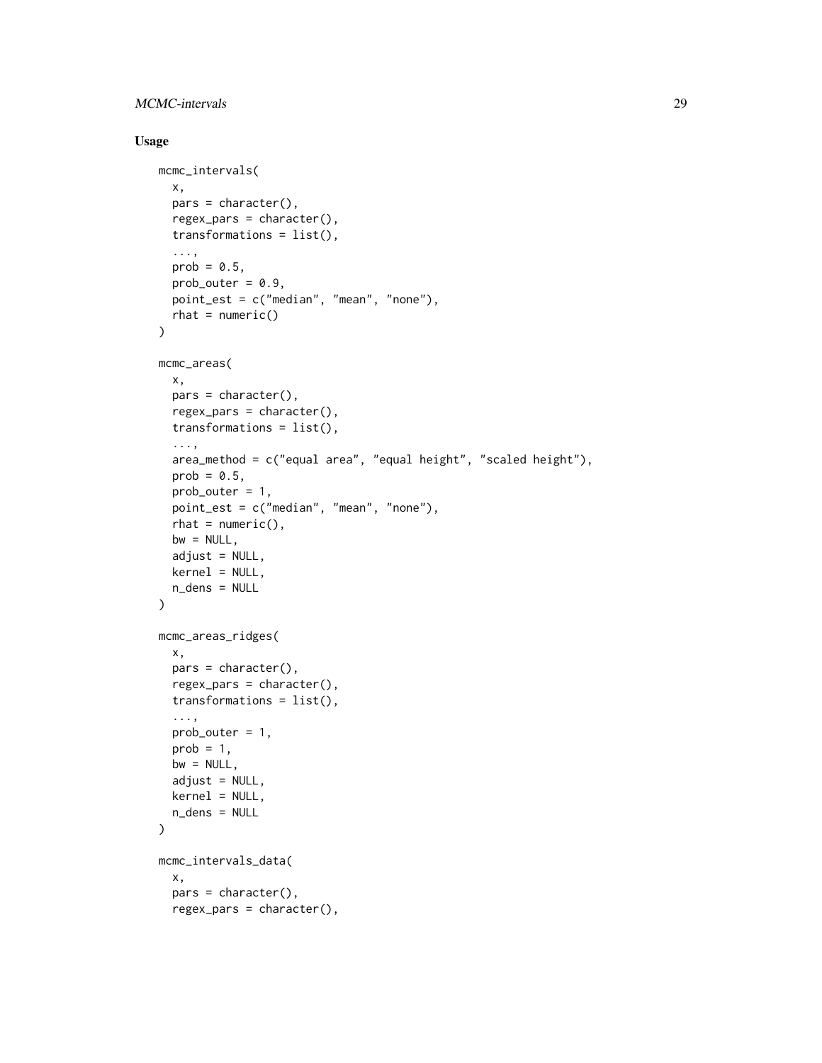## Usage

```
mcmc_intervals(
  x,
  pars = character(),
  regex_pars = character(),
  transformations = list(),
  ...,
  prob = 0.5,
  prob_outer = 0.9,
  point_est = c("median", "mean", "none"),
  rhat = numeric()
)

mcmc_areas(
  x,
  pars = character(),
  regex_pars = character(),
  transformations = list(),
  ...,
  area_method = c("equal area", "equal height", "scaled height"),
  prob = 0.5,
  prob_outer = 1,
  point_est = c("median", "mean", "none"),
  rhat = numeric(),
  bw = NULL,
  adjust = NULL,
  kernel = NULL,
  n_dens = NULL
)

mcmc_areas_ridges(
  x,
  pars = character(),
  regex_pars = character(),
  transformations = list(),
  ...,
  prob_outer = 1,
  prob = 1,
  bw = NULL,
  adjust = NULL,
  kernel = NULL,
  n_dens = NULL
)

mcmc_intervals_data(
  x,
  pars = character(),
  regex_pars = character(),
```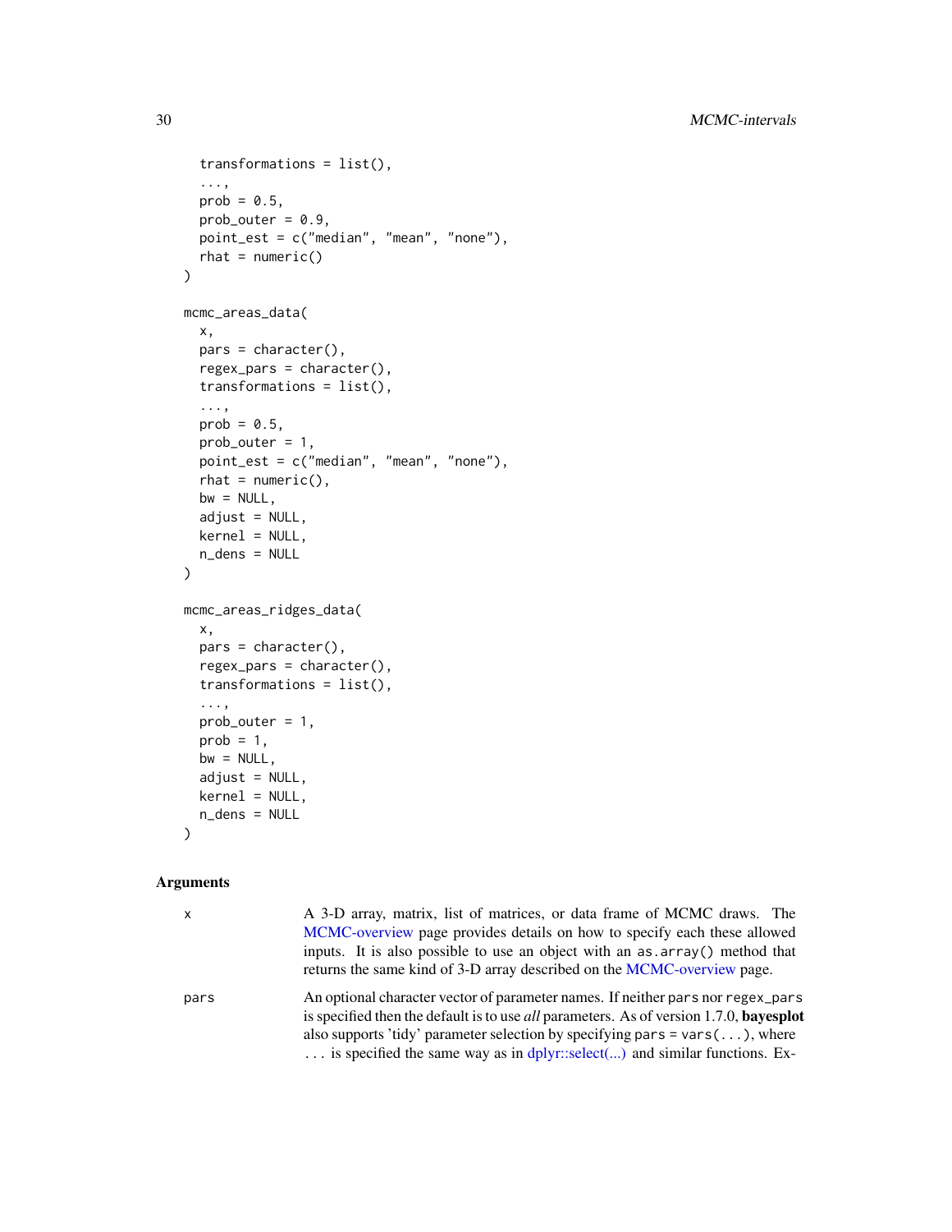```
  transformations = list(),
  ...,
  prob = 0.5,
  prob_outer = 0.9,
  point_est = c("median", "mean", "none"),
  rhat = numeric()
)

mcmc_areas_data(
  x,
  pars = character(),
  regex_pars = character(),
  transformations = list(),
  ...,
  prob = 0.5,
  prob_outer = 1,
  point_est = c("median", "mean", "none"),
  rhat = numeric(),
  bw = NULL,
  adjust = NULL,
  kernel = NULL,
  n_dens = NULL
)

mcmc_areas_ridges_data(
  x,
  pars = character(),
  regex_pars = character(),
  transformations = list(),
  ...,
  prob_outer = 1,
  prob = 1,
  bw = NULL,
  adjust = NULL,
  kernel = NULL,
  n_dens = NULL
)
```

## Arguments

`x` A 3-D array, matrix, list of matrices, or data frame of MCMC draws. The MCMC-overview page provides details on how to specify each these allowed inputs. It is also possible to use an object with an `as.array()` method that returns the same kind of 3-D array described on the MCMC-overview page.

`pars` An optional character vector of parameter names. If neither `pars` nor `regex_pars` is specified then the default is to use *all* parameters. As of version 1.7.0, **bayesplot** also supports 'tidy' parameter selection by specifying `pars = vars(...)`, where `...` is specified the same way as in dplyr::select(...) and similar functions. Ex-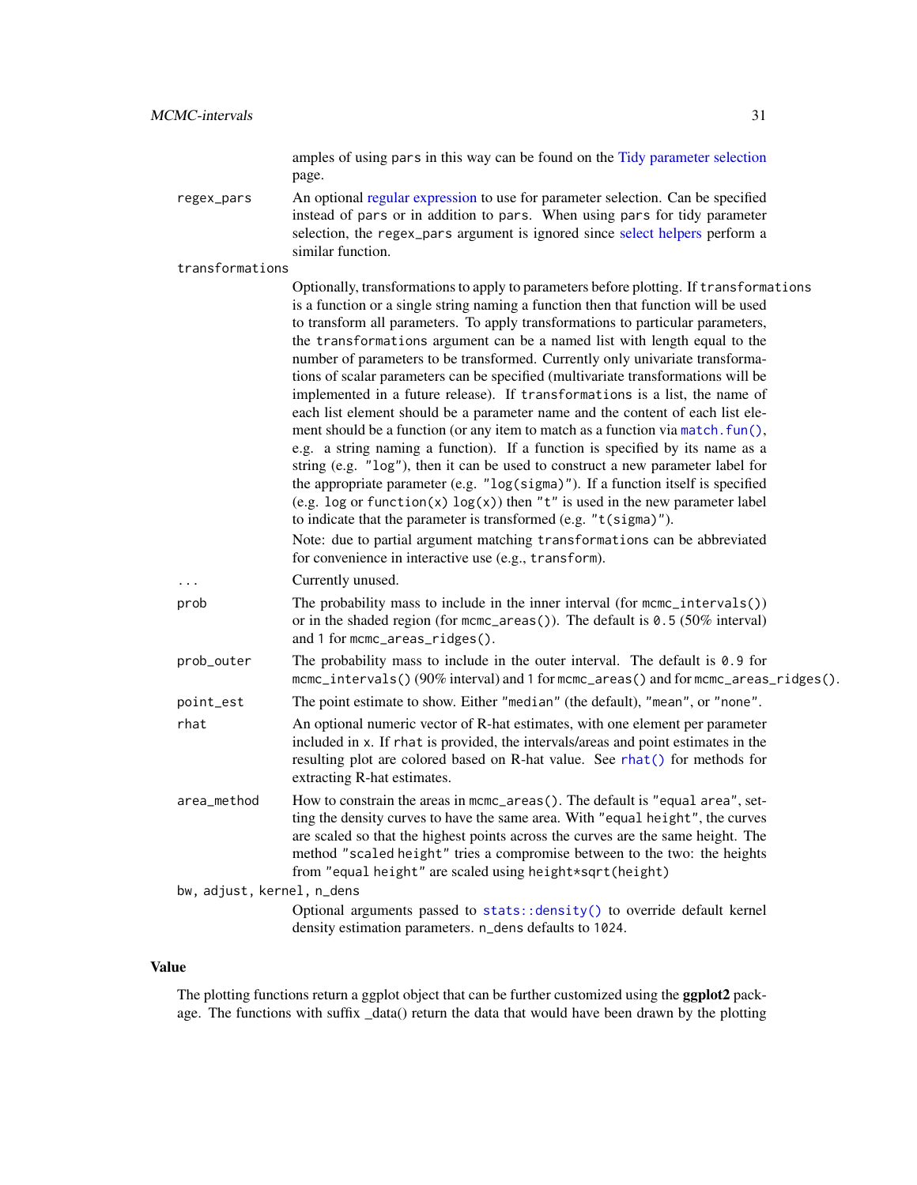amples of using pars in this way can be found on the Tidy parameter selection page.

**regex_pars**
An optional regular expression to use for parameter selection. Can be specified instead of pars or in addition to pars. When using pars for tidy parameter selection, the regex_pars argument is ignored since select helpers perform a similar function.

**transformations**
Optionally, transformations to apply to parameters before plotting. If transformations is a function or a single string naming a function then that function will be used to transform all parameters. To apply transformations to particular parameters, the transformations argument can be a named list with length equal to the number of parameters to be transformed. Currently only univariate transformations of scalar parameters can be specified (multivariate transformations will be implemented in a future release). If transformations is a list, the name of each list element should be a parameter name and the content of each list element should be a function (or any item to match as a function via match.fun(), e.g. a string naming a function). If a function is specified by its name as a string (e.g. "log"), then it can be used to construct a new parameter label for the appropriate parameter (e.g. "log(sigma)"). If a function itself is specified (e.g. log or function(x) log(x)) then "t" is used in the new parameter label to indicate that the parameter is transformed (e.g. "t(sigma)").

Note: due to partial argument matching transformations can be abbreviated for convenience in interactive use (e.g., transform).

**...**
Currently unused.

**prob**
The probability mass to include in the inner interval (for mcmc_intervals()) or in the shaded region (for mcmc_areas()). The default is 0.5 (50% interval) and 1 for mcmc_areas_ridges().

**prob_outer**
The probability mass to include in the outer interval. The default is 0.9 for mcmc_intervals() (90% interval) and 1 for mcmc_areas() and for mcmc_areas_ridges().

**point_est**
The point estimate to show. Either "median" (the default), "mean", or "none".

**rhat**
An optional numeric vector of R-hat estimates, with one element per parameter included in x. If rhat is provided, the intervals/areas and point estimates in the resulting plot are colored based on R-hat value. See rhat() for methods for extracting R-hat estimates.

**area_method**
How to constrain the areas in mcmc_areas(). The default is "equal area", setting the density curves to have the same area. With "equal height", the curves are scaled so that the highest points across the curves are the same height. The method "scaled height" tries a compromise between to the two: the heights from "equal height" are scaled using height*sqrt(height)

**bw, adjust, kernel, n_dens**
Optional arguments passed to stats::density() to override default kernel density estimation parameters. n_dens defaults to 1024.

## Value

The plotting functions return a ggplot object that can be further customized using the **ggplot2** package. The functions with suffix _data() return the data that would have been drawn by the plotting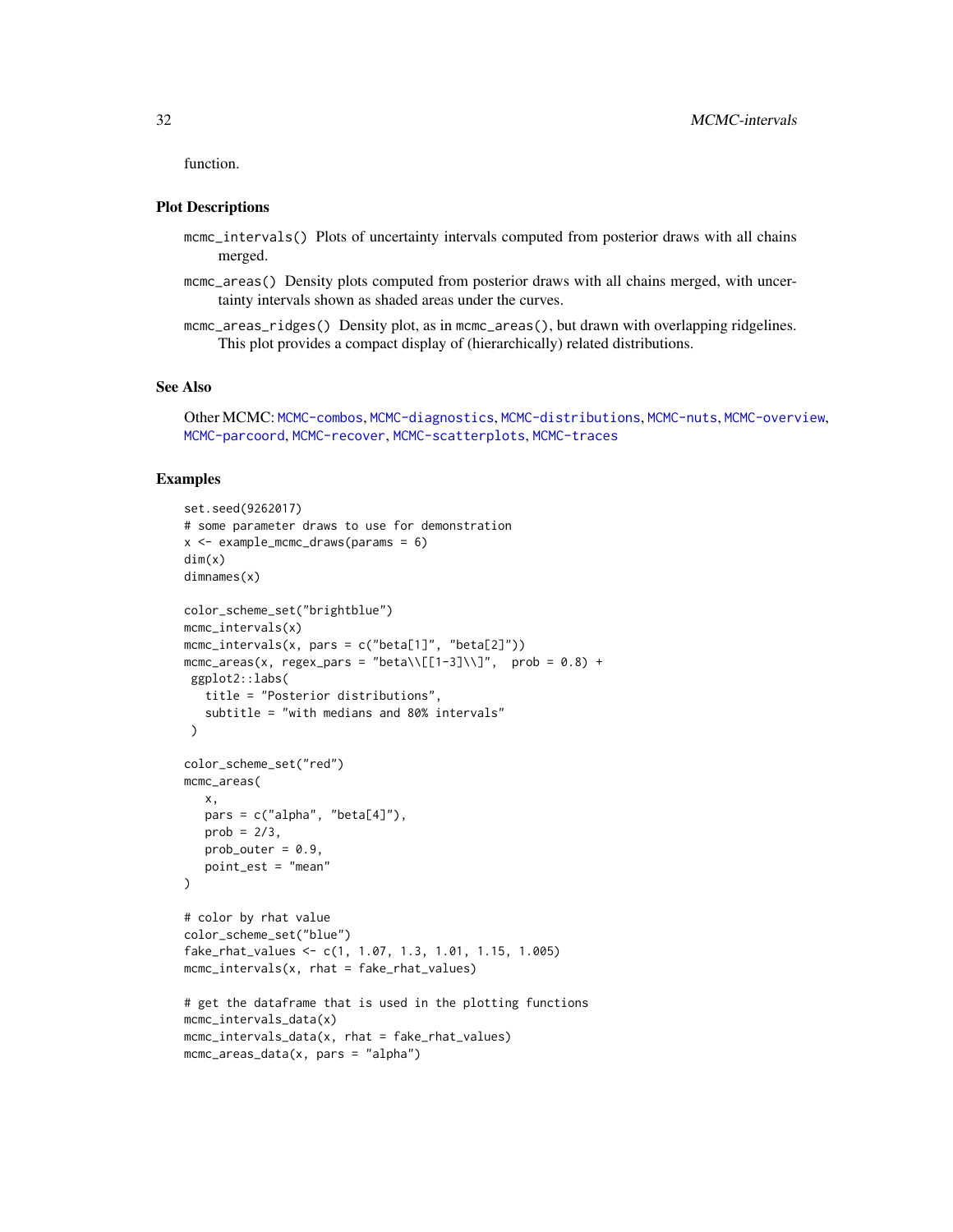function.

### Plot Descriptions

`mcmc_intervals()` Plots of uncertainty intervals computed from posterior draws with all chains merged.

`mcmc_areas()` Density plots computed from posterior draws with all chains merged, with uncertainty intervals shown as shaded areas under the curves.

`mcmc_areas_ridges()` Density plot, as in `mcmc_areas()`, but drawn with overlapping ridgelines. This plot provides a compact display of (hierarchically) related distributions.

### See Also

Other MCMC: MCMC-combos, MCMC-diagnostics, MCMC-distributions, MCMC-nuts, MCMC-overview, MCMC-parcoord, MCMC-recover, MCMC-scatterplots, MCMC-traces

### Examples

```
set.seed(9262017)
# some parameter draws to use for demonstration
x <- example_mcmc_draws(params = 6)
dim(x)
dimnames(x)

color_scheme_set("brightblue")
mcmc_intervals(x)
mcmc_intervals(x, pars = c("beta[1]", "beta[2]"))
mcmc_areas(x, regex_pars = "beta\\[[1-3]\\]",  prob = 0.8) +
 ggplot2::labs(
   title = "Posterior distributions",
   subtitle = "with medians and 80% intervals"
 )

color_scheme_set("red")
mcmc_areas(
   x,
   pars = c("alpha", "beta[4]"),
   prob = 2/3,
   prob_outer = 0.9,
   point_est = "mean"
)

# color by rhat value
color_scheme_set("blue")
fake_rhat_values <- c(1, 1.07, 1.3, 1.01, 1.15, 1.005)
mcmc_intervals(x, rhat = fake_rhat_values)

# get the dataframe that is used in the plotting functions
mcmc_intervals_data(x)
mcmc_intervals_data(x, rhat = fake_rhat_values)
mcmc_areas_data(x, pars = "alpha")
```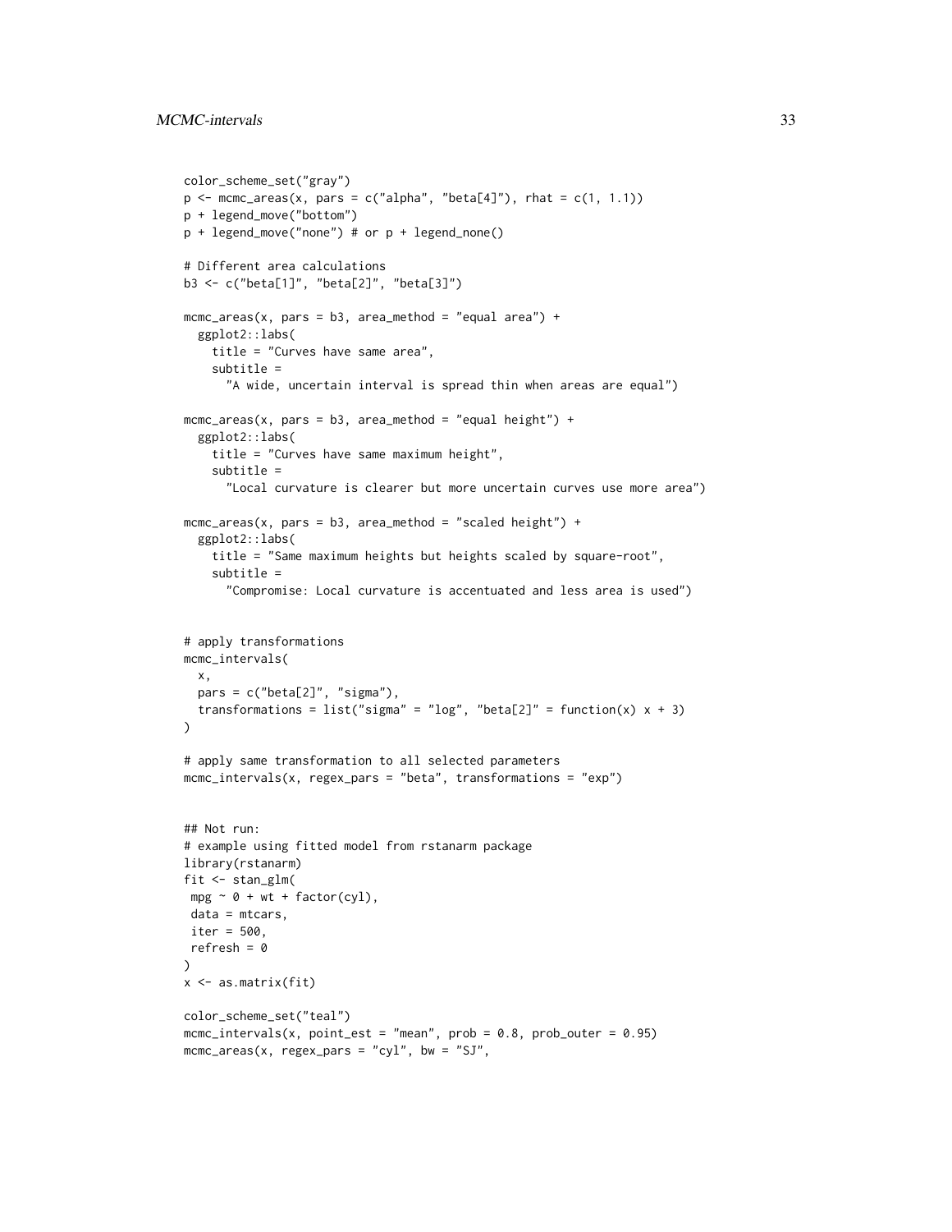```
color_scheme_set("gray")
p <- mcmc_areas(x, pars = c("alpha", "beta[4]"), rhat = c(1, 1.1))
p + legend_move("bottom")
p + legend_move("none") # or p + legend_none()

# Different area calculations
b3 <- c("beta[1]", "beta[2]", "beta[3]")

mcmc_areas(x, pars = b3, area_method = "equal area") +
  ggplot2::labs(
    title = "Curves have same area",
    subtitle =
      "A wide, uncertain interval is spread thin when areas are equal")

mcmc_areas(x, pars = b3, area_method = "equal height") +
  ggplot2::labs(
    title = "Curves have same maximum height",
    subtitle =
      "Local curvature is clearer but more uncertain curves use more area")

mcmc_areas(x, pars = b3, area_method = "scaled height") +
  ggplot2::labs(
    title = "Same maximum heights but heights scaled by square-root",
    subtitle =
      "Compromise: Local curvature is accentuated and less area is used")


# apply transformations
mcmc_intervals(
  x,
  pars = c("beta[2]", "sigma"),
  transformations = list("sigma" = "log", "beta[2]" = function(x) x + 3)
)

# apply same transformation to all selected parameters
mcmc_intervals(x, regex_pars = "beta", transformations = "exp")


## Not run:
# example using fitted model from rstanarm package
library(rstanarm)
fit <- stan_glm(
 mpg ~ 0 + wt + factor(cyl),
 data = mtcars,
 iter = 500,
 refresh = 0
)
x <- as.matrix(fit)

color_scheme_set("teal")
mcmc_intervals(x, point_est = "mean", prob = 0.8, prob_outer = 0.95)
mcmc_areas(x, regex_pars = "cyl", bw = "SJ",
```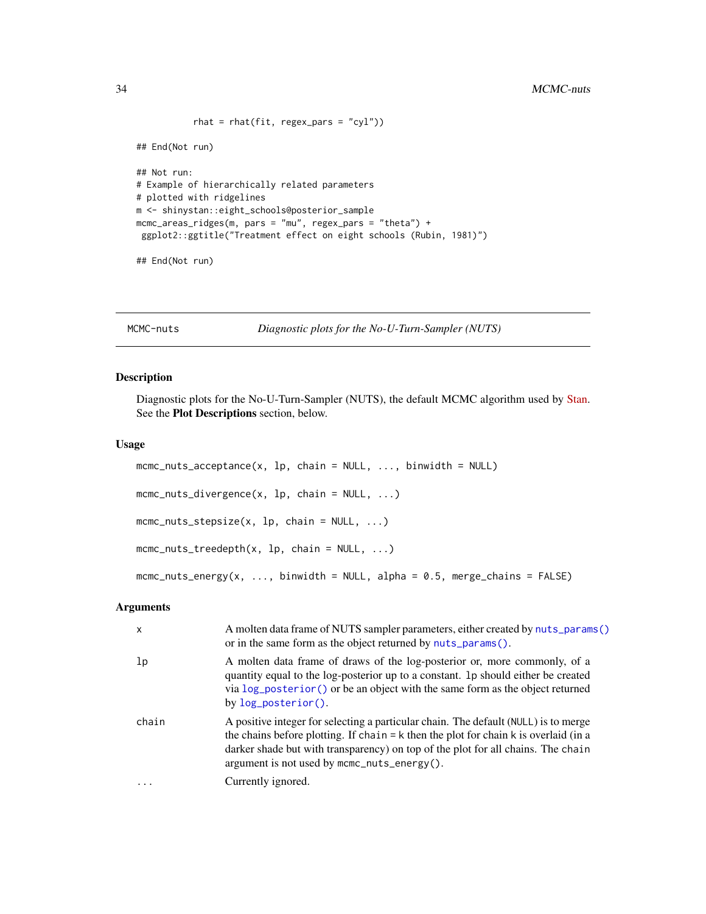```
            rhat = rhat(fit, regex_pars = "cyl"))

## End(Not run)

## Not run:
# Example of hierarchically related parameters
# plotted with ridgelines
m <- shinystan::eight_schools@posterior_sample
mcmc_areas_ridges(m, pars = "mu", regex_pars = "theta") +
 ggplot2::ggtitle("Treatment effect on eight schools (Rubin, 1981)")

## End(Not run)
```

## MCMC-nuts — *Diagnostic plots for the No-U-Turn-Sampler (NUTS)*

### Description

Diagnostic plots for the No-U-Turn-Sampler (NUTS), the default MCMC algorithm used by Stan. See the **Plot Descriptions** section, below.

### Usage

```
mcmc_nuts_acceptance(x, lp, chain = NULL, ..., binwidth = NULL)

mcmc_nuts_divergence(x, lp, chain = NULL, ...)

mcmc_nuts_stepsize(x, lp, chain = NULL, ...)

mcmc_nuts_treedepth(x, lp, chain = NULL, ...)

mcmc_nuts_energy(x, ..., binwidth = NULL, alpha = 0.5, merge_chains = FALSE)
```

### Arguments

| | |
|---|---|
| `x` | A molten data frame of NUTS sampler parameters, either created by `nuts_params()` or in the same form as the object returned by `nuts_params()`. |
| `lp` | A molten data frame of draws of the log-posterior or, more commonly, of a quantity equal to the log-posterior up to a constant. `lp` should either be created via `log_posterior()` or be an object with the same form as the object returned by `log_posterior()`. |
| `chain` | A positive integer for selecting a particular chain. The default (`NULL`) is to merge the chains before plotting. If `chain = k` then the plot for chain `k` is overlaid (in a darker shade but with transparency) on top of the plot for all chains. The `chain` argument is not used by `mcmc_nuts_energy()`. |
| `...` | Currently ignored. |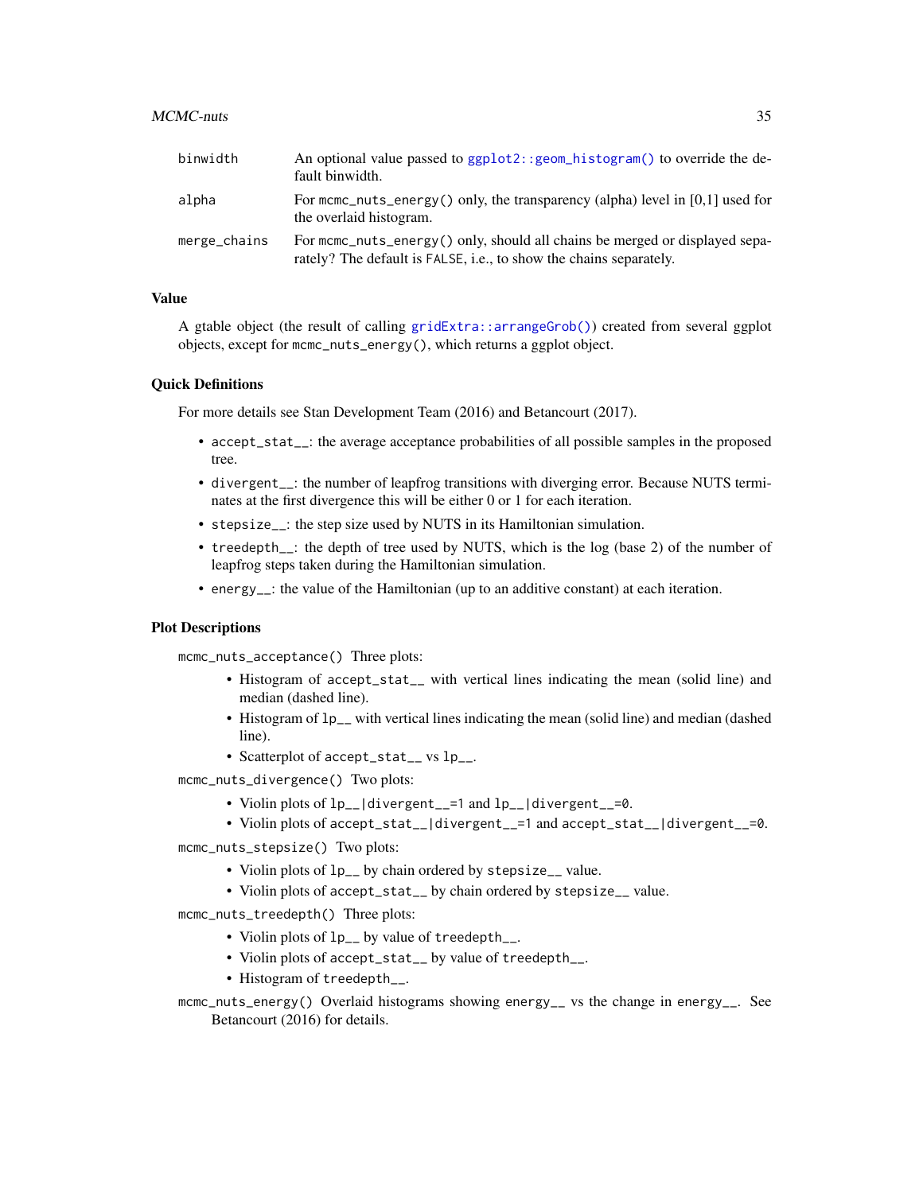binwidth
: An optional value passed to `ggplot2::geom_histogram()` to override the default binwidth.

alpha
: For `mcmc_nuts_energy()` only, the transparency (alpha) level in [0,1] used for the overlaid histogram.

merge_chains
: For `mcmc_nuts_energy()` only, should all chains be merged or displayed separately? The default is `FALSE`, i.e., to show the chains separately.

## Value

A gtable object (the result of calling `gridExtra::arrangeGrob()`) created from several ggplot objects, except for `mcmc_nuts_energy()`, which returns a ggplot object.

## Quick Definitions

For more details see Stan Development Team (2016) and Betancourt (2017).

- `accept_stat__`: the average acceptance probabilities of all possible samples in the proposed tree.
- `divergent__`: the number of leapfrog transitions with diverging error. Because NUTS terminates at the first divergence this will be either 0 or 1 for each iteration.
- `stepsize__`: the step size used by NUTS in its Hamiltonian simulation.
- `treedepth__`: the depth of tree used by NUTS, which is the log (base 2) of the number of leapfrog steps taken during the Hamiltonian simulation.
- `energy__`: the value of the Hamiltonian (up to an additive constant) at each iteration.

## Plot Descriptions

`mcmc_nuts_acceptance()` Three plots:

- Histogram of `accept_stat__` with vertical lines indicating the mean (solid line) and median (dashed line).
- Histogram of `lp__` with vertical lines indicating the mean (solid line) and median (dashed line).
- Scatterplot of `accept_stat__` vs `lp__`.

`mcmc_nuts_divergence()` Two plots:

- Violin plots of `lp__|divergent__=1` and `lp__|divergent__=0`.
- Violin plots of `accept_stat__|divergent__=1` and `accept_stat__|divergent__=0`.

`mcmc_nuts_stepsize()` Two plots:

- Violin plots of `lp__` by chain ordered by `stepsize__` value.
- Violin plots of `accept_stat__` by chain ordered by `stepsize__` value.

`mcmc_nuts_treedepth()` Three plots:

- Violin plots of `lp__` by value of `treedepth__`.
- Violin plots of `accept_stat__` by value of `treedepth__`.
- Histogram of `treedepth__`.

`mcmc_nuts_energy()` Overlaid histograms showing `energy__` vs the change in `energy__`. See Betancourt (2016) for details.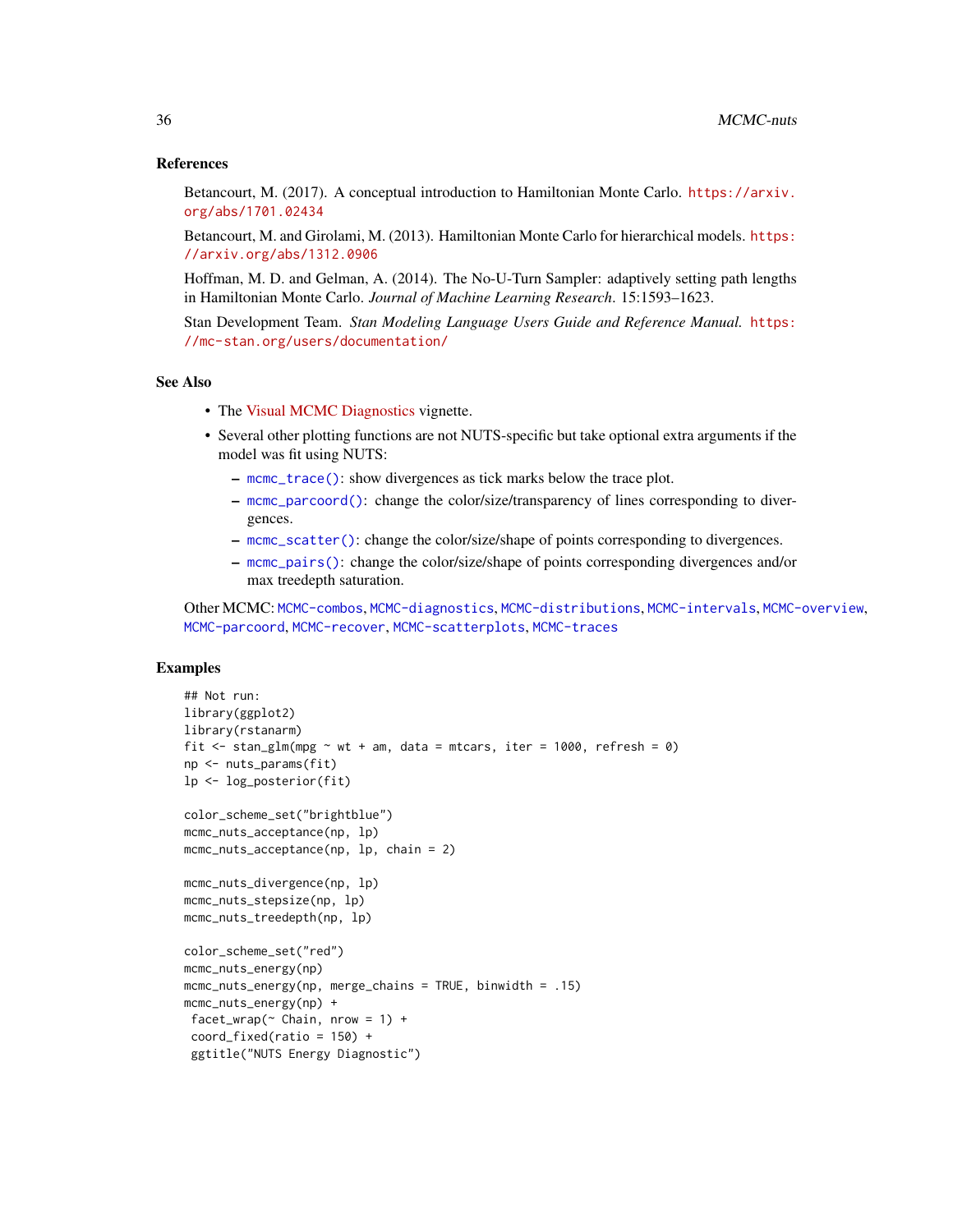### References

Betancourt, M. (2017). A conceptual introduction to Hamiltonian Monte Carlo. https://arxiv.org/abs/1701.02434

Betancourt, M. and Girolami, M. (2013). Hamiltonian Monte Carlo for hierarchical models. https://arxiv.org/abs/1312.0906

Hoffman, M. D. and Gelman, A. (2014). The No-U-Turn Sampler: adaptively setting path lengths in Hamiltonian Monte Carlo. *Journal of Machine Learning Research*. 15:1593–1623.

Stan Development Team. *Stan Modeling Language Users Guide and Reference Manual.* https://mc-stan.org/users/documentation/

### See Also

- The Visual MCMC Diagnostics vignette.
- Several other plotting functions are not NUTS-specific but take optional extra arguments if the model was fit using NUTS:
  - `mcmc_trace()`: show divergences as tick marks below the trace plot.
  - `mcmc_parcoord()`: change the color/size/transparency of lines corresponding to divergences.
  - `mcmc_scatter()`: change the color/size/shape of points corresponding to divergences.
  - `mcmc_pairs()`: change the color/size/shape of points corresponding divergences and/or max treedepth saturation.

Other MCMC: `MCMC-combos`, `MCMC-diagnostics`, `MCMC-distributions`, `MCMC-intervals`, `MCMC-overview`, `MCMC-parcoord`, `MCMC-recover`, `MCMC-scatterplots`, `MCMC-traces`

### Examples

```
## Not run:
library(ggplot2)
library(rstanarm)
fit <- stan_glm(mpg ~ wt + am, data = mtcars, iter = 1000, refresh = 0)
np <- nuts_params(fit)
lp <- log_posterior(fit)

color_scheme_set("brightblue")
mcmc_nuts_acceptance(np, lp)
mcmc_nuts_acceptance(np, lp, chain = 2)

mcmc_nuts_divergence(np, lp)
mcmc_nuts_stepsize(np, lp)
mcmc_nuts_treedepth(np, lp)

color_scheme_set("red")
mcmc_nuts_energy(np)
mcmc_nuts_energy(np, merge_chains = TRUE, binwidth = .15)
mcmc_nuts_energy(np) +
 facet_wrap(~ Chain, nrow = 1) +
 coord_fixed(ratio = 150) +
 ggtitle("NUTS Energy Diagnostic")
```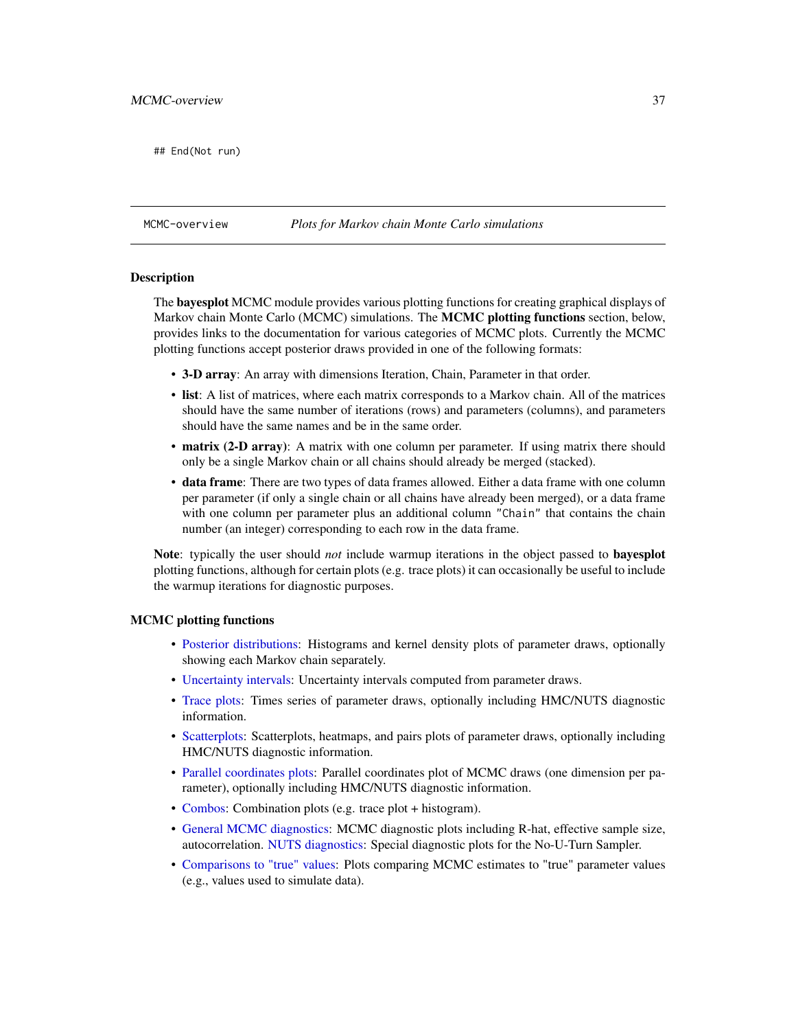```
## End(Not run)
```

---

MCMC-overview *Plots for Markov chain Monte Carlo simulations*

---

### Description

The **bayesplot** MCMC module provides various plotting functions for creating graphical displays of Markov chain Monte Carlo (MCMC) simulations. The **MCMC plotting functions** section, below, provides links to the documentation for various categories of MCMC plots. Currently the MCMC plotting functions accept posterior draws provided in one of the following formats:

- **3-D array**: An array with dimensions Iteration, Chain, Parameter in that order.
- **list**: A list of matrices, where each matrix corresponds to a Markov chain. All of the matrices should have the same number of iterations (rows) and parameters (columns), and parameters should have the same names and be in the same order.
- **matrix (2-D array)**: A matrix with one column per parameter. If using matrix there should only be a single Markov chain or all chains should already be merged (stacked).
- **data frame**: There are two types of data frames allowed. Either a data frame with one column per parameter (if only a single chain or all chains have already been merged), or a data frame with one column per parameter plus an additional column `"Chain"` that contains the chain number (an integer) corresponding to each row in the data frame.

**Note**: typically the user should *not* include warmup iterations in the object passed to **bayesplot** plotting functions, although for certain plots (e.g. trace plots) it can occasionally be useful to include the warmup iterations for diagnostic purposes.

### MCMC plotting functions

- Posterior distributions: Histograms and kernel density plots of parameter draws, optionally showing each Markov chain separately.
- Uncertainty intervals: Uncertainty intervals computed from parameter draws.
- Trace plots: Times series of parameter draws, optionally including HMC/NUTS diagnostic information.
- Scatterplots: Scatterplots, heatmaps, and pairs plots of parameter draws, optionally including HMC/NUTS diagnostic information.
- Parallel coordinates plots: Parallel coordinates plot of MCMC draws (one dimension per parameter), optionally including HMC/NUTS diagnostic information.
- Combos: Combination plots (e.g. trace plot + histogram).
- General MCMC diagnostics: MCMC diagnostic plots including R-hat, effective sample size, autocorrelation. NUTS diagnostics: Special diagnostic plots for the No-U-Turn Sampler.
- Comparisons to "true" values: Plots comparing MCMC estimates to "true" parameter values (e.g., values used to simulate data).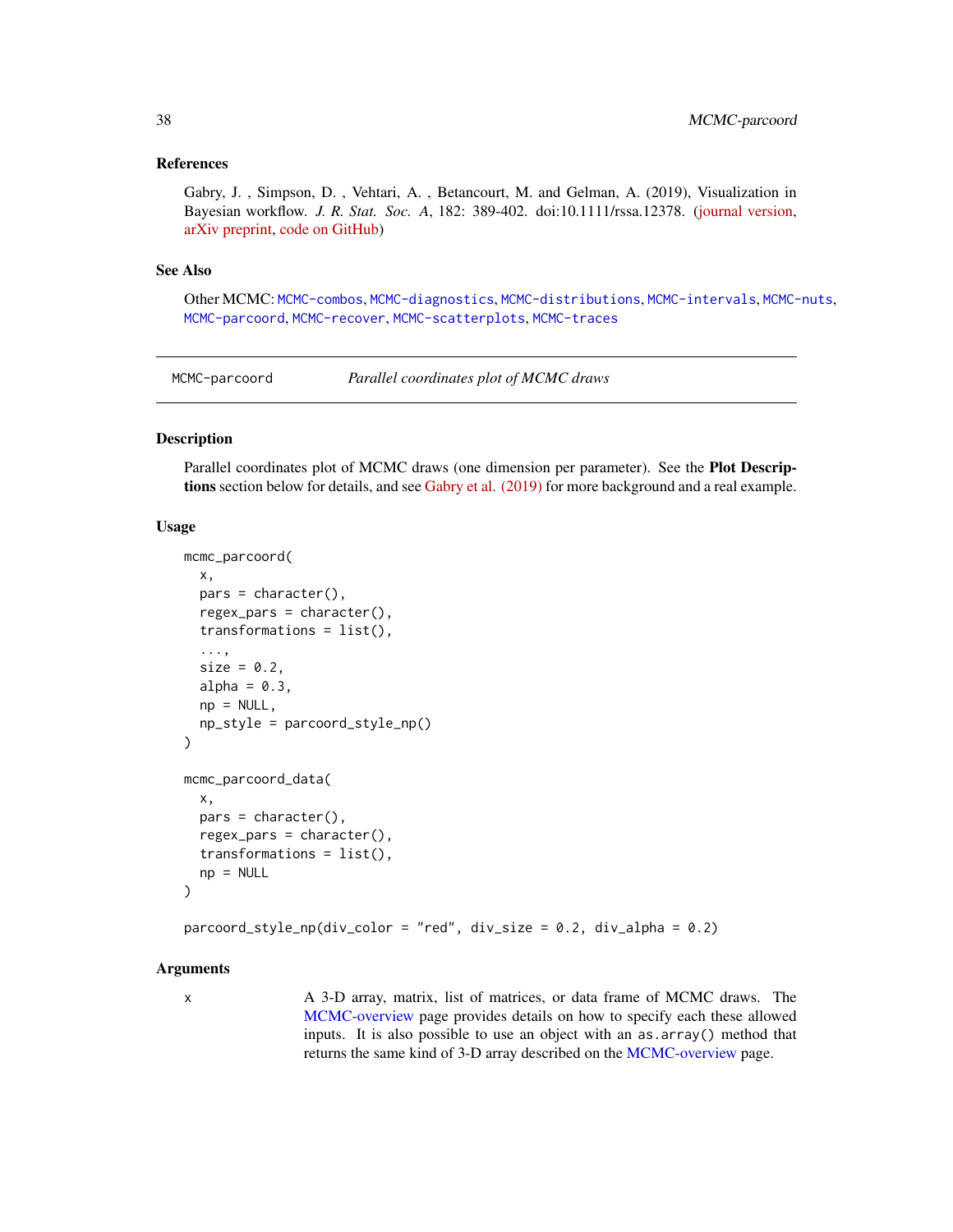### References

Gabry, J. , Simpson, D. , Vehtari, A. , Betancourt, M. and Gelman, A. (2019), Visualization in Bayesian workflow. *J. R. Stat. Soc. A*, 182: 389-402. doi:10.1111/rssa.12378. (journal version, arXiv preprint, code on GitHub)

### See Also

Other MCMC: `MCMC-combos`, `MCMC-diagnostics`, `MCMC-distributions`, `MCMC-intervals`, `MCMC-nuts`, `MCMC-parcoord`, `MCMC-recover`, `MCMC-scatterplots`, `MCMC-traces`

---

## MCMC-parcoord — *Parallel coordinates plot of MCMC draws*

---

### Description

Parallel coordinates plot of MCMC draws (one dimension per parameter). See the **Plot Descriptions** section below for details, and see Gabry et al. (2019) for more background and a real example.

### Usage

```
mcmc_parcoord(
  x,
  pars = character(),
  regex_pars = character(),
  transformations = list(),
  ...,
  size = 0.2,
  alpha = 0.3,
  np = NULL,
  np_style = parcoord_style_np()
)

mcmc_parcoord_data(
  x,
  pars = character(),
  regex_pars = character(),
  transformations = list(),
  np = NULL
)

parcoord_style_np(div_color = "red", div_size = 0.2, div_alpha = 0.2)
```

### Arguments

`x` A 3-D array, matrix, list of matrices, or data frame of MCMC draws. The MCMC-overview page provides details on how to specify each these allowed inputs. It is also possible to use an object with an `as.array()` method that returns the same kind of 3-D array described on the MCMC-overview page.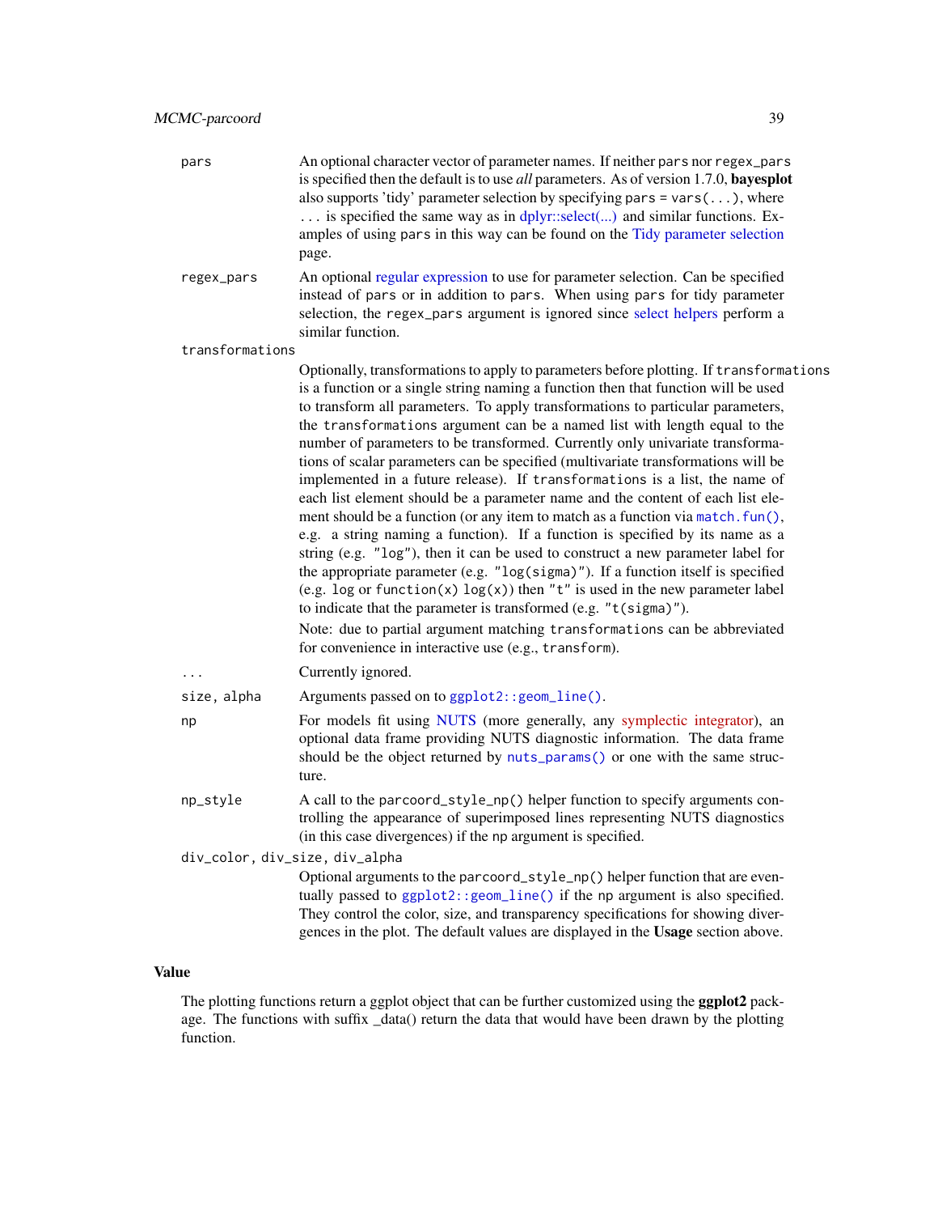`pars` An optional character vector of parameter names. If neither `pars` nor `regex_pars` is specified then the default is to use *all* parameters. As of version 1.7.0, **bayesplot** also supports 'tidy' parameter selection by specifying `pars = vars(...)`, where `...` is specified the same way as in dplyr::select(...) and similar functions. Examples of using `pars` in this way can be found on the Tidy parameter selection page.

`regex_pars` An optional regular expression to use for parameter selection. Can be specified instead of `pars` or in addition to `pars`. When using `pars` for tidy parameter selection, the `regex_pars` argument is ignored since select helpers perform a similar function.

`transformations`
Optionally, transformations to apply to parameters before plotting. If `transformations` is a function or a single string naming a function then that function will be used to transform all parameters. To apply transformations to particular parameters, the `transformations` argument can be a named list with length equal to the number of parameters to be transformed. Currently only univariate transformations of scalar parameters can be specified (multivariate transformations will be implemented in a future release). If `transformations` is a list, the name of each list element should be a parameter name and the content of each list element should be a function (or any item to match as a function via `match.fun()`, e.g. a string naming a function). If a function is specified by its name as a string (e.g. `"log"`), then it can be used to construct a new parameter label for the appropriate parameter (e.g. `"log(sigma)"`). If a function itself is specified (e.g. `log` or `function(x) log(x)`) then `"t"` is used in the new parameter label to indicate that the parameter is transformed (e.g. `"t(sigma)"`).

Note: due to partial argument matching `transformations` can be abbreviated for convenience in interactive use (e.g., `transform`).

`...` Currently ignored.

`size, alpha` Arguments passed on to `ggplot2::geom_line()`.

`np` For models fit using NUTS (more generally, any symplectic integrator), an optional data frame providing NUTS diagnostic information. The data frame should be the object returned by `nuts_params()` or one with the same structure.

`np_style` A call to the `parcoord_style_np()` helper function to specify arguments controlling the appearance of superimposed lines representing NUTS diagnostics (in this case divergences) if the `np` argument is specified.

`div_color, div_size, div_alpha`
Optional arguments to the `parcoord_style_np()` helper function that are eventually passed to `ggplot2::geom_line()` if the `np` argument is also specified. They control the color, size, and transparency specifications for showing divergences in the plot. The default values are displayed in the **Usage** section above.

## Value

The plotting functions return a ggplot object that can be further customized using the **ggplot2** package. The functions with suffix _data() return the data that would have been drawn by the plotting function.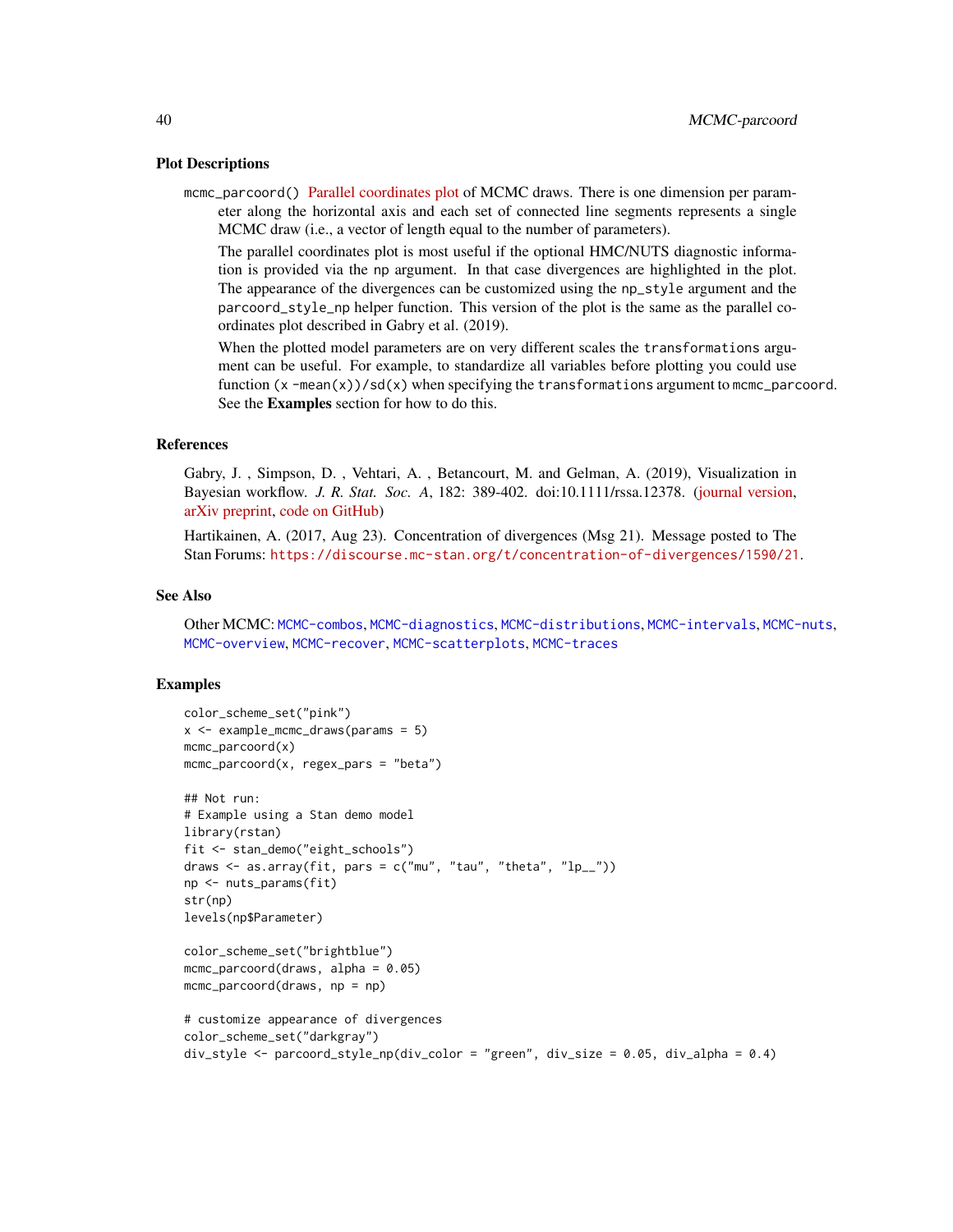### Plot Descriptions

`mcmc_parcoord()` Parallel coordinates plot of MCMC draws. There is one dimension per parameter along the horizontal axis and each set of connected line segments represents a single MCMC draw (i.e., a vector of length equal to the number of parameters).

The parallel coordinates plot is most useful if the optional HMC/NUTS diagnostic information is provided via the `np` argument. In that case divergences are highlighted in the plot. The appearance of the divergences can be customized using the `np_style` argument and the `parcoord_style_np` helper function. This version of the plot is the same as the parallel coordinates plot described in Gabry et al. (2019).

When the plotted model parameters are on very different scales the `transformations` argument can be useful. For example, to standardize all variables before plotting you could use function `(x -mean(x))/sd(x)` when specifying the `transformations` argument to `mcmc_parcoord`. See the **Examples** section for how to do this.

### References

Gabry, J. , Simpson, D. , Vehtari, A. , Betancourt, M. and Gelman, A. (2019), Visualization in Bayesian workflow. *J. R. Stat. Soc. A*, 182: 389-402. doi:10.1111/rssa.12378. (journal version, arXiv preprint, code on GitHub)

Hartikainen, A. (2017, Aug 23). Concentration of divergences (Msg 21). Message posted to The Stan Forums: `https://discourse.mc-stan.org/t/concentration-of-divergences/1590/21`.

### See Also

Other MCMC: `MCMC-combos`, `MCMC-diagnostics`, `MCMC-distributions`, `MCMC-intervals`, `MCMC-nuts`, `MCMC-overview`, `MCMC-recover`, `MCMC-scatterplots`, `MCMC-traces`

### Examples

```
color_scheme_set("pink")
x <- example_mcmc_draws(params = 5)
mcmc_parcoord(x)
mcmc_parcoord(x, regex_pars = "beta")

## Not run:
# Example using a Stan demo model
library(rstan)
fit <- stan_demo("eight_schools")
draws <- as.array(fit, pars = c("mu", "tau", "theta", "lp__"))
np <- nuts_params(fit)
str(np)
levels(np$Parameter)

color_scheme_set("brightblue")
mcmc_parcoord(draws, alpha = 0.05)
mcmc_parcoord(draws, np = np)

# customize appearance of divergences
color_scheme_set("darkgray")
div_style <- parcoord_style_np(div_color = "green", div_size = 0.05, div_alpha = 0.4)
```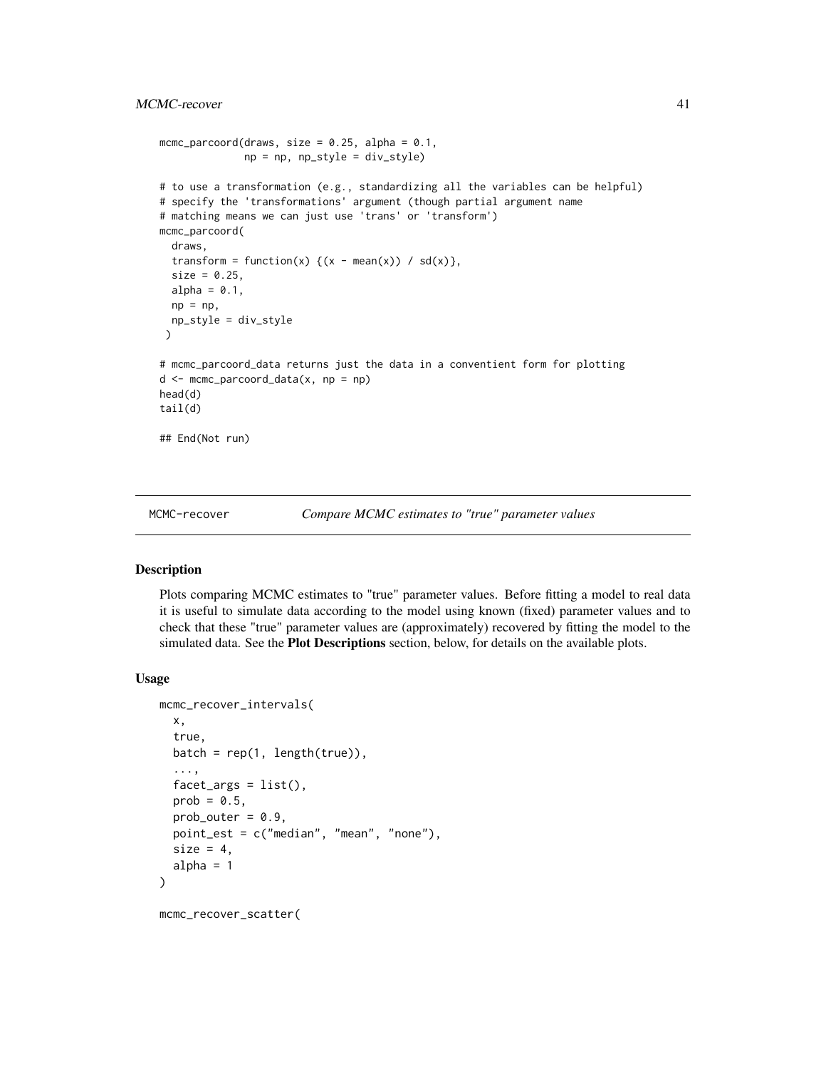```
mcmc_parcoord(draws, size = 0.25, alpha = 0.1,
              np = np, np_style = div_style)

# to use a transformation (e.g., standardizing all the variables can be helpful)
# specify the 'transformations' argument (though partial argument name
# matching means we can just use 'trans' or 'transform')
mcmc_parcoord(
  draws,
  transform = function(x) {(x - mean(x)) / sd(x)},
  size = 0.25,
  alpha = 0.1,
  np = np,
  np_style = div_style
 )

# mcmc_parcoord_data returns just the data in a conventient form for plotting
d <- mcmc_parcoord_data(x, np = np)
head(d)
tail(d)

## End(Not run)
```

---

`MCMC-recover` *Compare MCMC estimates to "true" parameter values*

---

### Description

Plots comparing MCMC estimates to "true" parameter values. Before fitting a model to real data it is useful to simulate data according to the model using known (fixed) parameter values and to check that these "true" parameter values are (approximately) recovered by fitting the model to the simulated data. See the **Plot Descriptions** section, below, for details on the available plots.

### Usage

```
mcmc_recover_intervals(
  x,
  true,
  batch = rep(1, length(true)),
  ...,
  facet_args = list(),
  prob = 0.5,
  prob_outer = 0.9,
  point_est = c("median", "mean", "none"),
  size = 4,
  alpha = 1
)

mcmc_recover_scatter(
```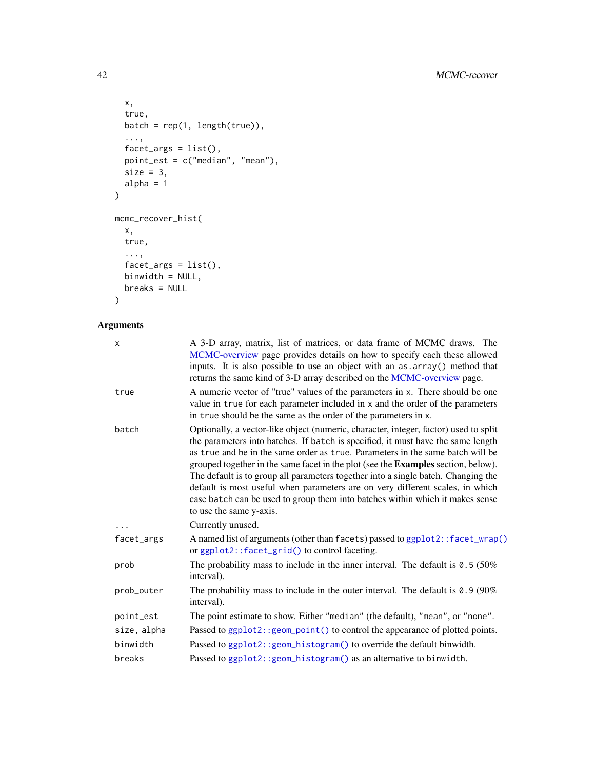```
  x,
  true,
  batch = rep(1, length(true)),
  ...,
  facet_args = list(),
  point_est = c("median", "mean"),
  size = 3,
  alpha = 1
)

mcmc_recover_hist(
  x,
  true,
  ...,
  facet_args = list(),
  binwidth = NULL,
  breaks = NULL
)
```

## Arguments

| | |
|---|---|
| `x` | A 3-D array, matrix, list of matrices, or data frame of MCMC draws. The MCMC-overview page provides details on how to specify each these allowed inputs. It is also possible to use an object with an `as.array()` method that returns the same kind of 3-D array described on the MCMC-overview page. |
| `true` | A numeric vector of "true" values of the parameters in `x`. There should be one value in `true` for each parameter included in `x` and the order of the parameters in `true` should be the same as the order of the parameters in `x`. |
| `batch` | Optionally, a vector-like object (numeric, character, integer, factor) used to split the parameters into batches. If `batch` is specified, it must have the same length as `true` and be in the same order as `true`. Parameters in the same batch will be grouped together in the same facet in the plot (see the **Examples** section, below). The default is to group all parameters together into a single batch. Changing the default is most useful when parameters are on very different scales, in which case `batch` can be used to group them into batches within which it makes sense to use the same y-axis. |
| `...` | Currently unused. |
| `facet_args` | A named list of arguments (other than `facets`) passed to `ggplot2::facet_wrap()` or `ggplot2::facet_grid()` to control faceting. |
| `prob` | The probability mass to include in the inner interval. The default is `0.5` (50% interval). |
| `prob_outer` | The probability mass to include in the outer interval. The default is `0.9` (90% interval). |
| `point_est` | The point estimate to show. Either `"median"` (the default), `"mean"`, or `"none"`. |
| `size, alpha` | Passed to `ggplot2::geom_point()` to control the appearance of plotted points. |
| `binwidth` | Passed to `ggplot2::geom_histogram()` to override the default binwidth. |
| `breaks` | Passed to `ggplot2::geom_histogram()` as an alternative to `binwidth`. |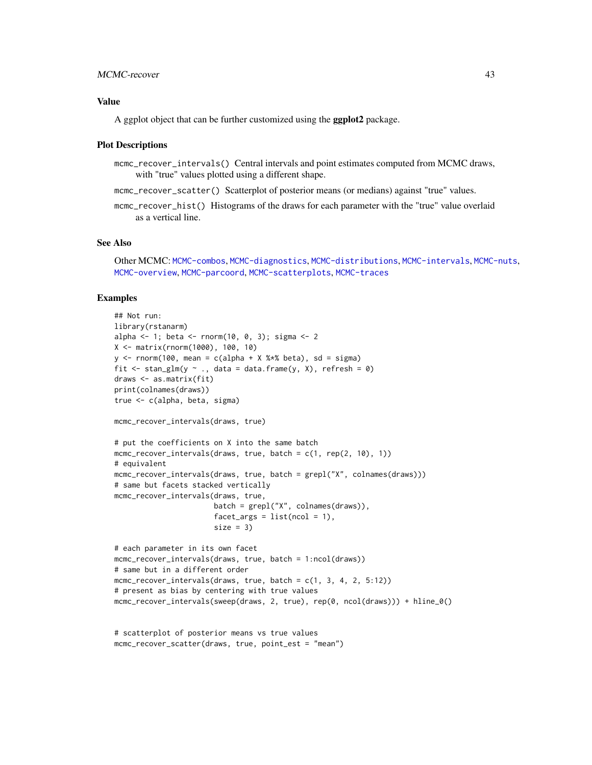### Value

A ggplot object that can be further customized using the **ggplot2** package.

### Plot Descriptions

`mcmc_recover_intervals()` Central intervals and point estimates computed from MCMC draws, with "true" values plotted using a different shape.

`mcmc_recover_scatter()` Scatterplot of posterior means (or medians) against "true" values.

`mcmc_recover_hist()` Histograms of the draws for each parameter with the "true" value overlaid as a vertical line.

### See Also

Other MCMC: MCMC-combos, MCMC-diagnostics, MCMC-distributions, MCMC-intervals, MCMC-nuts, MCMC-overview, MCMC-parcoord, MCMC-scatterplots, MCMC-traces

### Examples

```
## Not run:
library(rstanarm)
alpha <- 1; beta <- rnorm(10, 0, 3); sigma <- 2
X <- matrix(rnorm(1000), 100, 10)
y <- rnorm(100, mean = c(alpha + X %*% beta), sd = sigma)
fit <- stan_glm(y ~ ., data = data.frame(y, X), refresh = 0)
draws <- as.matrix(fit)
print(colnames(draws))
true <- c(alpha, beta, sigma)

mcmc_recover_intervals(draws, true)

# put the coefficients on X into the same batch
mcmc_recover_intervals(draws, true, batch = c(1, rep(2, 10), 1))
# equivalent
mcmc_recover_intervals(draws, true, batch = grepl("X", colnames(draws)))
# same but facets stacked vertically
mcmc_recover_intervals(draws, true,
                       batch = grepl("X", colnames(draws)),
                       facet_args = list(ncol = 1),
                       size = 3)

# each parameter in its own facet
mcmc_recover_intervals(draws, true, batch = 1:ncol(draws))
# same but in a different order
mcmc_recover_intervals(draws, true, batch = c(1, 3, 4, 2, 5:12))
# present as bias by centering with true values
mcmc_recover_intervals(sweep(draws, 2, true), rep(0, ncol(draws))) + hline_0()


# scatterplot of posterior means vs true values
mcmc_recover_scatter(draws, true, point_est = "mean")
```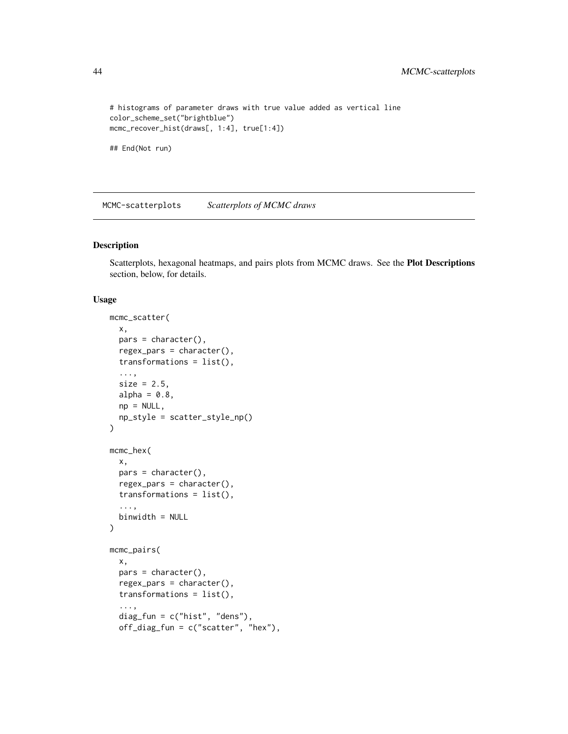```
# histograms of parameter draws with true value added as vertical line
color_scheme_set("brightblue")
mcmc_recover_hist(draws[, 1:4], true[1:4])

## End(Not run)
```

## MCMC-scatterplots *Scatterplots of MCMC draws*

### Description

Scatterplots, hexagonal heatmaps, and pairs plots from MCMC draws. See the **Plot Descriptions** section, below, for details.

### Usage

```
mcmc_scatter(
  x,
  pars = character(),
  regex_pars = character(),
  transformations = list(),
  ...,
  size = 2.5,
  alpha = 0.8,
  np = NULL,
  np_style = scatter_style_np()
)

mcmc_hex(
  x,
  pars = character(),
  regex_pars = character(),
  transformations = list(),
  ...,
  binwidth = NULL
)

mcmc_pairs(
  x,
  pars = character(),
  regex_pars = character(),
  transformations = list(),
  ...,
  diag_fun = c("hist", "dens"),
  off_diag_fun = c("scatter", "hex"),
```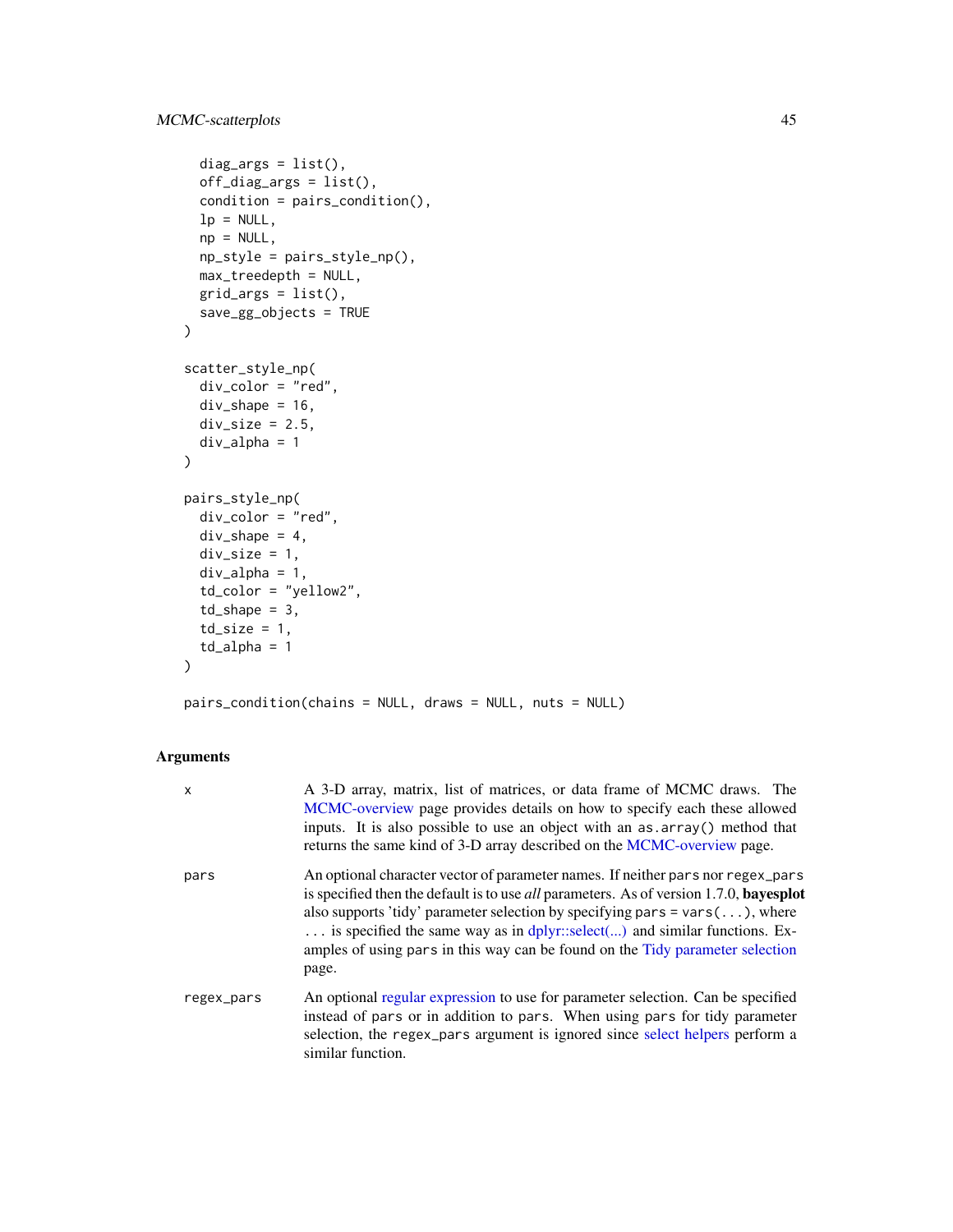```
  diag_args = list(),
  off_diag_args = list(),
  condition = pairs_condition(),
  lp = NULL,
  np = NULL,
  np_style = pairs_style_np(),
  max_treedepth = NULL,
  grid_args = list(),
  save_gg_objects = TRUE
)

scatter_style_np(
  div_color = "red",
  div_shape = 16,
  div_size = 2.5,
  div_alpha = 1
)

pairs_style_np(
  div_color = "red",
  div_shape = 4,
  div_size = 1,
  div_alpha = 1,
  td_color = "yellow2",
  td_shape = 3,
  td_size = 1,
  td_alpha = 1
)

pairs_condition(chains = NULL, draws = NULL, nuts = NULL)
```

### Arguments

| | |
|---|---|
| x | A 3-D array, matrix, list of matrices, or data frame of MCMC draws. The MCMC-overview page provides details on how to specify each these allowed inputs. It is also possible to use an object with an `as.array()` method that returns the same kind of 3-D array described on the MCMC-overview page. |
| pars | An optional character vector of parameter names. If neither `pars` nor `regex_pars` is specified then the default is to use *all* parameters. As of version 1.7.0, **bayesplot** also supports 'tidy' parameter selection by specifying `pars = vars(...)`, where `...` is specified the same way as in dplyr::select(...) and similar functions. Examples of using `pars` in this way can be found on the Tidy parameter selection page. |
| regex_pars | An optional regular expression to use for parameter selection. Can be specified instead of `pars` or in addition to `pars`. When using `pars` for tidy parameter selection, the `regex_pars` argument is ignored since select helpers perform a similar function. |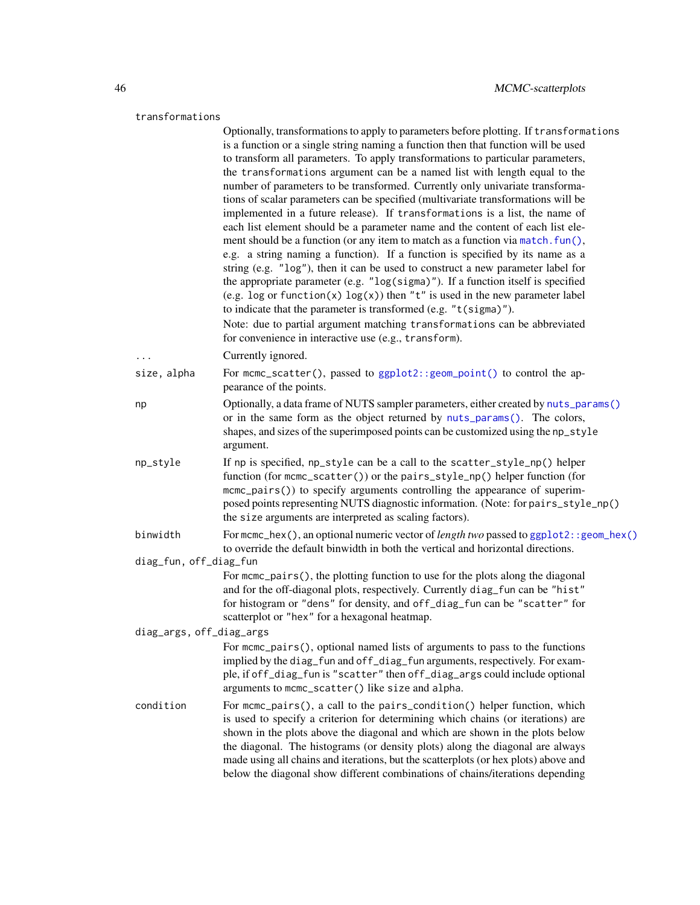`transformations`
: Optionally, transformations to apply to parameters before plotting. If `transformations` is a function or a single string naming a function then that function will be used to transform all parameters. To apply transformations to particular parameters, the `transformations` argument can be a named list with length equal to the number of parameters to be transformed. Currently only univariate transformations of scalar parameters can be specified (multivariate transformations will be implemented in a future release). If `transformations` is a list, the name of each list element should be a parameter name and the content of each list element should be a function (or any item to match as a function via `match.fun()`, e.g. a string naming a function). If a function is specified by its name as a string (e.g. `"log"`), then it can be used to construct a new parameter label for the appropriate parameter (e.g. `"log(sigma)"`). If a function itself is specified (e.g. `log` or `function(x) log(x)`) then `"t"` is used in the new parameter label to indicate that the parameter is transformed (e.g. `"t(sigma)"`).

  Note: due to partial argument matching `transformations` can be abbreviated for convenience in interactive use (e.g., `transform`).

`...`
: Currently ignored.

`size, alpha`
: For `mcmc_scatter()`, passed to `ggplot2::geom_point()` to control the appearance of the points.

`np`
: Optionally, a data frame of NUTS sampler parameters, either created by `nuts_params()` or in the same form as the object returned by `nuts_params()`. The colors, shapes, and sizes of the superimposed points can be customized using the `np_style` argument.

`np_style`
: If `np` is specified, `np_style` can be a call to the `scatter_style_np()` helper function (for `mcmc_scatter()`) or the `pairs_style_np()` helper function (for `mcmc_pairs()`) to specify arguments controlling the appearance of superimposed points representing NUTS diagnostic information. (Note: for `pairs_style_np()` the `size` arguments are interpreted as scaling factors).

`binwidth`
: For `mcmc_hex()`, an optional numeric vector of *length two* passed to `ggplot2::geom_hex()` to override the default binwidth in both the vertical and horizontal directions.

`diag_fun, off_diag_fun`
: For `mcmc_pairs()`, the plotting function to use for the plots along the diagonal and for the off-diagonal plots, respectively. Currently `diag_fun` can be `"hist"` for histogram or `"dens"` for density, and `off_diag_fun` can be `"scatter"` for scatterplot or `"hex"` for a hexagonal heatmap.

`diag_args, off_diag_args`
: For `mcmc_pairs()`, optional named lists of arguments to pass to the functions implied by the `diag_fun` and `off_diag_fun` arguments, respectively. For example, if `off_diag_fun` is `"scatter"` then `off_diag_args` could include optional arguments to `mcmc_scatter()` like `size` and `alpha`.

`condition`
: For `mcmc_pairs()`, a call to the `pairs_condition()` helper function, which is used to specify a criterion for determining which chains (or iterations) are shown in the plots above the diagonal and which are shown in the plots below the diagonal. The histograms (or density plots) along the diagonal are always made using all chains and iterations, but the scatterplots (or hex plots) above and below the diagonal show different combinations of chains/iterations depending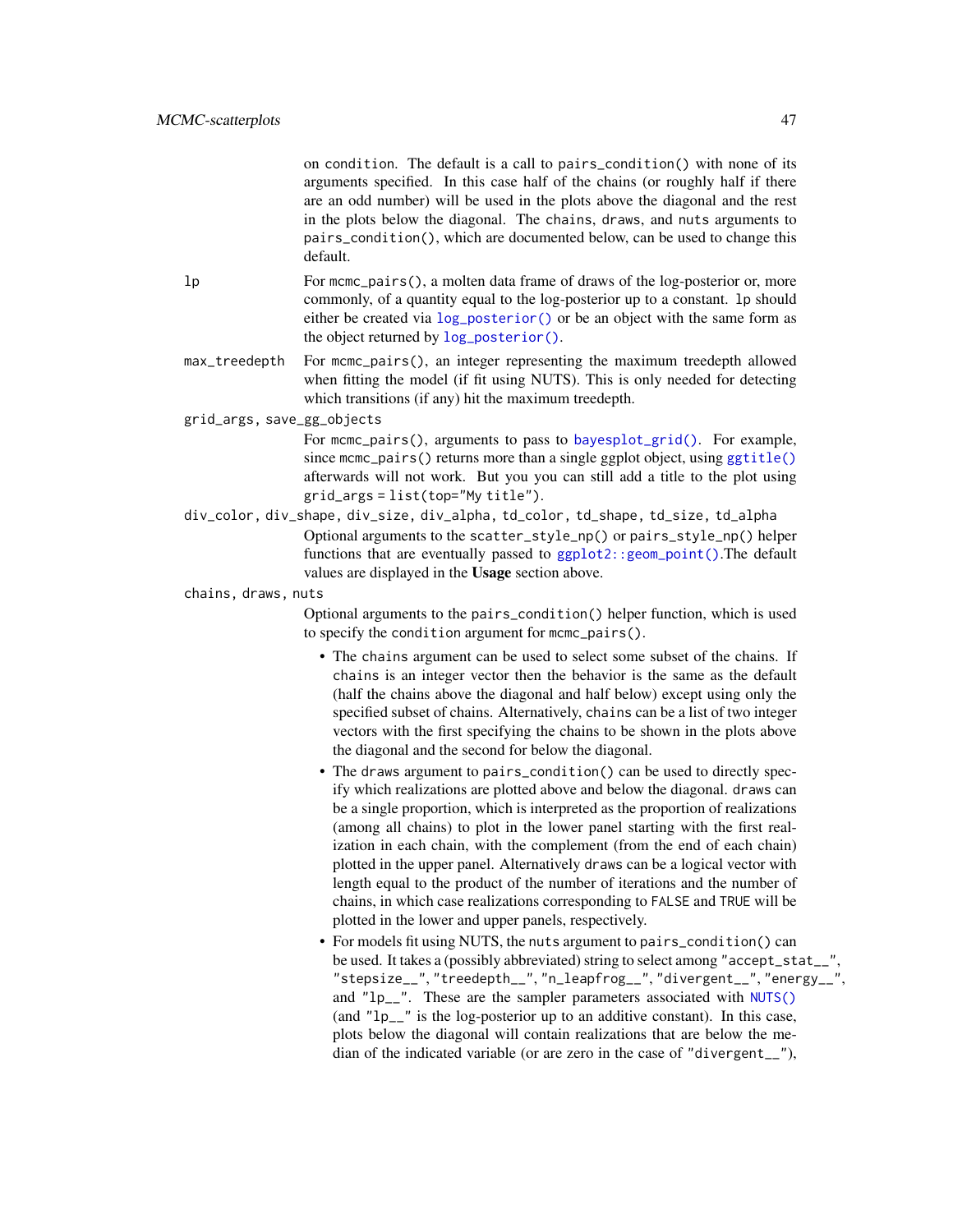on condition. The default is a call to `pairs_condition()` with none of its arguments specified. In this case half of the chains (or roughly half if there are an odd number) will be used in the plots above the diagonal and the rest in the plots below the diagonal. The chains, draws, and nuts arguments to `pairs_condition()`, which are documented below, can be used to change this default.

**lp**
: For `mcmc_pairs()`, a molten data frame of draws of the log-posterior or, more commonly, of a quantity equal to the log-posterior up to a constant. lp should either be created via `log_posterior()` or be an object with the same form as the object returned by `log_posterior()`.

**max_treedepth**
: For `mcmc_pairs()`, an integer representing the maximum treedepth allowed when fitting the model (if fit using NUTS). This is only needed for detecting which transitions (if any) hit the maximum treedepth.

**grid_args, save_gg_objects**
: For `mcmc_pairs()`, arguments to pass to `bayesplot_grid()`. For example, since `mcmc_pairs()` returns more than a single ggplot object, using `ggtitle()` afterwards will not work. But you you can still add a title to the plot using `grid_args = list(top="My title")`.

**div_color, div_shape, div_size, div_alpha, td_color, td_shape, td_size, td_alpha**
: Optional arguments to the `scatter_style_np()` or `pairs_style_np()` helper functions that are eventually passed to `ggplot2::geom_point()`.The default values are displayed in the **Usage** section above.

**chains, draws, nuts**
: Optional arguments to the `pairs_condition()` helper function, which is used to specify the condition argument for `mcmc_pairs()`.

- The chains argument can be used to select some subset of the chains. If chains is an integer vector then the behavior is the same as the default (half the chains above the diagonal and half below) except using only the specified subset of chains. Alternatively, chains can be a list of two integer vectors with the first specifying the chains to be shown in the plots above the diagonal and the second for below the diagonal.
- The draws argument to `pairs_condition()` can be used to directly specify which realizations are plotted above and below the diagonal. draws can be a single proportion, which is interpreted as the proportion of realizations (among all chains) to plot in the lower panel starting with the first realization in each chain, with the complement (from the end of each chain) plotted in the upper panel. Alternatively draws can be a logical vector with length equal to the product of the number of iterations and the number of chains, in which case realizations corresponding to FALSE and TRUE will be plotted in the lower and upper panels, respectively.
- For models fit using NUTS, the nuts argument to `pairs_condition()` can be used. It takes a (possibly abbreviated) string to select among "accept_stat__", "stepsize__", "treedepth__", "n_leapfrog__", "divergent__", "energy__", and "lp__". These are the sampler parameters associated with `NUTS()` (and "lp__" is the log-posterior up to an additive constant). In this case, plots below the diagonal will contain realizations that are below the median of the indicated variable (or are zero in the case of "divergent__"),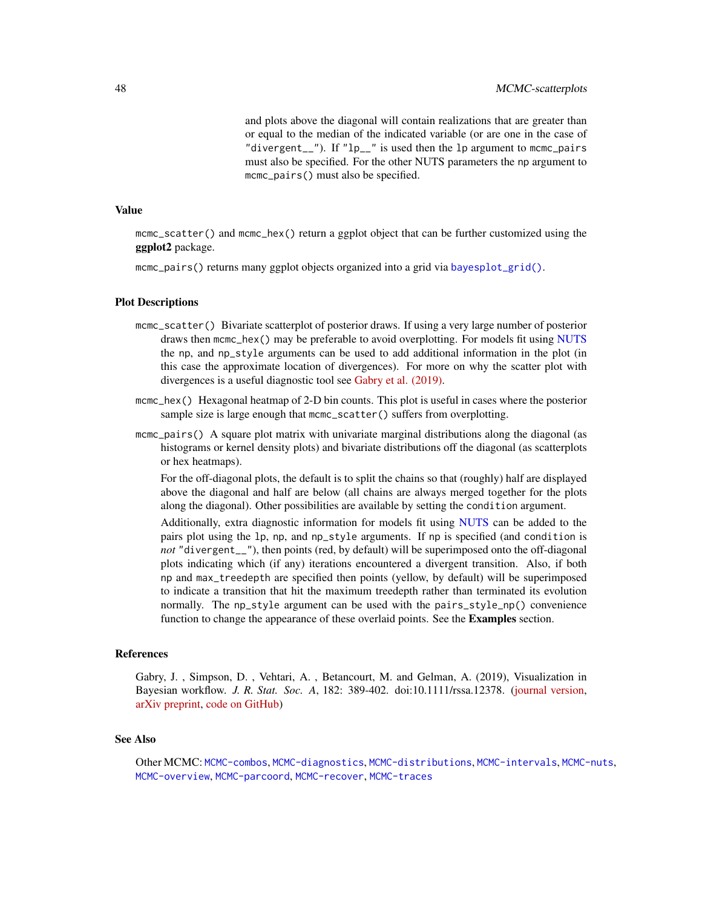and plots above the diagonal will contain realizations that are greater than or equal to the median of the indicated variable (or are one in the case of "divergent__"). If "lp__" is used then the lp argument to mcmc_pairs must also be specified. For the other NUTS parameters the np argument to mcmc_pairs() must also be specified.

## Value

mcmc_scatter() and mcmc_hex() return a ggplot object that can be further customized using the **ggplot2** package.

mcmc_pairs() returns many ggplot objects organized into a grid via bayesplot_grid().

## Plot Descriptions

mcmc_scatter() Bivariate scatterplot of posterior draws. If using a very large number of posterior draws then mcmc_hex() may be preferable to avoid overplotting. For models fit using NUTS the np, and np_style arguments can be used to add additional information in the plot (in this case the approximate location of divergences). For more on why the scatter plot with divergences is a useful diagnostic tool see Gabry et al. (2019).

mcmc_hex() Hexagonal heatmap of 2-D bin counts. This plot is useful in cases where the posterior sample size is large enough that mcmc_scatter() suffers from overplotting.

mcmc_pairs() A square plot matrix with univariate marginal distributions along the diagonal (as histograms or kernel density plots) and bivariate distributions off the diagonal (as scatterplots or hex heatmaps).

For the off-diagonal plots, the default is to split the chains so that (roughly) half are displayed above the diagonal and half are below (all chains are always merged together for the plots along the diagonal). Other possibilities are available by setting the condition argument.

Additionally, extra diagnostic information for models fit using NUTS can be added to the pairs plot using the lp, np, and np_style arguments. If np is specified (and condition is *not* "divergent__"), then points (red, by default) will be superimposed onto the off-diagonal plots indicating which (if any) iterations encountered a divergent transition. Also, if both np and max_treedepth are specified then points (yellow, by default) will be superimposed to indicate a transition that hit the maximum treedepth rather than terminated its evolution normally. The np_style argument can be used with the pairs_style_np() convenience function to change the appearance of these overlaid points. See the **Examples** section.

## References

Gabry, J. , Simpson, D. , Vehtari, A. , Betancourt, M. and Gelman, A. (2019), Visualization in Bayesian workflow. *J. R. Stat. Soc. A*, 182: 389-402. doi:10.1111/rssa.12378. (journal version, arXiv preprint, code on GitHub)

## See Also

Other MCMC: MCMC-combos, MCMC-diagnostics, MCMC-distributions, MCMC-intervals, MCMC-nuts, MCMC-overview, MCMC-parcoord, MCMC-recover, MCMC-traces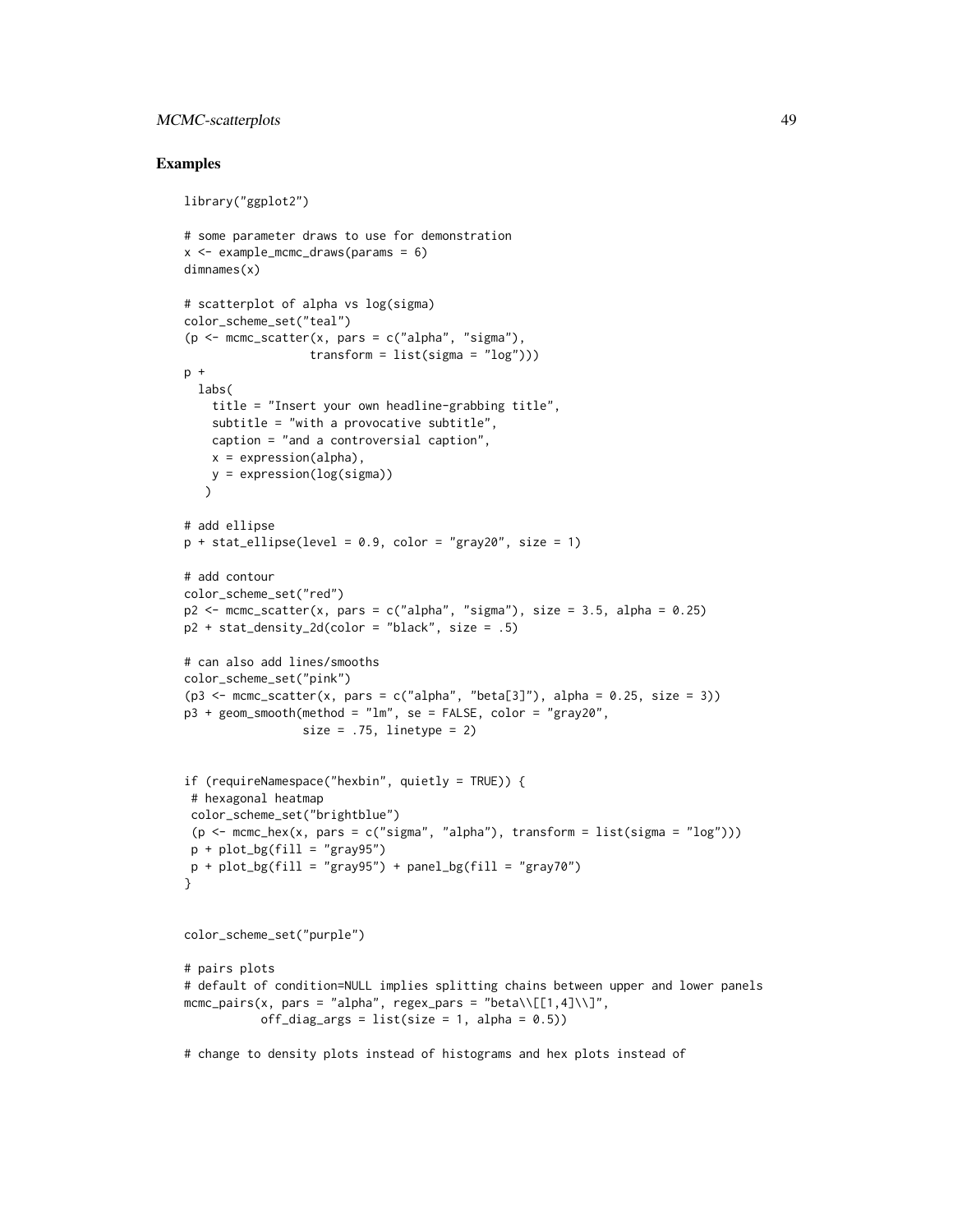## Examples

```
library("ggplot2")

# some parameter draws to use for demonstration
x <- example_mcmc_draws(params = 6)
dimnames(x)

# scatterplot of alpha vs log(sigma)
color_scheme_set("teal")
(p <- mcmc_scatter(x, pars = c("alpha", "sigma"),
                  transform = list(sigma = "log")))
p +
  labs(
    title = "Insert your own headline-grabbing title",
    subtitle = "with a provocative subtitle",
    caption = "and a controversial caption",
    x = expression(alpha),
    y = expression(log(sigma))
   )

# add ellipse
p + stat_ellipse(level = 0.9, color = "gray20", size = 1)

# add contour
color_scheme_set("red")
p2 <- mcmc_scatter(x, pars = c("alpha", "sigma"), size = 3.5, alpha = 0.25)
p2 + stat_density_2d(color = "black", size = .5)

# can also add lines/smooths
color_scheme_set("pink")
(p3 <- mcmc_scatter(x, pars = c("alpha", "beta[3]"), alpha = 0.25, size = 3))
p3 + geom_smooth(method = "lm", se = FALSE, color = "gray20",
                 size = .75, linetype = 2)


if (requireNamespace("hexbin", quietly = TRUE)) {
 # hexagonal heatmap
 color_scheme_set("brightblue")
 (p <- mcmc_hex(x, pars = c("sigma", "alpha"), transform = list(sigma = "log")))
 p + plot_bg(fill = "gray95")
 p + plot_bg(fill = "gray95") + panel_bg(fill = "gray70")
}


color_scheme_set("purple")

# pairs plots
# default of condition=NULL implies splitting chains between upper and lower panels
mcmc_pairs(x, pars = "alpha", regex_pars = "beta\\[[1,4]\\]",
           off_diag_args = list(size = 1, alpha = 0.5))

# change to density plots instead of histograms and hex plots instead of
```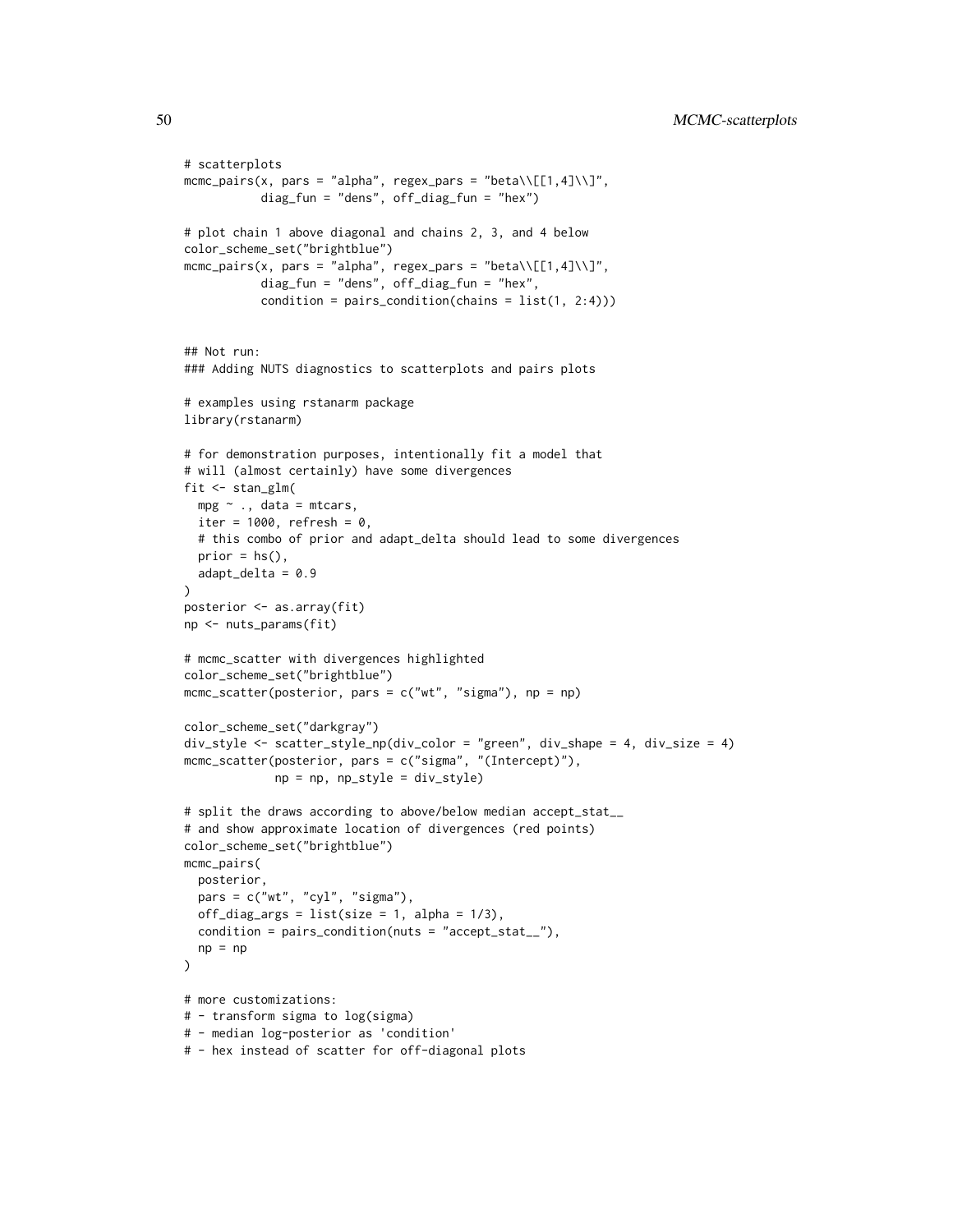```
# scatterplots
mcmc_pairs(x, pars = "alpha", regex_pars = "beta\\[[1,4]\\]",
           diag_fun = "dens", off_diag_fun = "hex")

# plot chain 1 above diagonal and chains 2, 3, and 4 below
color_scheme_set("brightblue")
mcmc_pairs(x, pars = "alpha", regex_pars = "beta\\[[1,4]\\]",
           diag_fun = "dens", off_diag_fun = "hex",
           condition = pairs_condition(chains = list(1, 2:4)))


## Not run:
### Adding NUTS diagnostics to scatterplots and pairs plots

# examples using rstanarm package
library(rstanarm)

# for demonstration purposes, intentionally fit a model that
# will (almost certainly) have some divergences
fit <- stan_glm(
  mpg ~ ., data = mtcars,
  iter = 1000, refresh = 0,
  # this combo of prior and adapt_delta should lead to some divergences
  prior = hs(),
  adapt_delta = 0.9
)
posterior <- as.array(fit)
np <- nuts_params(fit)

# mcmc_scatter with divergences highlighted
color_scheme_set("brightblue")
mcmc_scatter(posterior, pars = c("wt", "sigma"), np = np)

color_scheme_set("darkgray")
div_style <- scatter_style_np(div_color = "green", div_shape = 4, div_size = 4)
mcmc_scatter(posterior, pars = c("sigma", "(Intercept)"),
             np = np, np_style = div_style)

# split the draws according to above/below median accept_stat__
# and show approximate location of divergences (red points)
color_scheme_set("brightblue")
mcmc_pairs(
  posterior,
  pars = c("wt", "cyl", "sigma"),
  off_diag_args = list(size = 1, alpha = 1/3),
  condition = pairs_condition(nuts = "accept_stat__"),
  np = np
)

# more customizations:
# - transform sigma to log(sigma)
# - median log-posterior as 'condition'
# - hex instead of scatter for off-diagonal plots
```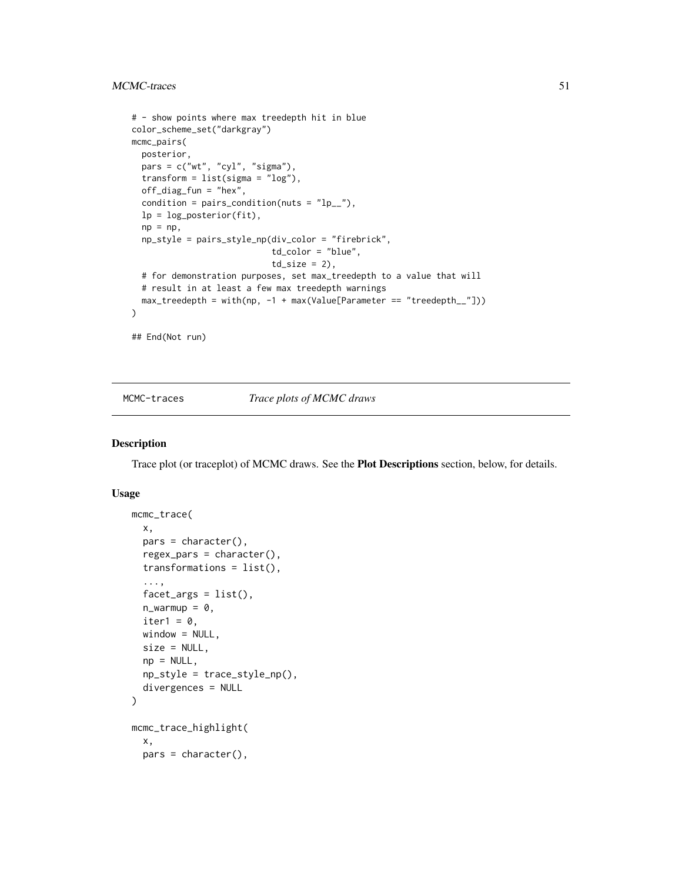```
# - show points where max treedepth hit in blue
color_scheme_set("darkgray")
mcmc_pairs(
  posterior,
  pars = c("wt", "cyl", "sigma"),
  transform = list(sigma = "log"),
  off_diag_fun = "hex",
  condition = pairs_condition(nuts = "lp__"),
  lp = log_posterior(fit),
  np = np,
  np_style = pairs_style_np(div_color = "firebrick",
                            td_color = "blue",
                            td_size = 2),
  # for demonstration purposes, set max_treedepth to a value that will
  # result in at least a few max treedepth warnings
  max_treedepth = with(np, -1 + max(Value[Parameter == "treedepth__"]))
)

## End(Not run)
```

---

MCMC-traces — *Trace plots of MCMC draws*

---

## Description

Trace plot (or traceplot) of MCMC draws. See the **Plot Descriptions** section, below, for details.

## Usage

```
mcmc_trace(
  x,
  pars = character(),
  regex_pars = character(),
  transformations = list(),
  ...,
  facet_args = list(),
  n_warmup = 0,
  iter1 = 0,
  window = NULL,
  size = NULL,
  np = NULL,
  np_style = trace_style_np(),
  divergences = NULL
)

mcmc_trace_highlight(
  x,
  pars = character(),
```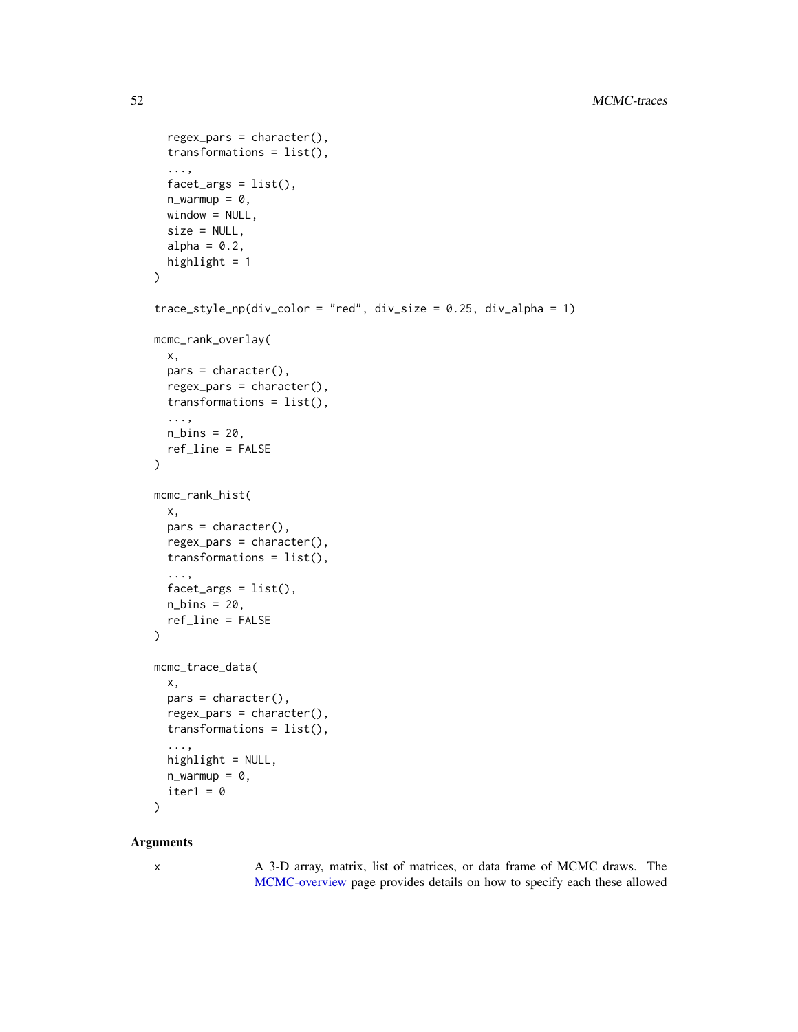```
  regex_pars = character(),
  transformations = list(),
  ...,
  facet_args = list(),
  n_warmup = 0,
  window = NULL,
  size = NULL,
  alpha = 0.2,
  highlight = 1
)

trace_style_np(div_color = "red", div_size = 0.25, div_alpha = 1)

mcmc_rank_overlay(
  x,
  pars = character(),
  regex_pars = character(),
  transformations = list(),
  ...,
  n_bins = 20,
  ref_line = FALSE
)

mcmc_rank_hist(
  x,
  pars = character(),
  regex_pars = character(),
  transformations = list(),
  ...,
  facet_args = list(),
  n_bins = 20,
  ref_line = FALSE
)

mcmc_trace_data(
  x,
  pars = character(),
  regex_pars = character(),
  transformations = list(),
  ...,
  highlight = NULL,
  n_warmup = 0,
  iter1 = 0
)
```

### Arguments

x
: A 3-D array, matrix, list of matrices, or data frame of MCMC draws. The MCMC-overview page provides details on how to specify each these allowed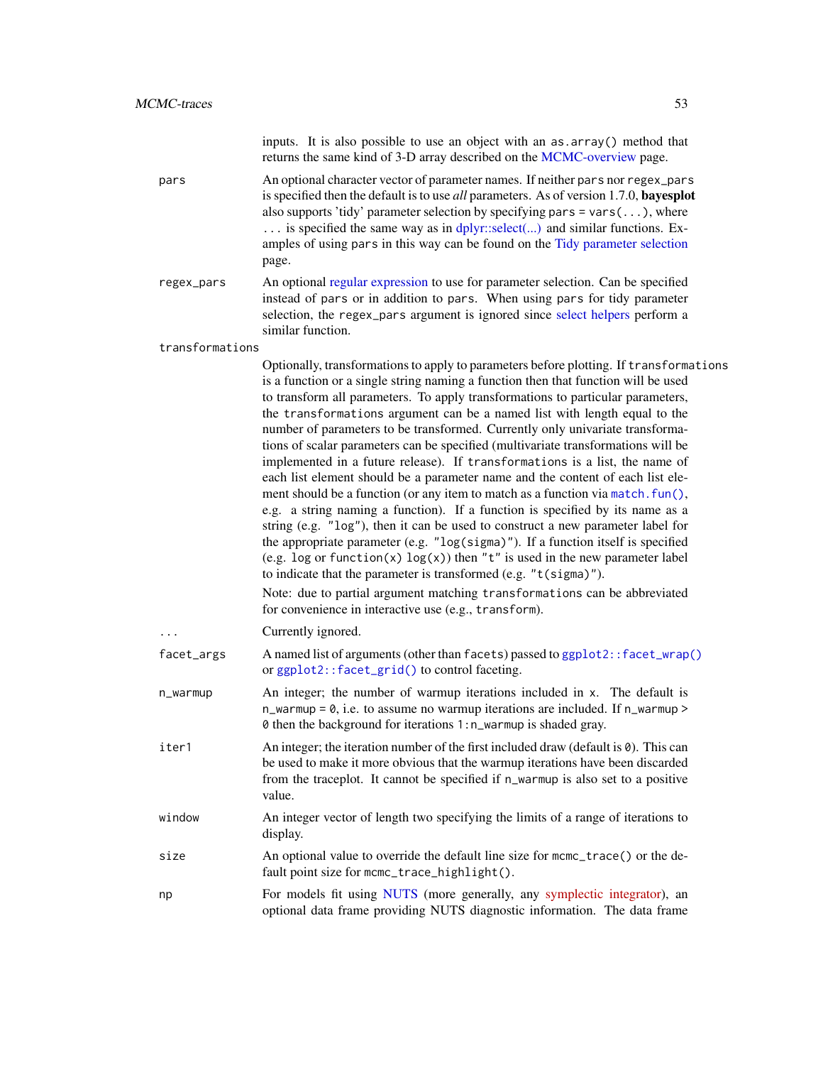inputs. It is also possible to use an object with an `as.array()` method that returns the same kind of 3-D array described on the MCMC-overview page.

`pars`
: An optional character vector of parameter names. If neither `pars` nor `regex_pars` is specified then the default is to use *all* parameters. As of version 1.7.0, **bayesplot** also supports 'tidy' parameter selection by specifying `pars = vars(...)`, where `...` is specified the same way as in dplyr::select(...) and similar functions. Examples of using `pars` in this way can be found on the Tidy parameter selection page.

`regex_pars`
: An optional regular expression to use for parameter selection. Can be specified instead of `pars` or in addition to `pars`. When using `pars` for tidy parameter selection, the `regex_pars` argument is ignored since select helpers perform a similar function.

`transformations`
: Optionally, transformations to apply to parameters before plotting. If `transformations` is a function or a single string naming a function then that function will be used to transform all parameters. To apply transformations to particular parameters, the `transformations` argument can be a named list with length equal to the number of parameters to be transformed. Currently only univariate transformations of scalar parameters can be specified (multivariate transformations will be implemented in a future release). If `transformations` is a list, the name of each list element should be a parameter name and the content of each list element should be a function (or any item to match as a function via `match.fun()`, e.g. a string naming a function). If a function is specified by its name as a string (e.g. `"log"`), then it can be used to construct a new parameter label for the appropriate parameter (e.g. `"log(sigma)"`). If a function itself is specified (e.g. `log` or `function(x) log(x)`) then `"t"` is used in the new parameter label to indicate that the parameter is transformed (e.g. `"t(sigma)"`).

  Note: due to partial argument matching `transformations` can be abbreviated for convenience in interactive use (e.g., `transform`).

`...`
: Currently ignored.

`facet_args`
: A named list of arguments (other than `facets`) passed to `ggplot2::facet_wrap()` or `ggplot2::facet_grid()` to control faceting.

`n_warmup`
: An integer; the number of warmup iterations included in `x`. The default is `n_warmup = 0`, i.e. to assume no warmup iterations are included. If `n_warmup > 0` then the background for iterations `1:n_warmup` is shaded gray.

`iter1`
: An integer; the iteration number of the first included draw (default is `0`). This can be used to make it more obvious that the warmup iterations have been discarded from the traceplot. It cannot be specified if `n_warmup` is also set to a positive value.

`window`
: An integer vector of length two specifying the limits of a range of iterations to display.

`size`
: An optional value to override the default line size for `mcmc_trace()` or the default point size for `mcmc_trace_highlight()`.

`np`
: For models fit using NUTS (more generally, any symplectic integrator), an optional data frame providing NUTS diagnostic information. The data frame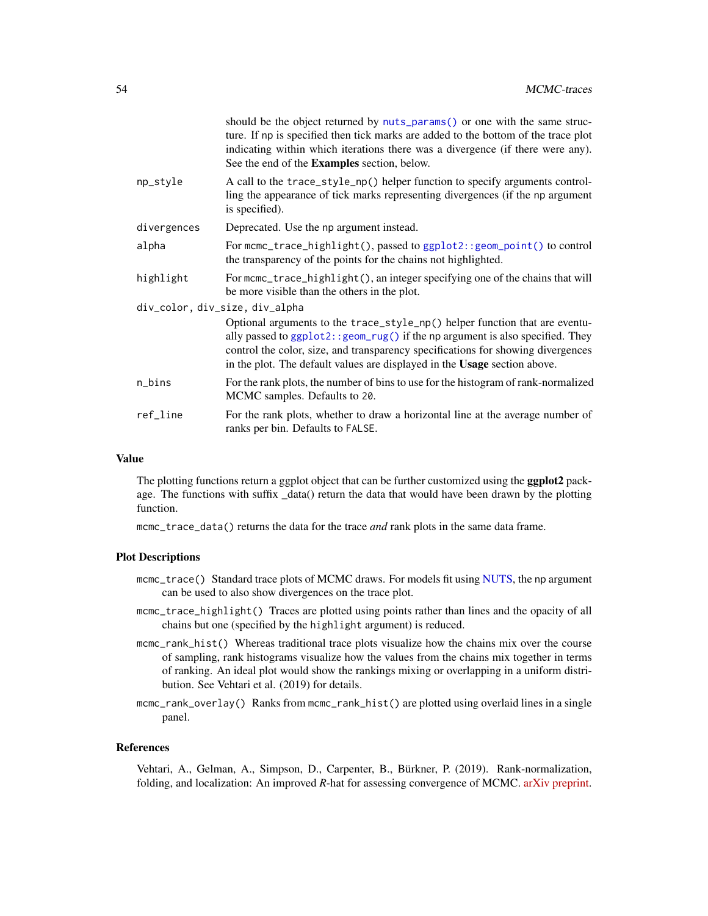should be the object returned by `nuts_params()` or one with the same structure. If np is specified then tick marks are added to the bottom of the trace plot indicating within which iterations there was a divergence (if there were any). See the end of the **Examples** section, below.

| | |
|---|---|
| `np_style` | A call to the `trace_style_np()` helper function to specify arguments controlling the appearance of tick marks representing divergences (if the np argument is specified). |
| `divergences` | Deprecated. Use the np argument instead. |
| `alpha` | For `mcmc_trace_highlight()`, passed to `ggplot2::geom_point()` to control the transparency of the points for the chains not highlighted. |
| `highlight` | For `mcmc_trace_highlight()`, an integer specifying one of the chains that will be more visible than the others in the plot. |
| `div_color, div_size, div_alpha` | Optional arguments to the `trace_style_np()` helper function that are eventually passed to `ggplot2::geom_rug()` if the np argument is also specified. They control the color, size, and transparency specifications for showing divergences in the plot. The default values are displayed in the **Usage** section above. |
| `n_bins` | For the rank plots, the number of bins to use for the histogram of rank-normalized MCMC samples. Defaults to 20. |
| `ref_line` | For the rank plots, whether to draw a horizontal line at the average number of ranks per bin. Defaults to FALSE. |

### Value

The plotting functions return a ggplot object that can be further customized using the **ggplot2** package. The functions with suffix _data() return the data that would have been drawn by the plotting function.

`mcmc_trace_data()` returns the data for the trace *and* rank plots in the same data frame.

### Plot Descriptions

- `mcmc_trace()` Standard trace plots of MCMC draws. For models fit using NUTS, the np argument can be used to also show divergences on the trace plot.
- `mcmc_trace_highlight()` Traces are plotted using points rather than lines and the opacity of all chains but one (specified by the highlight argument) is reduced.
- `mcmc_rank_hist()` Whereas traditional trace plots visualize how the chains mix over the course of sampling, rank histograms visualize how the values from the chains mix together in terms of ranking. An ideal plot would show the rankings mixing or overlapping in a uniform distribution. See Vehtari et al. (2019) for details.
- `mcmc_rank_overlay()` Ranks from `mcmc_rank_hist()` are plotted using overlaid lines in a single panel.

### References

Vehtari, A., Gelman, A., Simpson, D., Carpenter, B., Bürkner, P. (2019). Rank-normalization, folding, and localization: An improved *R*-hat for assessing convergence of MCMC. arXiv preprint.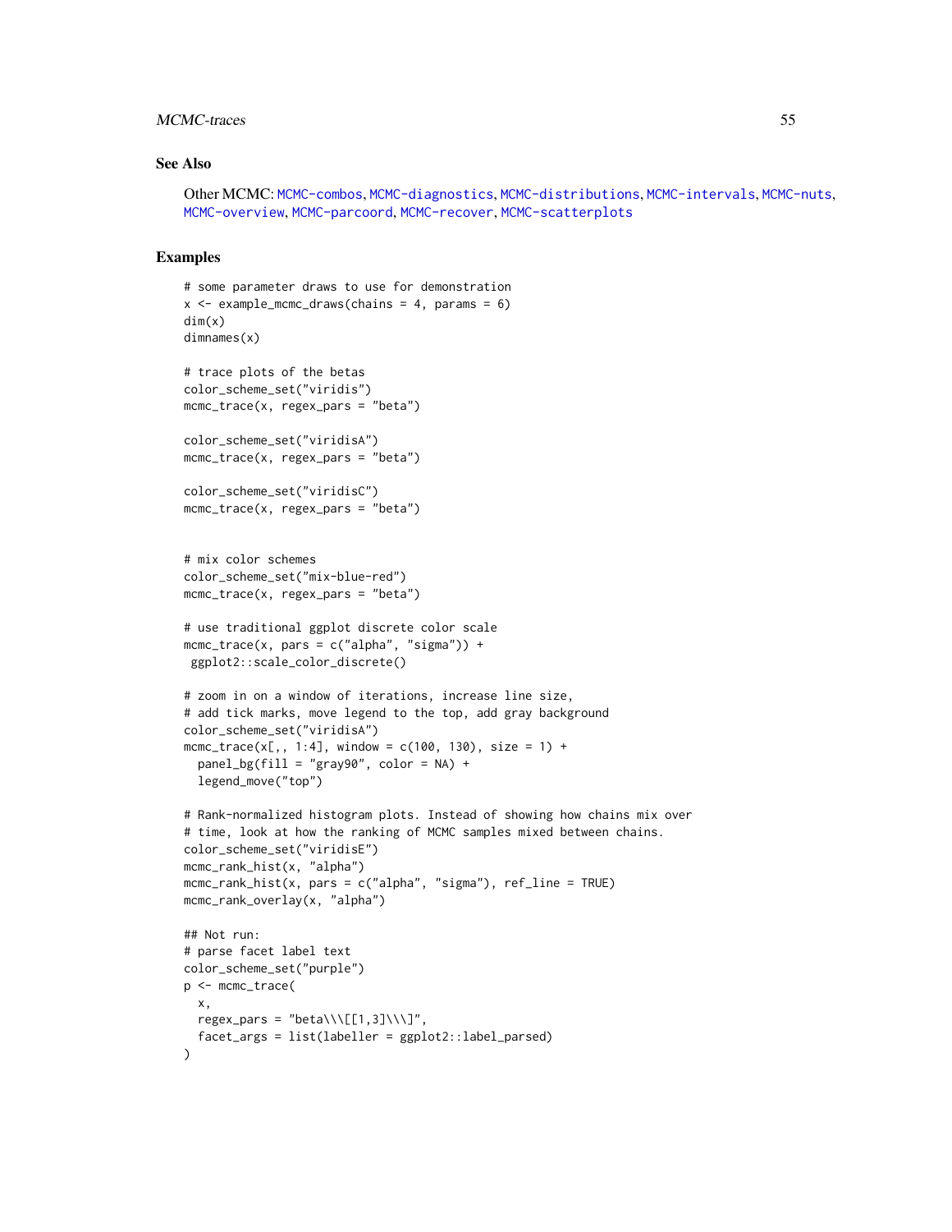### See Also

Other MCMC: MCMC-combos, MCMC-diagnostics, MCMC-distributions, MCMC-intervals, MCMC-nuts, MCMC-overview, MCMC-parcoord, MCMC-recover, MCMC-scatterplots

### Examples

```
# some parameter draws to use for demonstration
x <- example_mcmc_draws(chains = 4, params = 6)
dim(x)
dimnames(x)

# trace plots of the betas
color_scheme_set("viridis")
mcmc_trace(x, regex_pars = "beta")

color_scheme_set("viridisA")
mcmc_trace(x, regex_pars = "beta")

color_scheme_set("viridisC")
mcmc_trace(x, regex_pars = "beta")


# mix color schemes
color_scheme_set("mix-blue-red")
mcmc_trace(x, regex_pars = "beta")

# use traditional ggplot discrete color scale
mcmc_trace(x, pars = c("alpha", "sigma")) +
 ggplot2::scale_color_discrete()

# zoom in on a window of iterations, increase line size,
# add tick marks, move legend to the top, add gray background
color_scheme_set("viridisA")
mcmc_trace(x[,, 1:4], window = c(100, 130), size = 1) +
  panel_bg(fill = "gray90", color = NA) +
  legend_move("top")

# Rank-normalized histogram plots. Instead of showing how chains mix over
# time, look at how the ranking of MCMC samples mixed between chains.
color_scheme_set("viridisE")
mcmc_rank_hist(x, "alpha")
mcmc_rank_hist(x, pars = c("alpha", "sigma"), ref_line = TRUE)
mcmc_rank_overlay(x, "alpha")

## Not run:
# parse facet label text
color_scheme_set("purple")
p <- mcmc_trace(
  x,
  regex_pars = "beta\\\[[1,3]\\\]",
  facet_args = list(labeller = ggplot2::label_parsed)
)
```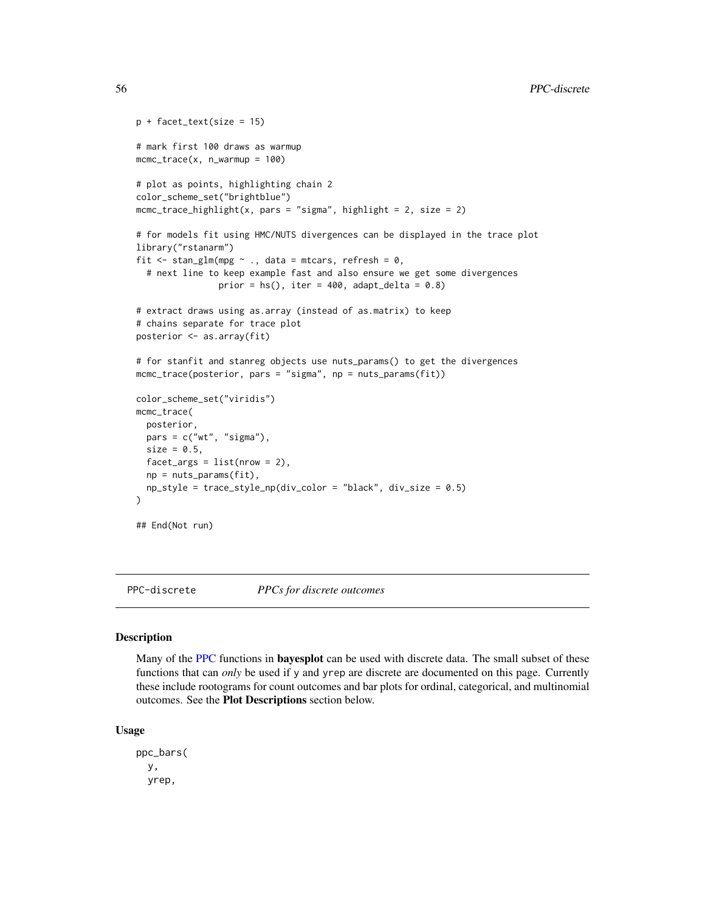```
p + facet_text(size = 15)

# mark first 100 draws as warmup
mcmc_trace(x, n_warmup = 100)

# plot as points, highlighting chain 2
color_scheme_set("brightblue")
mcmc_trace_highlight(x, pars = "sigma", highlight = 2, size = 2)

# for models fit using HMC/NUTS divergences can be displayed in the trace plot
library("rstanarm")
fit <- stan_glm(mpg ~ ., data = mtcars, refresh = 0,
  # next line to keep example fast and also ensure we get some divergences
                prior = hs(), iter = 400, adapt_delta = 0.8)

# extract draws using as.array (instead of as.matrix) to keep
# chains separate for trace plot
posterior <- as.array(fit)

# for stanfit and stanreg objects use nuts_params() to get the divergences
mcmc_trace(posterior, pars = "sigma", np = nuts_params(fit))

color_scheme_set("viridis")
mcmc_trace(
  posterior,
  pars = c("wt", "sigma"),
  size = 0.5,
  facet_args = list(nrow = 2),
  np = nuts_params(fit),
  np_style = trace_style_np(div_color = "black", div_size = 0.5)
)

## End(Not run)
```

## PPC-discrete *PPCs for discrete outcomes*

### Description

Many of the PPC functions in **bayesplot** can be used with discrete data. The small subset of these functions that can *only* be used if y and yrep are discrete are documented on this page. Currently these include rootograms for count outcomes and bar plots for ordinal, categorical, and multinomial outcomes. See the **Plot Descriptions** section below.

### Usage

```
ppc_bars(
  y,
  yrep,
```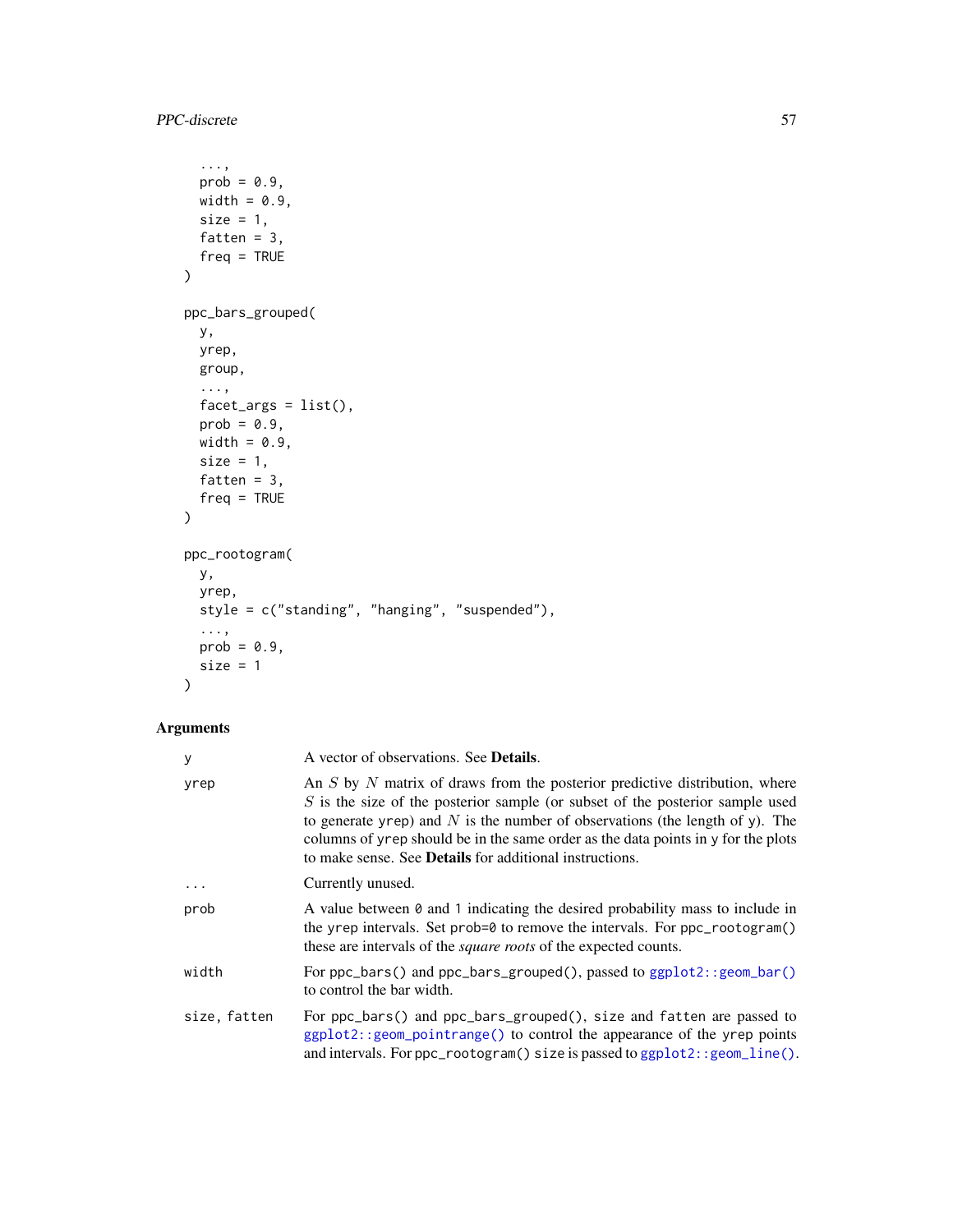```
  ...,
  prob = 0.9,
  width = 0.9,
  size = 1,
  fatten = 3,
  freq = TRUE
)

ppc_bars_grouped(
  y,
  yrep,
  group,
  ...,
  facet_args = list(),
  prob = 0.9,
  width = 0.9,
  size = 1,
  fatten = 3,
  freq = TRUE
)

ppc_rootogram(
  y,
  yrep,
  style = c("standing", "hanging", "suspended"),
  ...,
  prob = 0.9,
  size = 1
)
```

## Arguments

| | |
|---|---|
| y | A vector of observations. See **Details**. |
| yrep | An $S$ by $N$ matrix of draws from the posterior predictive distribution, where $S$ is the size of the posterior sample (or subset of the posterior sample used to generate yrep) and $N$ is the number of observations (the length of y). The columns of yrep should be in the same order as the data points in y for the plots to make sense. See **Details** for additional instructions. |
| ... | Currently unused. |
| prob | A value between 0 and 1 indicating the desired probability mass to include in the yrep intervals. Set prob=0 to remove the intervals. For ppc_rootogram() these are intervals of the *square roots* of the expected counts. |
| width | For ppc_bars() and ppc_bars_grouped(), passed to ggplot2::geom_bar() to control the bar width. |
| size, fatten | For ppc_bars() and ppc_bars_grouped(), size and fatten are passed to ggplot2::geom_pointrange() to control the appearance of the yrep points and intervals. For ppc_rootogram() size is passed to ggplot2::geom_line(). |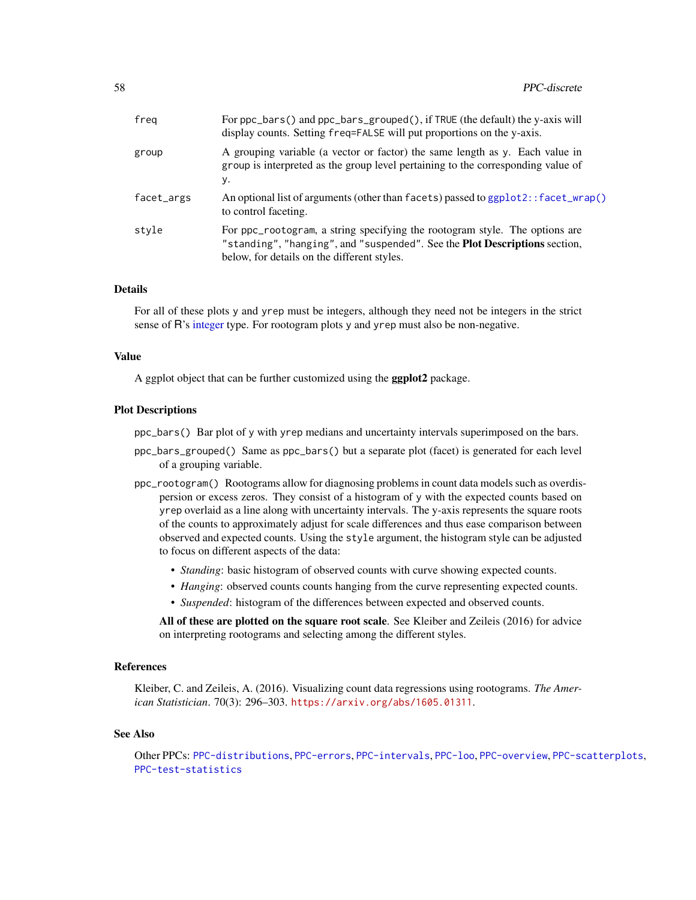| | |
|---|---|
| `freq` | For `ppc_bars()` and `ppc_bars_grouped()`, if `TRUE` (the default) the y-axis will display counts. Setting `freq=FALSE` will put proportions on the y-axis. |
| `group` | A grouping variable (a vector or factor) the same length as `y`. Each value in `group` is interpreted as the group level pertaining to the corresponding value of `y`. |
| `facet_args` | An optional list of arguments (other than `facets`) passed to `ggplot2::facet_wrap()` to control faceting. |
| `style` | For `ppc_rootogram`, a string specifying the rootogram style. The options are `"standing"`, `"hanging"`, and `"suspended"`. See the **Plot Descriptions** section, below, for details on the different styles. |

## Details

For all of these plots `y` and `yrep` must be integers, although they need not be integers in the strict sense of R's integer type. For rootogram plots `y` and `yrep` must also be non-negative.

## Value

A ggplot object that can be further customized using the **ggplot2** package.

## Plot Descriptions

`ppc_bars()` Bar plot of `y` with `yrep` medians and uncertainty intervals superimposed on the bars.

`ppc_bars_grouped()` Same as `ppc_bars()` but a separate plot (facet) is generated for each level of a grouping variable.

`ppc_rootogram()` Rootograms allow for diagnosing problems in count data models such as overdispersion or excess zeros. They consist of a histogram of `y` with the expected counts based on `yrep` overlaid as a line along with uncertainty intervals. The y-axis represents the square roots of the counts to approximately adjust for scale differences and thus ease comparison between observed and expected counts. Using the `style` argument, the histogram style can be adjusted to focus on different aspects of the data:

- *Standing*: basic histogram of observed counts with curve showing expected counts.
- *Hanging*: observed counts counts hanging from the curve representing expected counts.
- *Suspended*: histogram of the differences between expected and observed counts.

**All of these are plotted on the square root scale**. See Kleiber and Zeileis (2016) for advice on interpreting rootograms and selecting among the different styles.

## References

Kleiber, C. and Zeileis, A. (2016). Visualizing count data regressions using rootograms. *The American Statistician*. 70(3): 296–303. https://arxiv.org/abs/1605.01311.

## See Also

Other PPCs: `PPC-distributions`, `PPC-errors`, `PPC-intervals`, `PPC-loo`, `PPC-overview`, `PPC-scatterplots`, `PPC-test-statistics`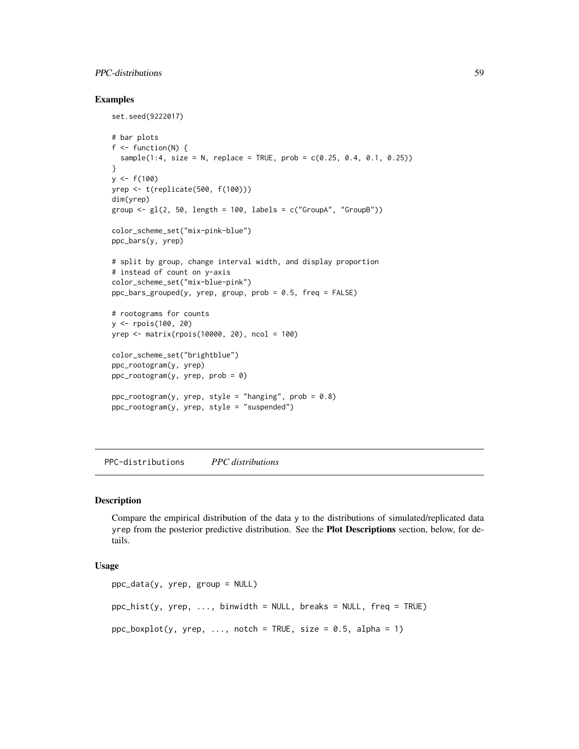### Examples

```
set.seed(9222017)

# bar plots
f <- function(N) {
  sample(1:4, size = N, replace = TRUE, prob = c(0.25, 0.4, 0.1, 0.25))
}
y <- f(100)
yrep <- t(replicate(500, f(100)))
dim(yrep)
group <- gl(2, 50, length = 100, labels = c("GroupA", "GroupB"))

color_scheme_set("mix-pink-blue")
ppc_bars(y, yrep)

# split by group, change interval width, and display proportion
# instead of count on y-axis
color_scheme_set("mix-blue-pink")
ppc_bars_grouped(y, yrep, group, prob = 0.5, freq = FALSE)

# rootograms for counts
y <- rpois(100, 20)
yrep <- matrix(rpois(10000, 20), ncol = 100)

color_scheme_set("brightblue")
ppc_rootogram(y, yrep)
ppc_rootogram(y, yrep, prob = 0)

ppc_rootogram(y, yrep, style = "hanging", prob = 0.8)
ppc_rootogram(y, yrep, style = "suspended")
```

## PPC-distributions *PPC distributions*

### Description

Compare the empirical distribution of the data y to the distributions of simulated/replicated data yrep from the posterior predictive distribution. See the **Plot Descriptions** section, below, for details.

### Usage

```
ppc_data(y, yrep, group = NULL)

ppc_hist(y, yrep, ..., binwidth = NULL, breaks = NULL, freq = TRUE)

ppc_boxplot(y, yrep, ..., notch = TRUE, size = 0.5, alpha = 1)
```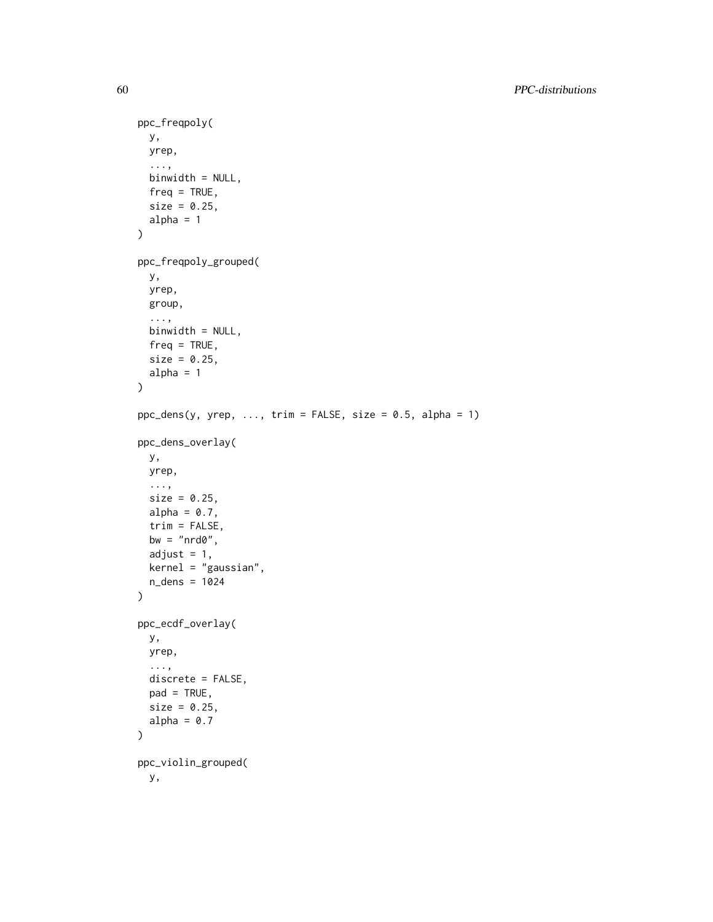```
ppc_freqpoly(
  y,
  yrep,
  ...,
  binwidth = NULL,
  freq = TRUE,
  size = 0.25,
  alpha = 1
)

ppc_freqpoly_grouped(
  y,
  yrep,
  group,
  ...,
  binwidth = NULL,
  freq = TRUE,
  size = 0.25,
  alpha = 1
)

ppc_dens(y, yrep, ..., trim = FALSE, size = 0.5, alpha = 1)

ppc_dens_overlay(
  y,
  yrep,
  ...,
  size = 0.25,
  alpha = 0.7,
  trim = FALSE,
  bw = "nrd0",
  adjust = 1,
  kernel = "gaussian",
  n_dens = 1024
)

ppc_ecdf_overlay(
  y,
  yrep,
  ...,
  discrete = FALSE,
  pad = TRUE,
  size = 0.25,
  alpha = 0.7
)

ppc_violin_grouped(
  y,
```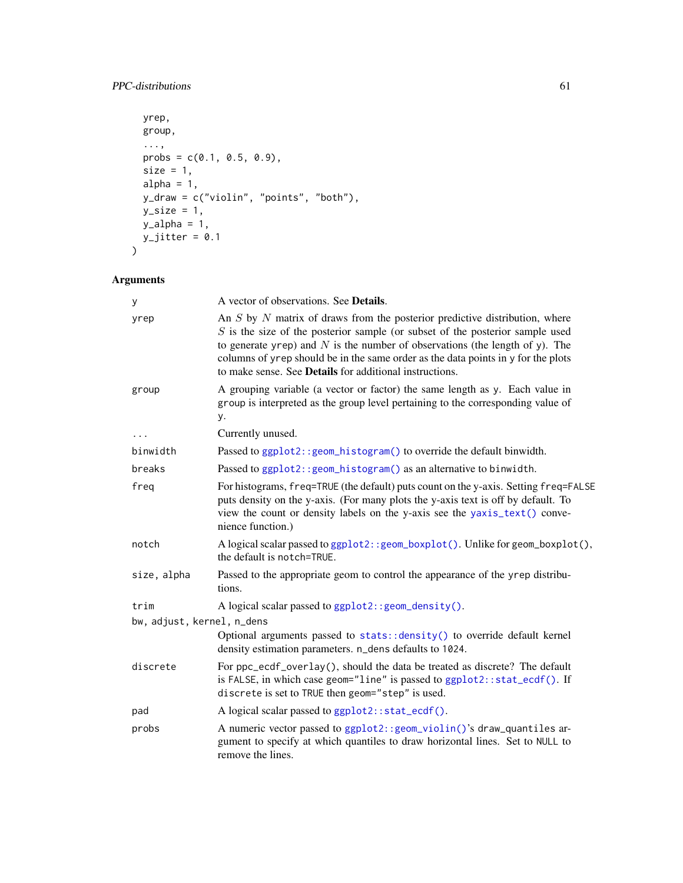```
  yrep,
  group,
  ...,
  probs = c(0.1, 0.5, 0.9),
  size = 1,
  alpha = 1,
  y_draw = c("violin", "points", "both"),
  y_size = 1,
  y_alpha = 1,
  y_jitter = 0.1
)
```

## Arguments

| Argument | Description |
|---|---|
| `y` | A vector of observations. See **Details**. |
| `yrep` | An $S$ by $N$ matrix of draws from the posterior predictive distribution, where $S$ is the size of the posterior sample (or subset of the posterior sample used to generate `yrep`) and $N$ is the number of observations (the length of `y`). The columns of `yrep` should be in the same order as the data points in `y` for the plots to make sense. See **Details** for additional instructions. |
| `group` | A grouping variable (a vector or factor) the same length as `y`. Each value in `group` is interpreted as the group level pertaining to the corresponding value of `y`. |
| `...` | Currently unused. |
| `binwidth` | Passed to `ggplot2::geom_histogram()` to override the default binwidth. |
| `breaks` | Passed to `ggplot2::geom_histogram()` as an alternative to `binwidth`. |
| `freq` | For histograms, `freq=TRUE` (the default) puts count on the y-axis. Setting `freq=FALSE` puts density on the y-axis. (For many plots the y-axis text is off by default. To view the count or density labels on the y-axis see the `yaxis_text()` convenience function.) |
| `notch` | A logical scalar passed to `ggplot2::geom_boxplot()`. Unlike for `geom_boxplot()`, the default is `notch=TRUE`. |
| `size, alpha` | Passed to the appropriate geom to control the appearance of the `yrep` distributions. |
| `trim` | A logical scalar passed to `ggplot2::geom_density()`. |
| `bw, adjust, kernel, n_dens` | Optional arguments passed to `stats::density()` to override default kernel density estimation parameters. `n_dens` defaults to `1024`. |
| `discrete` | For `ppc_ecdf_overlay()`, should the data be treated as discrete? The default is `FALSE`, in which case `geom="line"` is passed to `ggplot2::stat_ecdf()`. If `discrete` is set to `TRUE` then `geom="step"` is used. |
| `pad` | A logical scalar passed to `ggplot2::stat_ecdf()`. |
| `probs` | A numeric vector passed to `ggplot2::geom_violin()`'s `draw_quantiles` argument to specify at which quantiles to draw horizontal lines. Set to `NULL` to remove the lines. |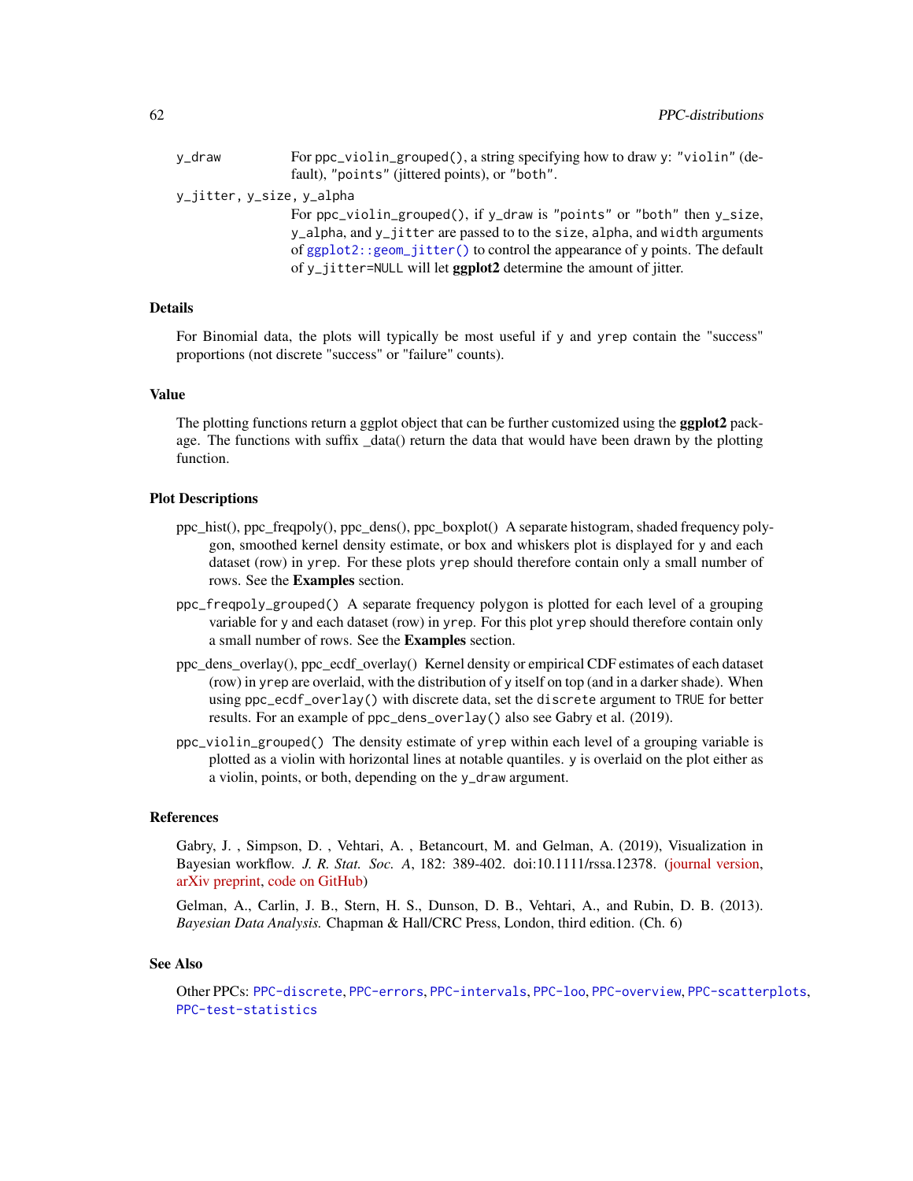`y_draw`
: For `ppc_violin_grouped()`, a string specifying how to draw `y`: `"violin"` (default), `"points"` (jittered points), or `"both"`.

`y_jitter, y_size, y_alpha`
: For `ppc_violin_grouped()`, if `y_draw` is `"points"` or `"both"` then `y_size`, `y_alpha`, and `y_jitter` are passed to to the `size`, `alpha`, and `width` arguments of `ggplot2::geom_jitter()` to control the appearance of `y` points. The default of `y_jitter=NULL` will let **ggplot2** determine the amount of jitter.

## Details

For Binomial data, the plots will typically be most useful if `y` and `yrep` contain the "success" proportions (not discrete "success" or "failure" counts).

## Value

The plotting functions return a ggplot object that can be further customized using the **ggplot2** package. The functions with suffix _data() return the data that would have been drawn by the plotting function.

## Plot Descriptions

ppc_hist(), ppc_freqpoly(), ppc_dens(), ppc_boxplot() A separate histogram, shaded frequency polygon, smoothed kernel density estimate, or box and whiskers plot is displayed for `y` and each dataset (row) in `yrep`. For these plots `yrep` should therefore contain only a small number of rows. See the **Examples** section.

`ppc_freqpoly_grouped()` A separate frequency polygon is plotted for each level of a grouping variable for `y` and each dataset (row) in `yrep`. For this plot `yrep` should therefore contain only a small number of rows. See the **Examples** section.

ppc_dens_overlay(), ppc_ecdf_overlay() Kernel density or empirical CDF estimates of each dataset (row) in `yrep` are overlaid, with the distribution of `y` itself on top (and in a darker shade). When using `ppc_ecdf_overlay()` with discrete data, set the `discrete` argument to `TRUE` for better results. For an example of `ppc_dens_overlay()` also see Gabry et al. (2019).

`ppc_violin_grouped()` The density estimate of `yrep` within each level of a grouping variable is plotted as a violin with horizontal lines at notable quantiles. `y` is overlaid on the plot either as a violin, points, or both, depending on the `y_draw` argument.

## References

Gabry, J. , Simpson, D. , Vehtari, A. , Betancourt, M. and Gelman, A. (2019), Visualization in Bayesian workflow. *J. R. Stat. Soc. A*, 182: 389-402. doi:10.1111/rssa.12378. (journal version, arXiv preprint, code on GitHub)

Gelman, A., Carlin, J. B., Stern, H. S., Dunson, D. B., Vehtari, A., and Rubin, D. B. (2013). *Bayesian Data Analysis.* Chapman & Hall/CRC Press, London, third edition. (Ch. 6)

## See Also

Other PPCs: `PPC-discrete`, `PPC-errors`, `PPC-intervals`, `PPC-loo`, `PPC-overview`, `PPC-scatterplots`, `PPC-test-statistics`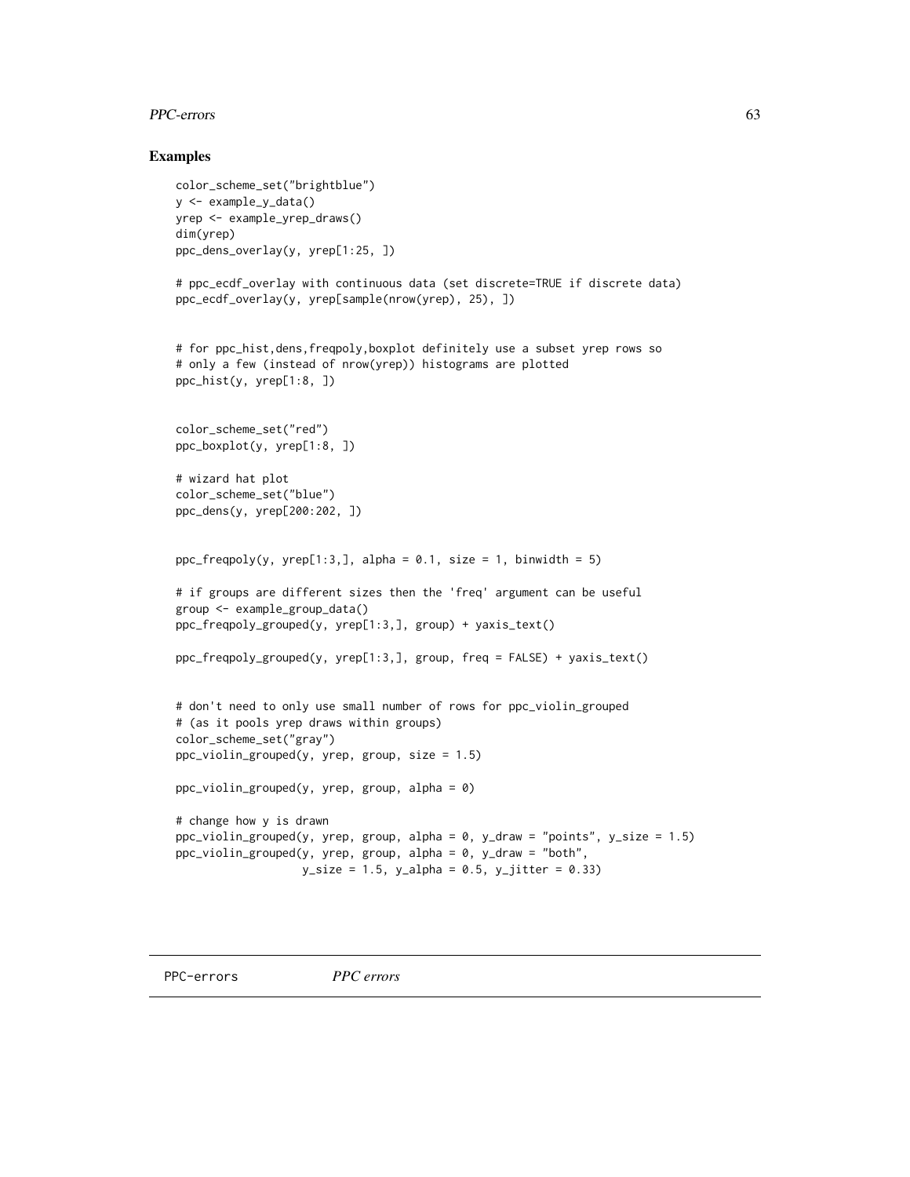## Examples

```
color_scheme_set("brightblue")
y <- example_y_data()
yrep <- example_yrep_draws()
dim(yrep)
ppc_dens_overlay(y, yrep[1:25, ])

# ppc_ecdf_overlay with continuous data (set discrete=TRUE if discrete data)
ppc_ecdf_overlay(y, yrep[sample(nrow(yrep), 25), ])


# for ppc_hist,dens,freqpoly,boxplot definitely use a subset yrep rows so
# only a few (instead of nrow(yrep)) histograms are plotted
ppc_hist(y, yrep[1:8, ])


color_scheme_set("red")
ppc_boxplot(y, yrep[1:8, ])

# wizard hat plot
color_scheme_set("blue")
ppc_dens(y, yrep[200:202, ])


ppc_freqpoly(y, yrep[1:3,], alpha = 0.1, size = 1, binwidth = 5)

# if groups are different sizes then the 'freq' argument can be useful
group <- example_group_data()
ppc_freqpoly_grouped(y, yrep[1:3,], group) + yaxis_text()

ppc_freqpoly_grouped(y, yrep[1:3,], group, freq = FALSE) + yaxis_text()


# don't need to only use small number of rows for ppc_violin_grouped
# (as it pools yrep draws within groups)
color_scheme_set("gray")
ppc_violin_grouped(y, yrep, group, size = 1.5)

ppc_violin_grouped(y, yrep, group, alpha = 0)

# change how y is drawn
ppc_violin_grouped(y, yrep, group, alpha = 0, y_draw = "points", y_size = 1.5)
ppc_violin_grouped(y, yrep, group, alpha = 0, y_draw = "both",
                   y_size = 1.5, y_alpha = 0.5, y_jitter = 0.33)
```

---

PPC-errors *PPC errors*

---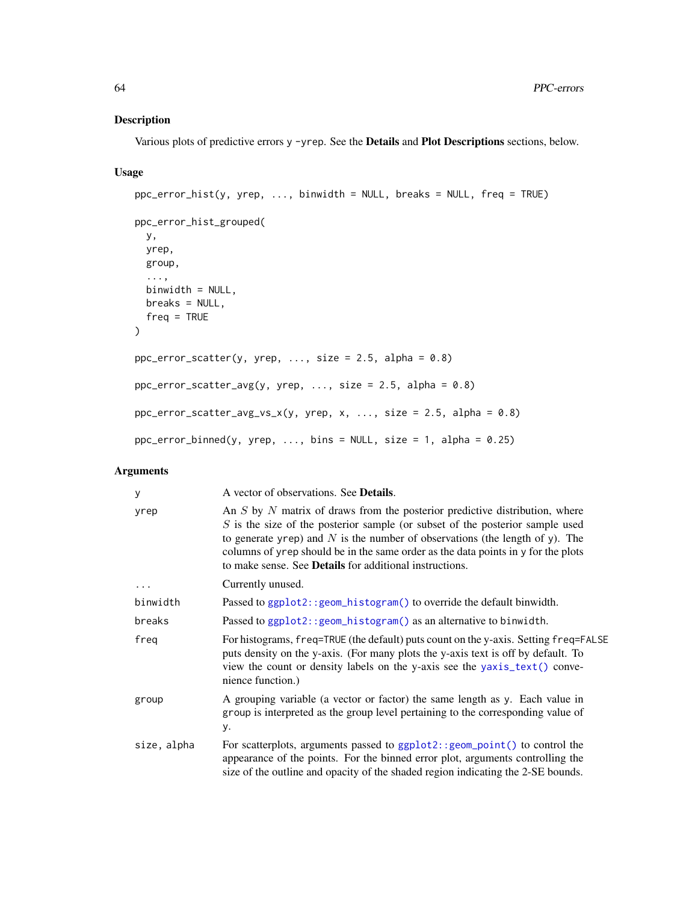## Description

Various plots of predictive errors `y - yrep`. See the **Details** and **Plot Descriptions** sections, below.

## Usage

```
ppc_error_hist(y, yrep, ..., binwidth = NULL, breaks = NULL, freq = TRUE)

ppc_error_hist_grouped(
  y,
  yrep,
  group,
  ...,
  binwidth = NULL,
  breaks = NULL,
  freq = TRUE
)

ppc_error_scatter(y, yrep, ..., size = 2.5, alpha = 0.8)

ppc_error_scatter_avg(y, yrep, ..., size = 2.5, alpha = 0.8)

ppc_error_scatter_avg_vs_x(y, yrep, x, ..., size = 2.5, alpha = 0.8)

ppc_error_binned(y, yrep, ..., bins = NULL, size = 1, alpha = 0.25)
```

## Arguments

| | |
|---|---|
| `y` | A vector of observations. See **Details**. |
| `yrep` | An $S$ by $N$ matrix of draws from the posterior predictive distribution, where $S$ is the size of the posterior sample (or subset of the posterior sample used to generate `yrep`) and $N$ is the number of observations (the length of `y`). The columns of `yrep` should be in the same order as the data points in `y` for the plots to make sense. See **Details** for additional instructions. |
| `...` | Currently unused. |
| `binwidth` | Passed to `ggplot2::geom_histogram()` to override the default binwidth. |
| `breaks` | Passed to `ggplot2::geom_histogram()` as an alternative to `binwidth`. |
| `freq` | For histograms, `freq=TRUE` (the default) puts count on the y-axis. Setting `freq=FALSE` puts density on the y-axis. (For many plots the y-axis text is off by default. To view the count or density labels on the y-axis see the `yaxis_text()` convenience function.) |
| `group` | A grouping variable (a vector or factor) the same length as `y`. Each value in `group` is interpreted as the group level pertaining to the corresponding value of `y`. |
| `size, alpha` | For scatterplots, arguments passed to `ggplot2::geom_point()` to control the appearance of the points. For the binned error plot, arguments controlling the size of the outline and opacity of the shaded region indicating the 2-SE bounds. |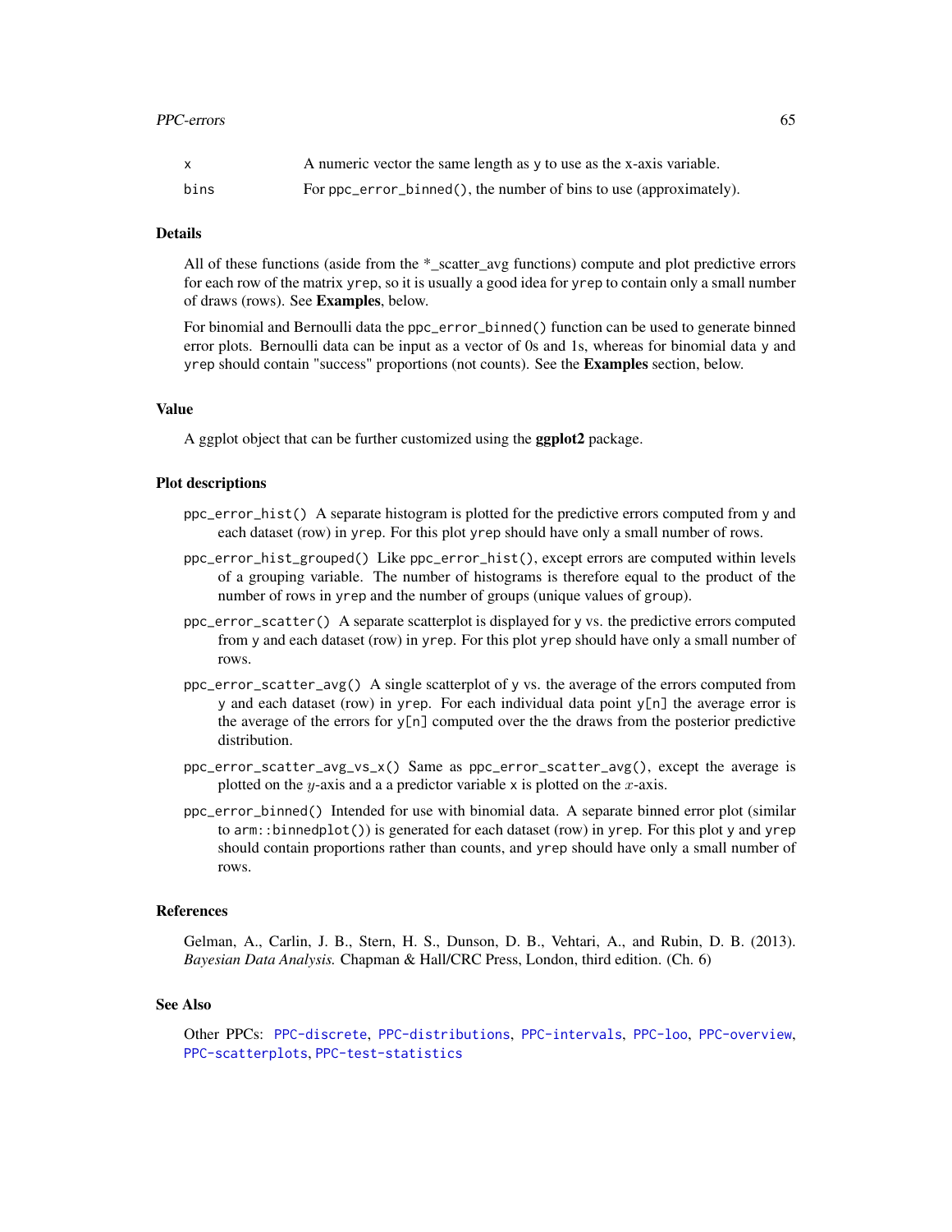| | |
|---|---|
| `x` | A numeric vector the same length as `y` to use as the x-axis variable. |
| `bins` | For `ppc_error_binned()`, the number of bins to use (approximately). |

## Details

All of these functions (aside from the *_scatter_avg functions) compute and plot predictive errors for each row of the matrix `yrep`, so it is usually a good idea for `yrep` to contain only a small number of draws (rows). See **Examples**, below.

For binomial and Bernoulli data the `ppc_error_binned()` function can be used to generate binned error plots. Bernoulli data can be input as a vector of 0s and 1s, whereas for binomial data `y` and `yrep` should contain "success" proportions (not counts). See the **Examples** section, below.

## Value

A ggplot object that can be further customized using the **ggplot2** package.

## Plot descriptions

`ppc_error_hist()` A separate histogram is plotted for the predictive errors computed from `y` and each dataset (row) in `yrep`. For this plot `yrep` should have only a small number of rows.

`ppc_error_hist_grouped()` Like `ppc_error_hist()`, except errors are computed within levels of a grouping variable. The number of histograms is therefore equal to the product of the number of rows in `yrep` and the number of groups (unique values of `group`).

`ppc_error_scatter()` A separate scatterplot is displayed for `y` vs. the predictive errors computed from `y` and each dataset (row) in `yrep`. For this plot `yrep` should have only a small number of rows.

`ppc_error_scatter_avg()` A single scatterplot of `y` vs. the average of the errors computed from `y` and each dataset (row) in `yrep`. For each individual data point `y[n]` the average error is the average of the errors for `y[n]` computed over the the draws from the posterior predictive distribution.

`ppc_error_scatter_avg_vs_x()` Same as `ppc_error_scatter_avg()`, except the average is plotted on the $y$-axis and a a predictor variable `x` is plotted on the $x$-axis.

`ppc_error_binned()` Intended for use with binomial data. A separate binned error plot (similar to `arm::binnedplot()`) is generated for each dataset (row) in `yrep`. For this plot `y` and `yrep` should contain proportions rather than counts, and `yrep` should have only a small number of rows.

## References

Gelman, A., Carlin, J. B., Stern, H. S., Dunson, D. B., Vehtari, A., and Rubin, D. B. (2013). *Bayesian Data Analysis.* Chapman & Hall/CRC Press, London, third edition. (Ch. 6)

## See Also

Other PPCs: `PPC-discrete`, `PPC-distributions`, `PPC-intervals`, `PPC-loo`, `PPC-overview`, `PPC-scatterplots`, `PPC-test-statistics`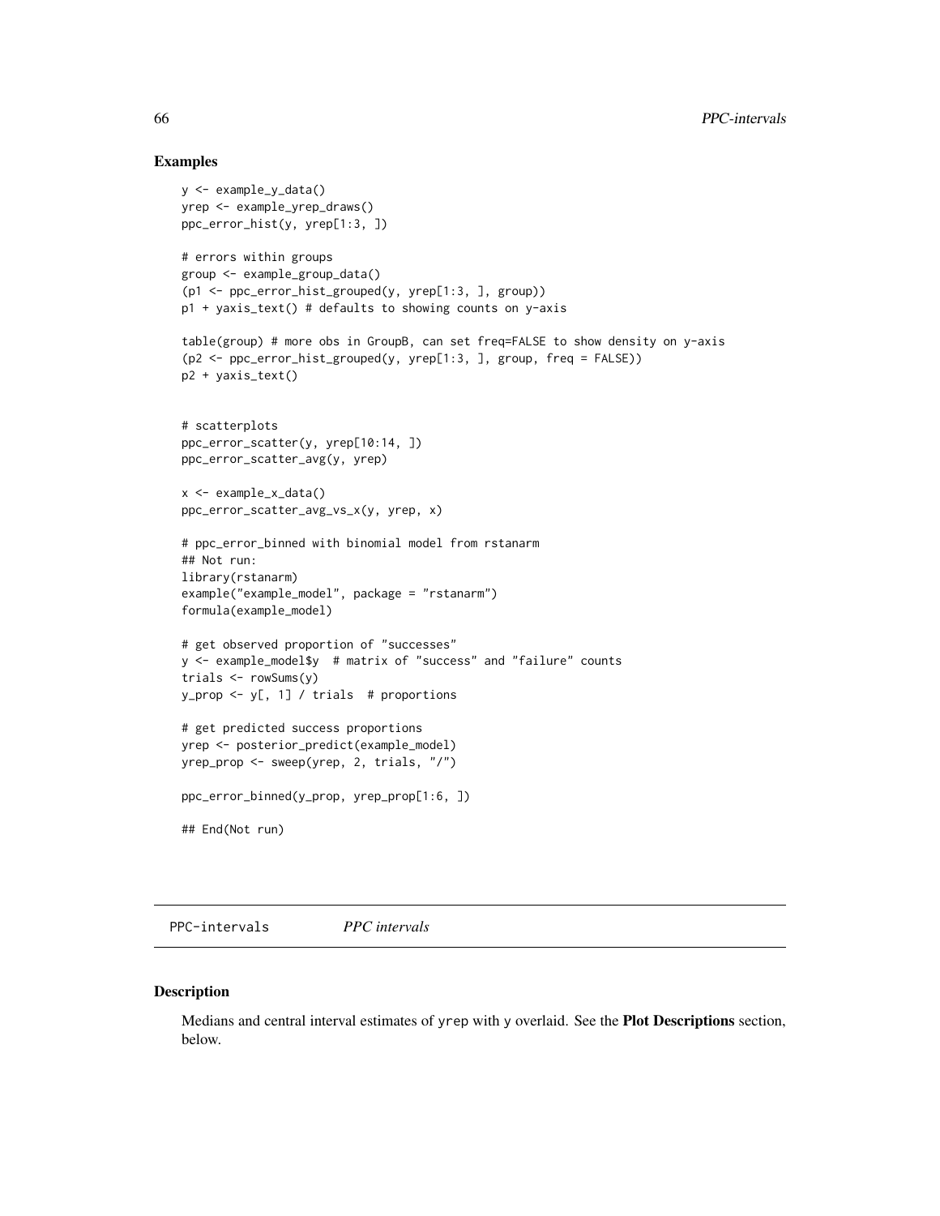## Examples

```
y <- example_y_data()
yrep <- example_yrep_draws()
ppc_error_hist(y, yrep[1:3, ])

# errors within groups
group <- example_group_data()
(p1 <- ppc_error_hist_grouped(y, yrep[1:3, ], group))
p1 + yaxis_text() # defaults to showing counts on y-axis

table(group) # more obs in GroupB, can set freq=FALSE to show density on y-axis
(p2 <- ppc_error_hist_grouped(y, yrep[1:3, ], group, freq = FALSE))
p2 + yaxis_text()


# scatterplots
ppc_error_scatter(y, yrep[10:14, ])
ppc_error_scatter_avg(y, yrep)

x <- example_x_data()
ppc_error_scatter_avg_vs_x(y, yrep, x)

# ppc_error_binned with binomial model from rstanarm
## Not run:
library(rstanarm)
example("example_model", package = "rstanarm")
formula(example_model)

# get observed proportion of "successes"
y <- example_model$y  # matrix of "success" and "failure" counts
trials <- rowSums(y)
y_prop <- y[, 1] / trials  # proportions

# get predicted success proportions
yrep <- posterior_predict(example_model)
yrep_prop <- sweep(yrep, 2, trials, "/")

ppc_error_binned(y_prop, yrep_prop[1:6, ])

## End(Not run)
```

---

PPC-intervals &nbsp;&nbsp;&nbsp;&nbsp;&nbsp;&nbsp;&nbsp;&nbsp;&nbsp;&nbsp; *PPC intervals*

---

## Description

Medians and central interval estimates of yrep with y overlaid. See the **Plot Descriptions** section, below.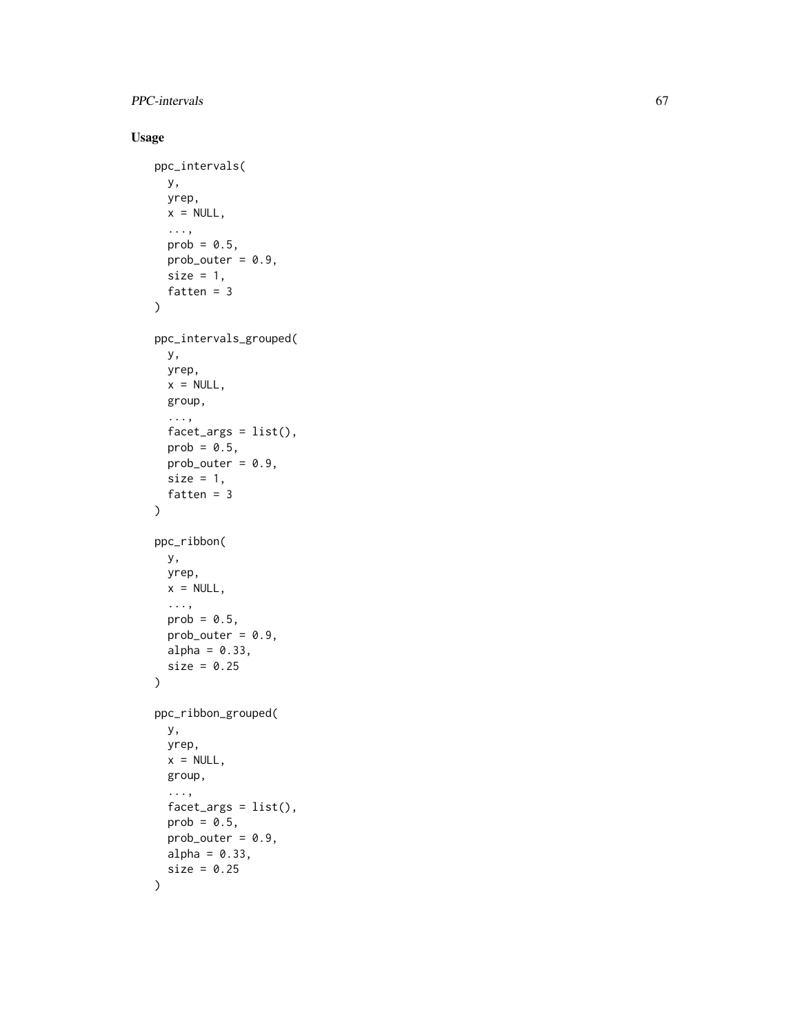## Usage

```
ppc_intervals(
  y,
  yrep,
  x = NULL,
  ...,
  prob = 0.5,
  prob_outer = 0.9,
  size = 1,
  fatten = 3
)

ppc_intervals_grouped(
  y,
  yrep,
  x = NULL,
  group,
  ...,
  facet_args = list(),
  prob = 0.5,
  prob_outer = 0.9,
  size = 1,
  fatten = 3
)

ppc_ribbon(
  y,
  yrep,
  x = NULL,
  ...,
  prob = 0.5,
  prob_outer = 0.9,
  alpha = 0.33,
  size = 0.25
)

ppc_ribbon_grouped(
  y,
  yrep,
  x = NULL,
  group,
  ...,
  facet_args = list(),
  prob = 0.5,
  prob_outer = 0.9,
  alpha = 0.33,
  size = 0.25
)
```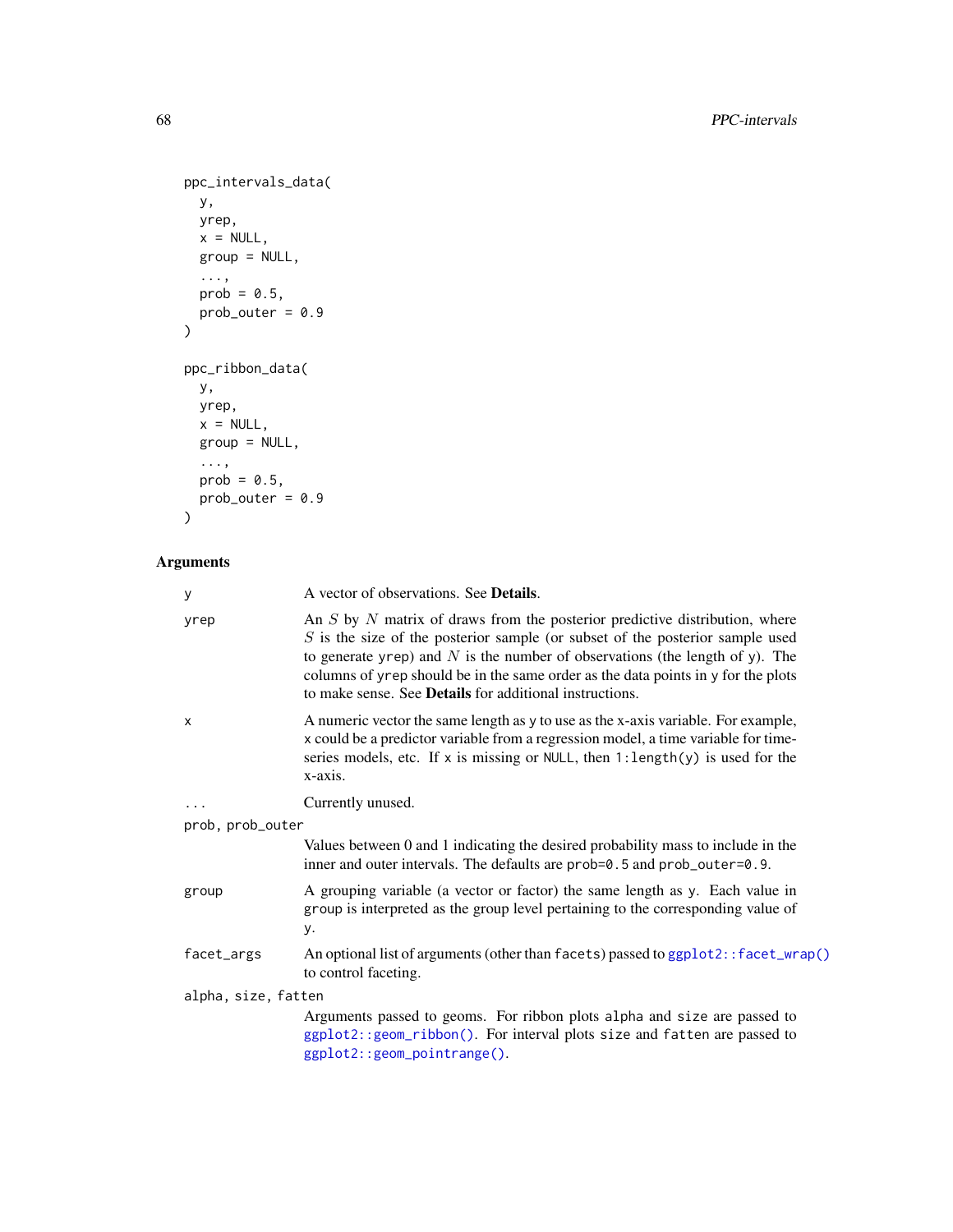```
ppc_intervals_data(
  y,
  yrep,
  x = NULL,
  group = NULL,
  ...,
  prob = 0.5,
  prob_outer = 0.9
)

ppc_ribbon_data(
  y,
  yrep,
  x = NULL,
  group = NULL,
  ...,
  prob = 0.5,
  prob_outer = 0.9
)
```

## Arguments

`y`
: A vector of observations. See **Details**.

`yrep`
: An $S$ by $N$ matrix of draws from the posterior predictive distribution, where $S$ is the size of the posterior sample (or subset of the posterior sample used to generate `yrep`) and $N$ is the number of observations (the length of `y`). The columns of `yrep` should be in the same order as the data points in `y` for the plots to make sense. See **Details** for additional instructions.

`x`
: A numeric vector the same length as `y` to use as the x-axis variable. For example, `x` could be a predictor variable from a regression model, a time variable for time-series models, etc. If `x` is missing or `NULL`, then `1:length(y)` is used for the x-axis.

`...`
: Currently unused.

`prob, prob_outer`
: Values between 0 and 1 indicating the desired probability mass to include in the inner and outer intervals. The defaults are `prob=0.5` and `prob_outer=0.9`.

`group`
: A grouping variable (a vector or factor) the same length as `y`. Each value in `group` is interpreted as the group level pertaining to the corresponding value of `y`.

`facet_args`
: An optional list of arguments (other than `facets`) passed to `ggplot2::facet_wrap()` to control faceting.

`alpha, size, fatten`
: Arguments passed to geoms. For ribbon plots `alpha` and `size` are passed to `ggplot2::geom_ribbon()`. For interval plots `size` and `fatten` are passed to `ggplot2::geom_pointrange()`.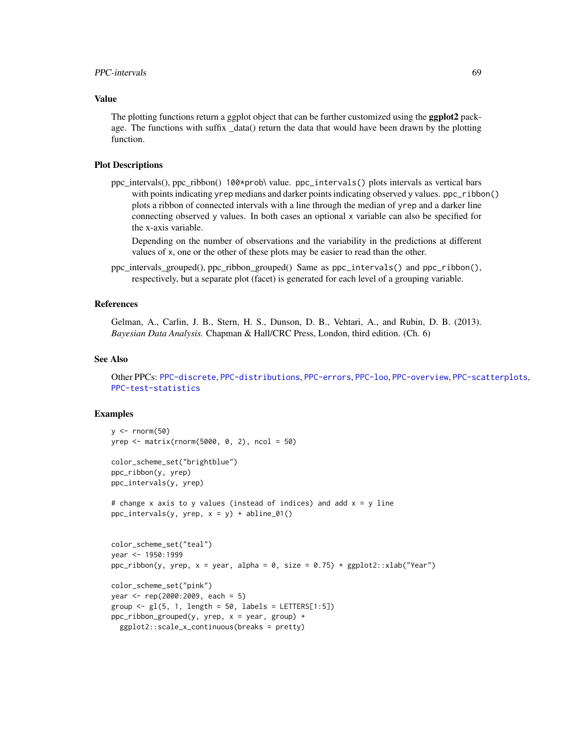## Value

The plotting functions return a ggplot object that can be further customized using the **ggplot2** package. The functions with suffix _data() return the data that would have been drawn by the plotting function.

## Plot Descriptions

**ppc_intervals(), ppc_ribbon()** `100*prob\` value. `ppc_intervals()` plots intervals as vertical bars with points indicating `yrep` medians and darker points indicating observed `y` values. `ppc_ribbon()` plots a ribbon of connected intervals with a line through the median of `yrep` and a darker line connecting observed `y` values. In both cases an optional `x` variable can also be specified for the x-axis variable.

Depending on the number of observations and the variability in the predictions at different values of `x`, one or the other of these plots may be easier to read than the other.

**ppc_intervals_grouped(), ppc_ribbon_grouped()** Same as `ppc_intervals()` and `ppc_ribbon()`, respectively, but a separate plot (facet) is generated for each level of a grouping variable.

## References

Gelman, A., Carlin, J. B., Stern, H. S., Dunson, D. B., Vehtari, A., and Rubin, D. B. (2013). *Bayesian Data Analysis.* Chapman & Hall/CRC Press, London, third edition. (Ch. 6)

## See Also

Other PPCs: PPC-discrete, PPC-distributions, PPC-errors, PPC-loo, PPC-overview, PPC-scatterplots, PPC-test-statistics

## Examples

```
y <- rnorm(50)
yrep <- matrix(rnorm(5000, 0, 2), ncol = 50)

color_scheme_set("brightblue")
ppc_ribbon(y, yrep)
ppc_intervals(y, yrep)

# change x axis to y values (instead of indices) and add x = y line
ppc_intervals(y, yrep, x = y) + abline_01()


color_scheme_set("teal")
year <- 1950:1999
ppc_ribbon(y, yrep, x = year, alpha = 0, size = 0.75) + ggplot2::xlab("Year")

color_scheme_set("pink")
year <- rep(2000:2009, each = 5)
group <- gl(5, 1, length = 50, labels = LETTERS[1:5])
ppc_ribbon_grouped(y, yrep, x = year, group) +
  ggplot2::scale_x_continuous(breaks = pretty)
```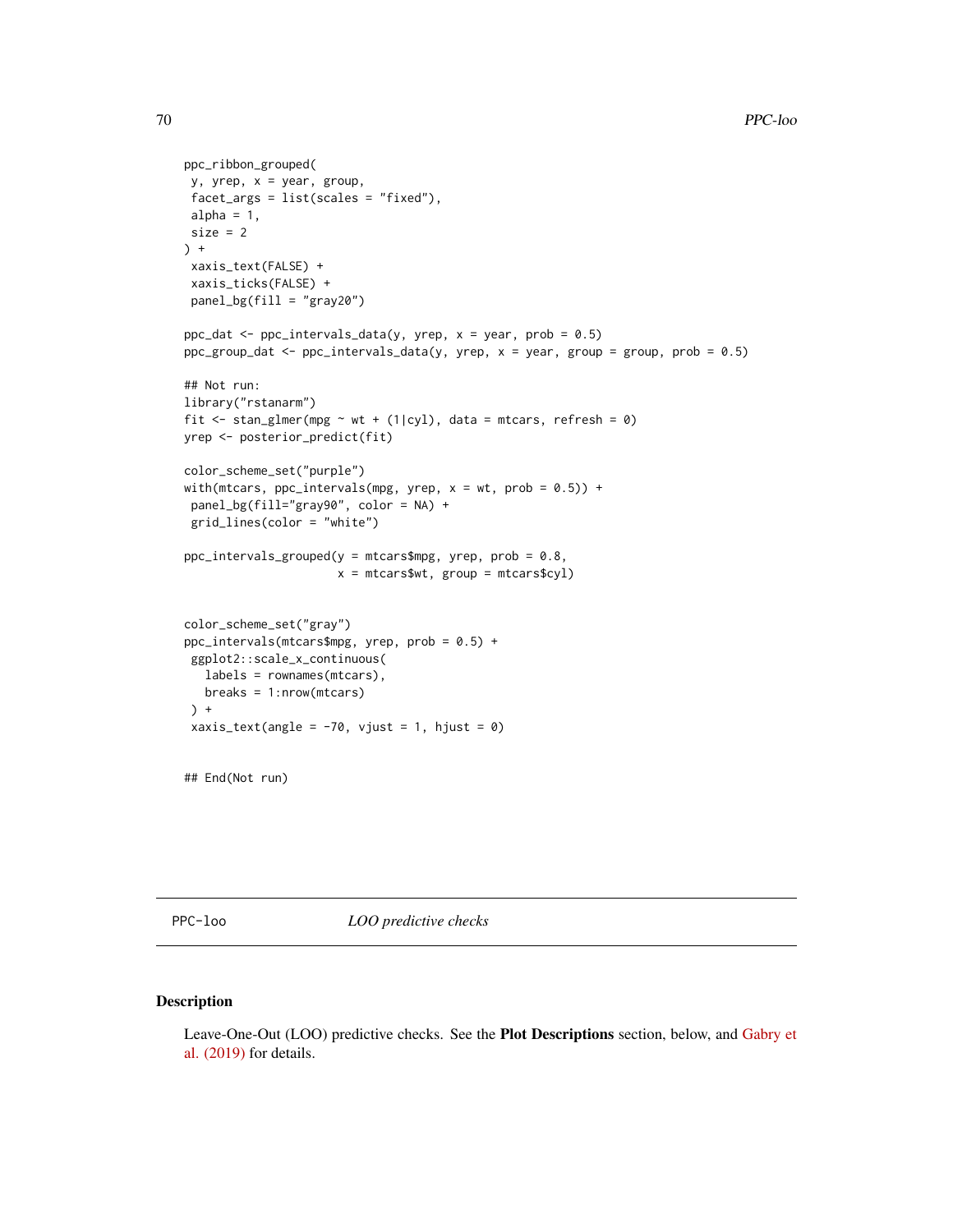```
ppc_ribbon_grouped(
 y, yrep, x = year, group,
 facet_args = list(scales = "fixed"),
 alpha = 1,
 size = 2
) +
 xaxis_text(FALSE) +
 xaxis_ticks(FALSE) +
 panel_bg(fill = "gray20")

ppc_dat <- ppc_intervals_data(y, yrep, x = year, prob = 0.5)
ppc_group_dat <- ppc_intervals_data(y, yrep, x = year, group = group, prob = 0.5)

## Not run:
library("rstanarm")
fit <- stan_glmer(mpg ~ wt + (1|cyl), data = mtcars, refresh = 0)
yrep <- posterior_predict(fit)

color_scheme_set("purple")
with(mtcars, ppc_intervals(mpg, yrep, x = wt, prob = 0.5)) +
 panel_bg(fill="gray90", color = NA) +
 grid_lines(color = "white")

ppc_intervals_grouped(y = mtcars$mpg, yrep, prob = 0.8,
                      x = mtcars$wt, group = mtcars$cyl)


color_scheme_set("gray")
ppc_intervals(mtcars$mpg, yrep, prob = 0.5) +
 ggplot2::scale_x_continuous(
   labels = rownames(mtcars),
   breaks = 1:nrow(mtcars)
 ) +
 xaxis_text(angle = -70, vjust = 1, hjust = 0)


## End(Not run)
```

---

PPC-loo *LOO predictive checks*

---

## Description

Leave-One-Out (LOO) predictive checks. See the **Plot Descriptions** section, below, and Gabry et al. (2019) for details.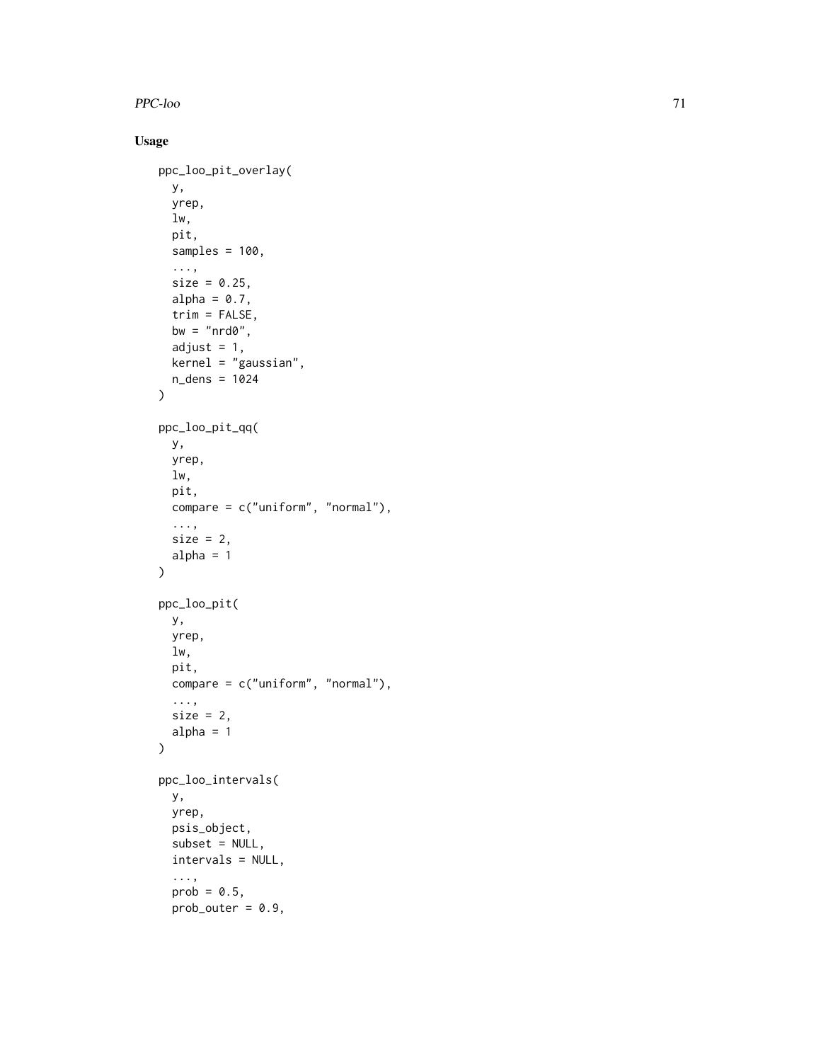## Usage

```
ppc_loo_pit_overlay(
  y,
  yrep,
  lw,
  pit,
  samples = 100,
  ...,
  size = 0.25,
  alpha = 0.7,
  trim = FALSE,
  bw = "nrd0",
  adjust = 1,
  kernel = "gaussian",
  n_dens = 1024
)

ppc_loo_pit_qq(
  y,
  yrep,
  lw,
  pit,
  compare = c("uniform", "normal"),
  ...,
  size = 2,
  alpha = 1
)

ppc_loo_pit(
  y,
  yrep,
  lw,
  pit,
  compare = c("uniform", "normal"),
  ...,
  size = 2,
  alpha = 1
)

ppc_loo_intervals(
  y,
  yrep,
  psis_object,
  subset = NULL,
  intervals = NULL,
  ...,
  prob = 0.5,
  prob_outer = 0.9,
```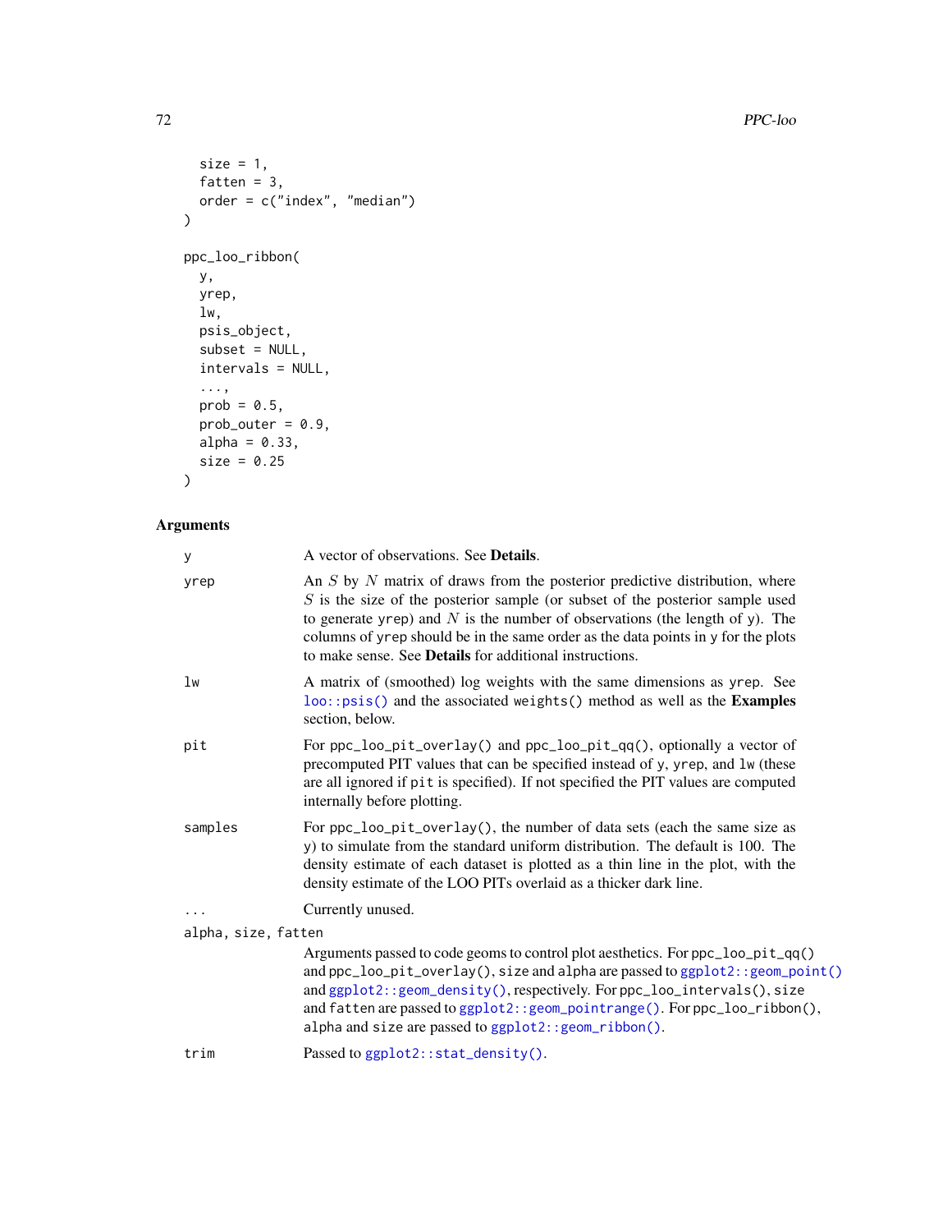```
  size = 1,
  fatten = 3,
  order = c("index", "median")
)

ppc_loo_ribbon(
  y,
  yrep,
  lw,
  psis_object,
  subset = NULL,
  intervals = NULL,
  ...,
  prob = 0.5,
  prob_outer = 0.9,
  alpha = 0.33,
  size = 0.25
)
```

### Arguments

| | |
|---|---|
| `y` | A vector of observations. See **Details**. |
| `yrep` | An $S$ by $N$ matrix of draws from the posterior predictive distribution, where $S$ is the size of the posterior sample (or subset of the posterior sample used to generate `yrep`) and $N$ is the number of observations (the length of `y`). The columns of `yrep` should be in the same order as the data points in `y` for the plots to make sense. See **Details** for additional instructions. |
| `lw` | A matrix of (smoothed) log weights with the same dimensions as `yrep`. See `loo::psis()` and the associated `weights()` method as well as the **Examples** section, below. |
| `pit` | For `ppc_loo_pit_overlay()` and `ppc_loo_pit_qq()`, optionally a vector of precomputed PIT values that can be specified instead of `y`, `yrep`, and `lw` (these are all ignored if `pit` is specified). If not specified the PIT values are computed internally before plotting. |
| `samples` | For `ppc_loo_pit_overlay()`, the number of data sets (each the same size as `y`) to simulate from the standard uniform distribution. The default is 100. The density estimate of each dataset is plotted as a thin line in the plot, with the density estimate of the LOO PITs overlaid as a thicker dark line. |
| `...` | Currently unused. |
| `alpha, size, fatten` | Arguments passed to code geoms to control plot aesthetics. For `ppc_loo_pit_qq()` and `ppc_loo_pit_overlay()`, `size` and `alpha` are passed to `ggplot2::geom_point()` and `ggplot2::geom_density()`, respectively. For `ppc_loo_intervals()`, `size` and `fatten` are passed to `ggplot2::geom_pointrange()`. For `ppc_loo_ribbon()`, `alpha` and `size` are passed to `ggplot2::geom_ribbon()`. |
| `trim` | Passed to `ggplot2::stat_density()`. |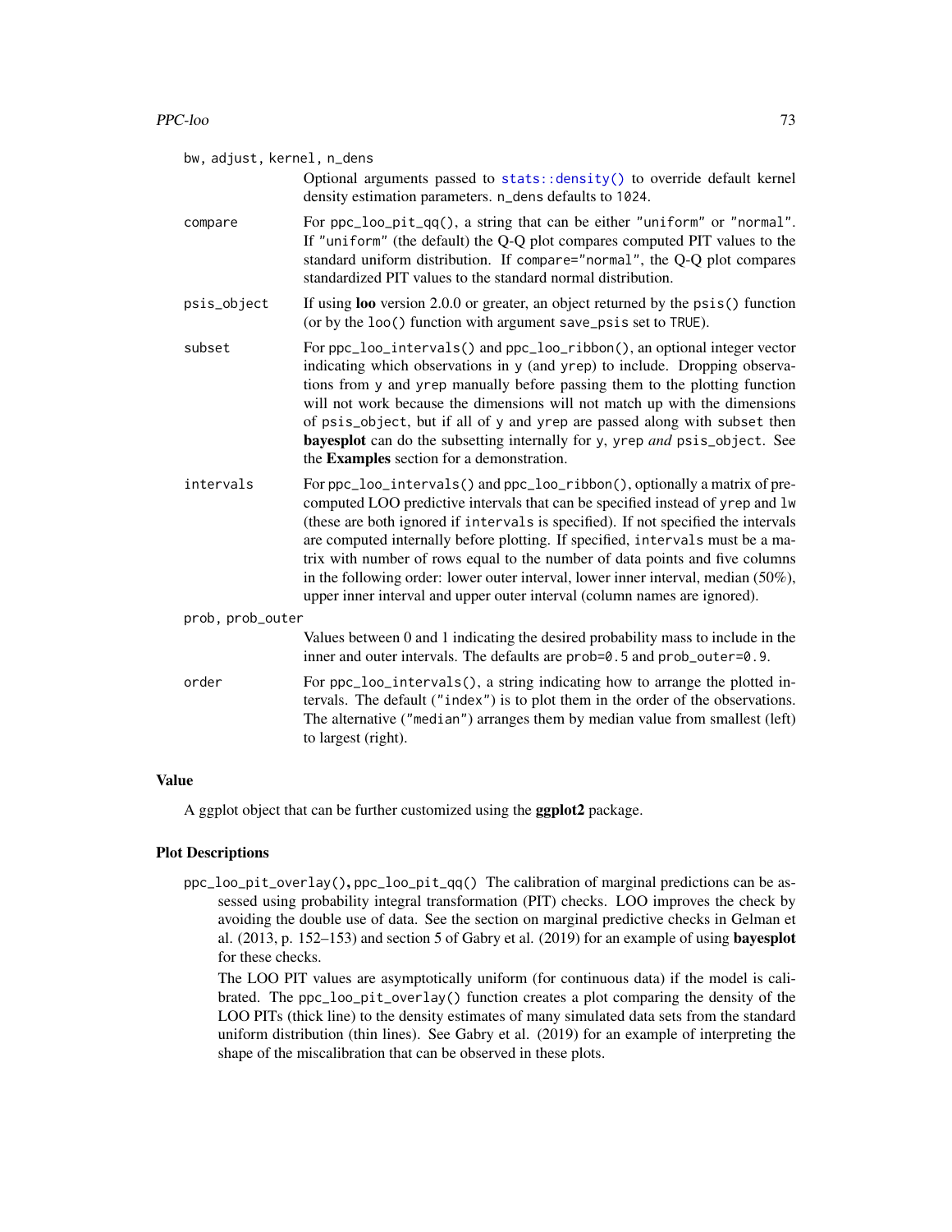`bw, adjust, kernel, n_dens`
: Optional arguments passed to `stats::density()` to override default kernel density estimation parameters. `n_dens` defaults to `1024`.

`compare`
: For `ppc_loo_pit_qq()`, a string that can be either `"uniform"` or `"normal"`. If `"uniform"` (the default) the Q-Q plot compares computed PIT values to the standard uniform distribution. If `compare="normal"`, the Q-Q plot compares standardized PIT values to the standard normal distribution.

`psis_object`
: If using **loo** version 2.0.0 or greater, an object returned by the `psis()` function (or by the `loo()` function with argument `save_psis` set to `TRUE`).

`subset`
: For `ppc_loo_intervals()` and `ppc_loo_ribbon()`, an optional integer vector indicating which observations in `y` (and `yrep`) to include. Dropping observations from `y` and `yrep` manually before passing them to the plotting function will not work because the dimensions will not match up with the dimensions of `psis_object`, but if all of `y` and `yrep` are passed along with `subset` then **bayesplot** can do the subsetting internally for `y`, `yrep` *and* `psis_object`. See the **Examples** section for a demonstration.

`intervals`
: For `ppc_loo_intervals()` and `ppc_loo_ribbon()`, optionally a matrix of pre-computed LOO predictive intervals that can be specified instead of `yrep` and `lw` (these are both ignored if `intervals` is specified). If not specified the intervals are computed internally before plotting. If specified, `intervals` must be a matrix with number of rows equal to the number of data points and five columns in the following order: lower outer interval, lower inner interval, median (50%), upper inner interval and upper outer interval (column names are ignored).

`prob, prob_outer`
: Values between 0 and 1 indicating the desired probability mass to include in the inner and outer intervals. The defaults are `prob=0.5` and `prob_outer=0.9`.

`order`
: For `ppc_loo_intervals()`, a string indicating how to arrange the plotted intervals. The default (`"index"`) is to plot them in the order of the observations. The alternative (`"median"`) arranges them by median value from smallest (left) to largest (right).

### Value

A ggplot object that can be further customized using the **ggplot2** package.

### Plot Descriptions

`ppc_loo_pit_overlay()`, `ppc_loo_pit_qq()` The calibration of marginal predictions can be assessed using probability integral transformation (PIT) checks. LOO improves the check by avoiding the double use of data. See the section on marginal predictive checks in Gelman et al. (2013, p. 152–153) and section 5 of Gabry et al. (2019) for an example of using **bayesplot** for these checks.

The LOO PIT values are asymptotically uniform (for continuous data) if the model is calibrated. The `ppc_loo_pit_overlay()` function creates a plot comparing the density of the LOO PITs (thick line) to the density estimates of many simulated data sets from the standard uniform distribution (thin lines). See Gabry et al. (2019) for an example of interpreting the shape of the miscalibration that can be observed in these plots.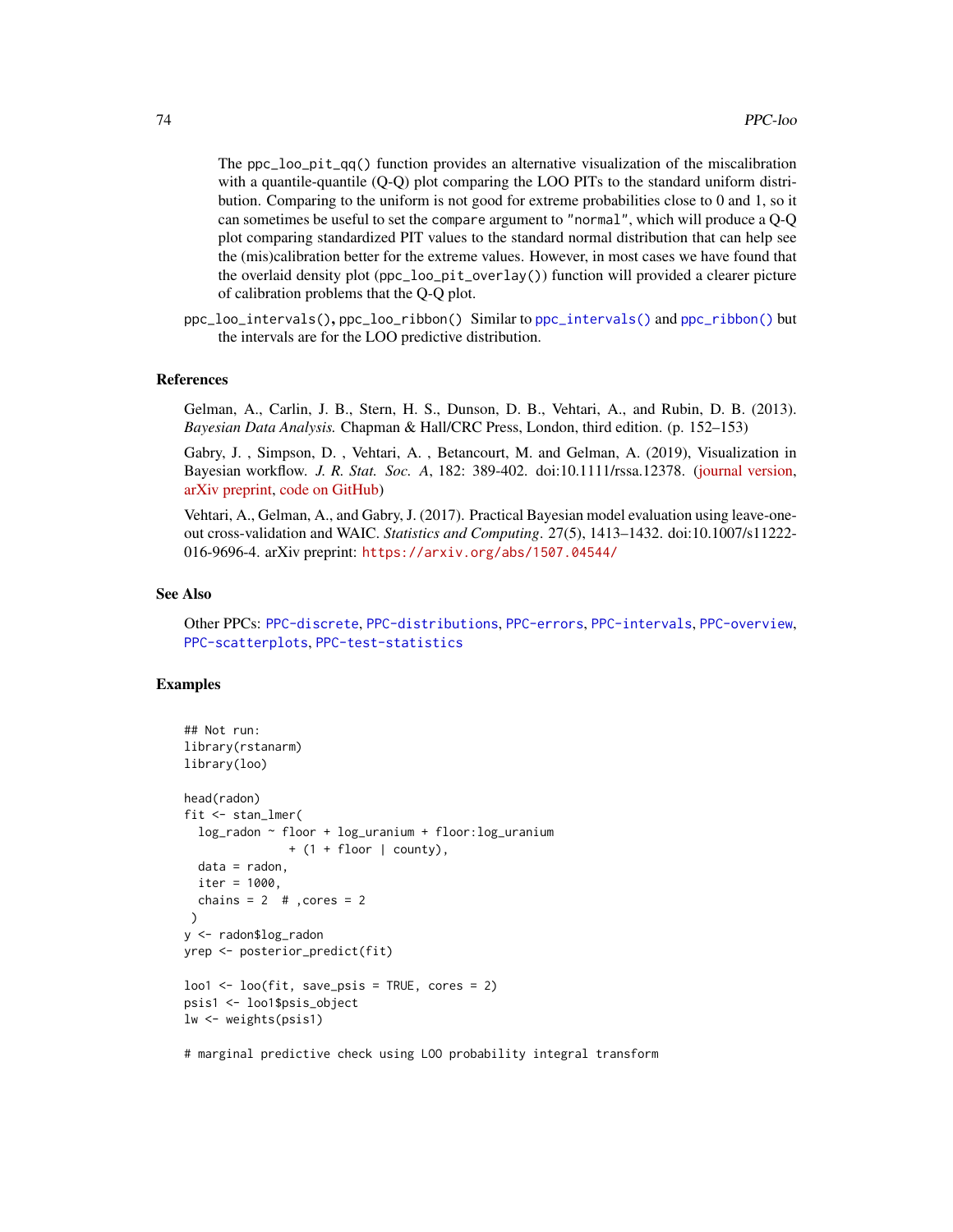The `ppc_loo_pit_qq()` function provides an alternative visualization of the miscalibration with a quantile-quantile (Q-Q) plot comparing the LOO PITs to the standard uniform distribution. Comparing to the uniform is not good for extreme probabilities close to 0 and 1, so it can sometimes be useful to set the `compare` argument to `"normal"`, which will produce a Q-Q plot comparing standardized PIT values to the standard normal distribution that can help see the (mis)calibration better for the extreme values. However, in most cases we have found that the overlaid density plot (`ppc_loo_pit_overlay()`) function will provided a clearer picture of calibration problems that the Q-Q plot.

`ppc_loo_intervals()`, `ppc_loo_ribbon()` Similar to `ppc_intervals()` and `ppc_ribbon()` but the intervals are for the LOO predictive distribution.

## References

Gelman, A., Carlin, J. B., Stern, H. S., Dunson, D. B., Vehtari, A., and Rubin, D. B. (2013). *Bayesian Data Analysis.* Chapman & Hall/CRC Press, London, third edition. (p. 152–153)

Gabry, J. , Simpson, D. , Vehtari, A. , Betancourt, M. and Gelman, A. (2019), Visualization in Bayesian workflow. *J. R. Stat. Soc. A*, 182: 389-402. doi:10.1111/rssa.12378. (journal version, arXiv preprint, code on GitHub)

Vehtari, A., Gelman, A., and Gabry, J. (2017). Practical Bayesian model evaluation using leave-one-out cross-validation and WAIC. *Statistics and Computing*. 27(5), 1413–1432. doi:10.1007/s11222-016-9696-4. arXiv preprint: https://arxiv.org/abs/1507.04544/

## See Also

Other PPCs: `PPC-discrete`, `PPC-distributions`, `PPC-errors`, `PPC-intervals`, `PPC-overview`, `PPC-scatterplots`, `PPC-test-statistics`

## Examples

```
## Not run:
library(rstanarm)
library(loo)

head(radon)
fit <- stan_lmer(
  log_radon ~ floor + log_uranium + floor:log_uranium
             + (1 + floor | county),
  data = radon,
  iter = 1000,
  chains = 2  # ,cores = 2
 )
y <- radon$log_radon
yrep <- posterior_predict(fit)

loo1 <- loo(fit, save_psis = TRUE, cores = 2)
psis1 <- loo1$psis_object
lw <- weights(psis1)

# marginal predictive check using LOO probability integral transform
```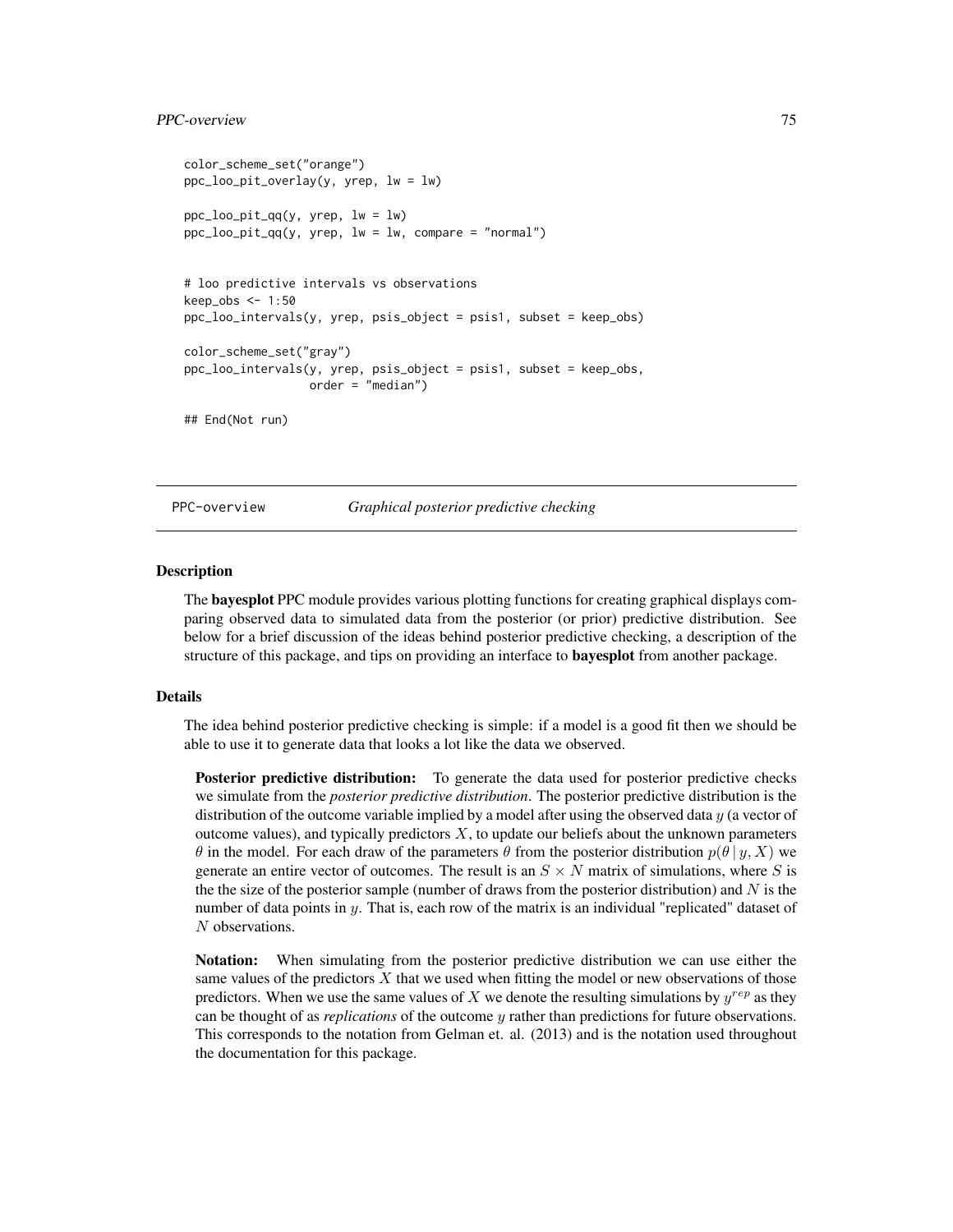```
color_scheme_set("orange")
ppc_loo_pit_overlay(y, yrep, lw = lw)

ppc_loo_pit_qq(y, yrep, lw = lw)
ppc_loo_pit_qq(y, yrep, lw = lw, compare = "normal")


# loo predictive intervals vs observations
keep_obs <- 1:50
ppc_loo_intervals(y, yrep, psis_object = psis1, subset = keep_obs)

color_scheme_set("gray")
ppc_loo_intervals(y, yrep, psis_object = psis1, subset = keep_obs,
                  order = "median")

## End(Not run)
```

---

## PPC-overview *Graphical posterior predictive checking*

---

### Description

The **bayesplot** PPC module provides various plotting functions for creating graphical displays comparing observed data to simulated data from the posterior (or prior) predictive distribution. See below for a brief discussion of the ideas behind posterior predictive checking, a description of the structure of this package, and tips on providing an interface to **bayesplot** from another package.

### Details

The idea behind posterior predictive checking is simple: if a model is a good fit then we should be able to use it to generate data that looks a lot like the data we observed.

**Posterior predictive distribution:** To generate the data used for posterior predictive checks we simulate from the *posterior predictive distribution*. The posterior predictive distribution is the distribution of the outcome variable implied by a model after using the observed data $y$ (a vector of outcome values), and typically predictors $X$, to update our beliefs about the unknown parameters $\theta$ in the model. For each draw of the parameters $\theta$ from the posterior distribution $p(\theta \,|\, y, X)$ we generate an entire vector of outcomes. The result is an $S \times N$ matrix of simulations, where $S$ is the the size of the posterior sample (number of draws from the posterior distribution) and $N$ is the number of data points in $y$. That is, each row of the matrix is an individual "replicated" dataset of $N$ observations.

**Notation:** When simulating from the posterior predictive distribution we can use either the same values of the predictors $X$ that we used when fitting the model or new observations of those predictors. When we use the same values of $X$ we denote the resulting simulations by $y^{rep}$ as they can be thought of as *replications* of the outcome $y$ rather than predictions for future observations. This corresponds to the notation from Gelman et. al. (2013) and is the notation used throughout the documentation for this package.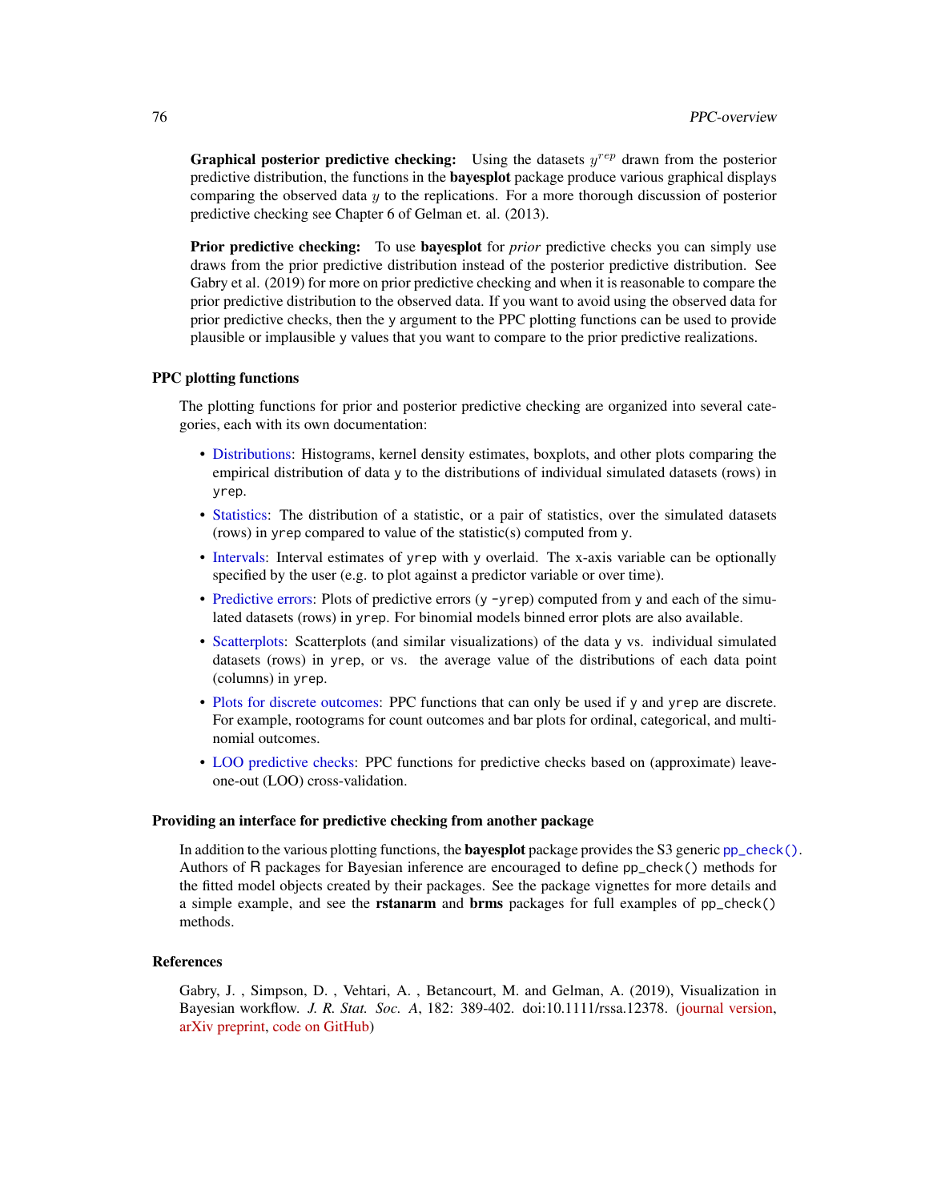**Graphical posterior predictive checking:** Using the datasets $y^{rep}$ drawn from the posterior predictive distribution, the functions in the **bayesplot** package produce various graphical displays comparing the observed data $y$ to the replications. For a more thorough discussion of posterior predictive checking see Chapter 6 of Gelman et. al. (2013).

**Prior predictive checking:** To use **bayesplot** for *prior* predictive checks you can simply use draws from the prior predictive distribution instead of the posterior predictive distribution. See Gabry et al. (2019) for more on prior predictive checking and when it is reasonable to compare the prior predictive distribution to the observed data. If you want to avoid using the observed data for prior predictive checks, then the y argument to the PPC plotting functions can be used to provide plausible or implausible y values that you want to compare to the prior predictive realizations.

### PPC plotting functions

The plotting functions for prior and posterior predictive checking are organized into several categories, each with its own documentation:

- Distributions: Histograms, kernel density estimates, boxplots, and other plots comparing the empirical distribution of data y to the distributions of individual simulated datasets (rows) in yrep.
- Statistics: The distribution of a statistic, or a pair of statistics, over the simulated datasets (rows) in yrep compared to value of the statistic(s) computed from y.
- Intervals: Interval estimates of yrep with y overlaid. The x-axis variable can be optionally specified by the user (e.g. to plot against a predictor variable or over time).
- Predictive errors: Plots of predictive errors (y -yrep) computed from y and each of the simulated datasets (rows) in yrep. For binomial models binned error plots are also available.
- Scatterplots: Scatterplots (and similar visualizations) of the data y vs. individual simulated datasets (rows) in yrep, or vs. the average value of the distributions of each data point (columns) in yrep.
- Plots for discrete outcomes: PPC functions that can only be used if y and yrep are discrete. For example, rootograms for count outcomes and bar plots for ordinal, categorical, and multinomial outcomes.
- LOO predictive checks: PPC functions for predictive checks based on (approximate) leave-one-out (LOO) cross-validation.

### Providing an interface for predictive checking from another package

In addition to the various plotting functions, the **bayesplot** package provides the S3 generic pp_check(). Authors of R packages for Bayesian inference are encouraged to define pp_check() methods for the fitted model objects created by their packages. See the package vignettes for more details and a simple example, and see the **rstanarm** and **brms** packages for full examples of pp_check() methods.

### References

Gabry, J. , Simpson, D. , Vehtari, A. , Betancourt, M. and Gelman, A. (2019), Visualization in Bayesian workflow. *J. R. Stat. Soc. A*, 182: 389-402. doi:10.1111/rssa.12378. (journal version, arXiv preprint, code on GitHub)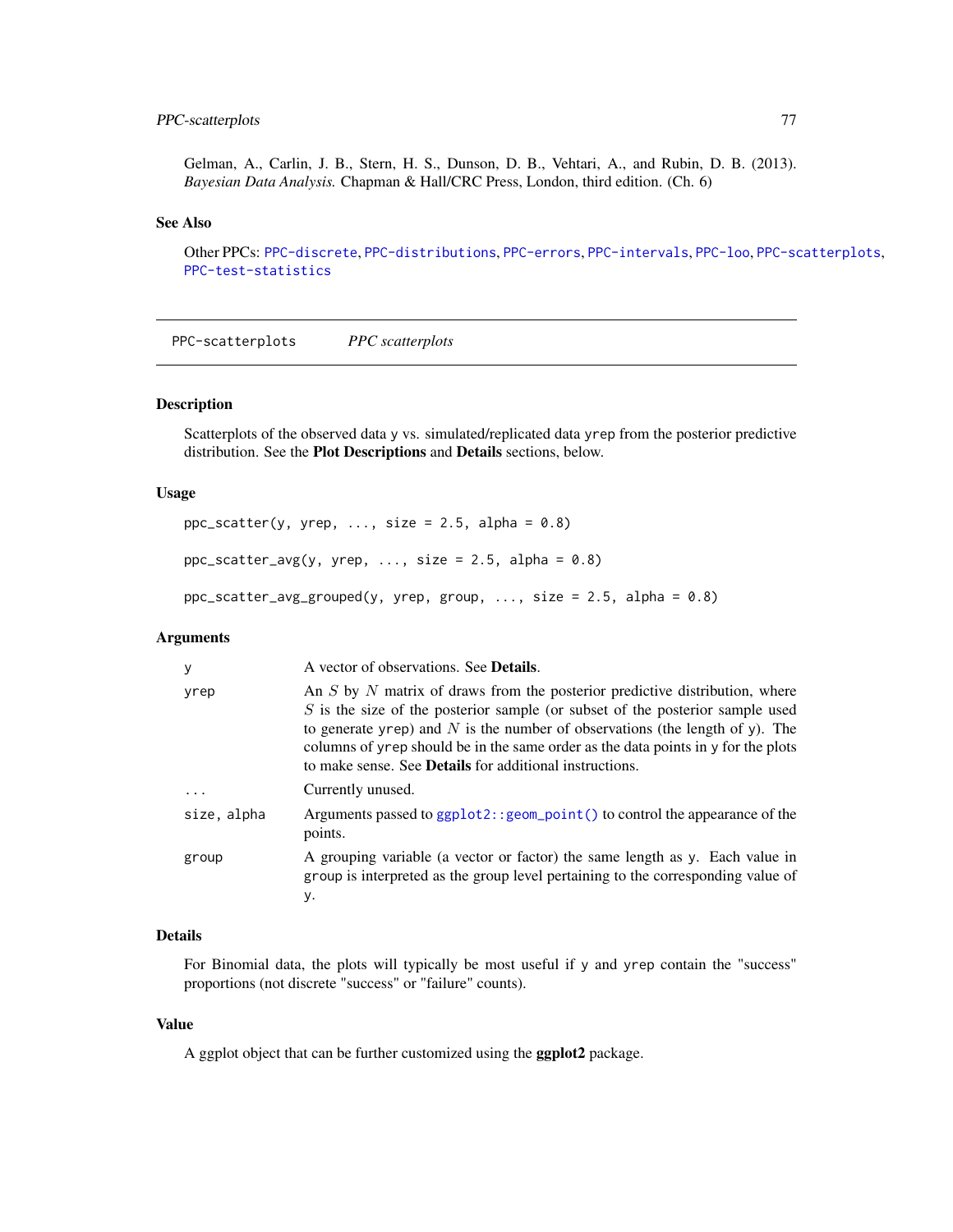Gelman, A., Carlin, J. B., Stern, H. S., Dunson, D. B., Vehtari, A., and Rubin, D. B. (2013). *Bayesian Data Analysis.* Chapman & Hall/CRC Press, London, third edition. (Ch. 6)

### See Also

Other PPCs: PPC-discrete, PPC-distributions, PPC-errors, PPC-intervals, PPC-loo, PPC-scatterplots, PPC-test-statistics

---

## PPC-scatterplots *PPC scatterplots*

---

### Description

Scatterplots of the observed data y vs. simulated/replicated data yrep from the posterior predictive distribution. See the **Plot Descriptions** and **Details** sections, below.

### Usage

```
ppc_scatter(y, yrep, ..., size = 2.5, alpha = 0.8)

ppc_scatter_avg(y, yrep, ..., size = 2.5, alpha = 0.8)

ppc_scatter_avg_grouped(y, yrep, group, ..., size = 2.5, alpha = 0.8)
```

### Arguments

| | |
|---|---|
| y | A vector of observations. See **Details**. |
| yrep | An $S$ by $N$ matrix of draws from the posterior predictive distribution, where $S$ is the size of the posterior sample (or subset of the posterior sample used to generate yrep) and $N$ is the number of observations (the length of y). The columns of yrep should be in the same order as the data points in y for the plots to make sense. See **Details** for additional instructions. |
| ... | Currently unused. |
| size, alpha | Arguments passed to ggplot2::geom_point() to control the appearance of the points. |
| group | A grouping variable (a vector or factor) the same length as y. Each value in group is interpreted as the group level pertaining to the corresponding value of y. |

### Details

For Binomial data, the plots will typically be most useful if y and yrep contain the "success" proportions (not discrete "success" or "failure" counts).

### Value

A ggplot object that can be further customized using the **ggplot2** package.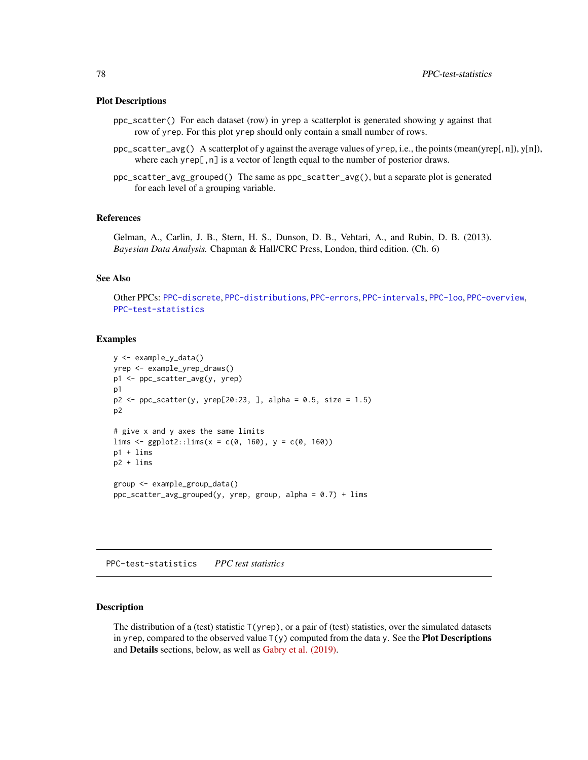### Plot Descriptions

`ppc_scatter()` For each dataset (row) in `yrep` a scatterplot is generated showing `y` against that row of `yrep`. For this plot `yrep` should only contain a small number of rows.

`ppc_scatter_avg()` A scatterplot of `y` against the average values of `yrep`, i.e., the points (mean(yrep[, n]), y[n]), where each `yrep[,n]` is a vector of length equal to the number of posterior draws.

`ppc_scatter_avg_grouped()` The same as `ppc_scatter_avg()`, but a separate plot is generated for each level of a grouping variable.

### References

Gelman, A., Carlin, J. B., Stern, H. S., Dunson, D. B., Vehtari, A., and Rubin, D. B. (2013). *Bayesian Data Analysis.* Chapman & Hall/CRC Press, London, third edition. (Ch. 6)

### See Also

Other PPCs: `PPC-discrete`, `PPC-distributions`, `PPC-errors`, `PPC-intervals`, `PPC-loo`, `PPC-overview`, `PPC-test-statistics`

### Examples

```
y <- example_y_data()
yrep <- example_yrep_draws()
p1 <- ppc_scatter_avg(y, yrep)
p1
p2 <- ppc_scatter(y, yrep[20:23, ], alpha = 0.5, size = 1.5)
p2

# give x and y axes the same limits
lims <- ggplot2::lims(x = c(0, 160), y = c(0, 160))
p1 + lims
p2 + lims

group <- example_group_data()
ppc_scatter_avg_grouped(y, yrep, group, alpha = 0.7) + lims
```

---

## PPC-test-statistics *PPC test statistics*

### Description

The distribution of a (test) statistic `T(yrep)`, or a pair of (test) statistics, over the simulated datasets in `yrep`, compared to the observed value `T(y)` computed from the data `y`. See the **Plot Descriptions** and **Details** sections, below, as well as Gabry et al. (2019).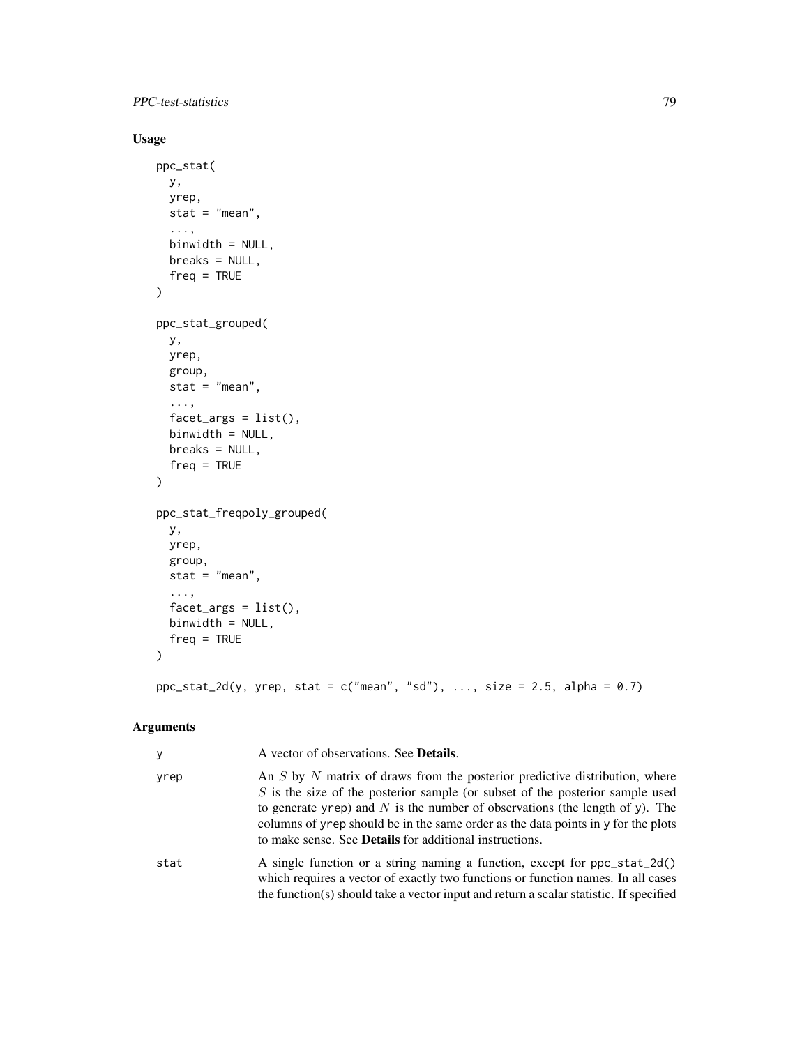## Usage

```
ppc_stat(
  y,
  yrep,
  stat = "mean",
  ...,
  binwidth = NULL,
  breaks = NULL,
  freq = TRUE
)

ppc_stat_grouped(
  y,
  yrep,
  group,
  stat = "mean",
  ...,
  facet_args = list(),
  binwidth = NULL,
  breaks = NULL,
  freq = TRUE
)

ppc_stat_freqpoly_grouped(
  y,
  yrep,
  group,
  stat = "mean",
  ...,
  facet_args = list(),
  binwidth = NULL,
  freq = TRUE
)

ppc_stat_2d(y, yrep, stat = c("mean", "sd"), ..., size = 2.5, alpha = 0.7)
```

## Arguments

| | |
|---|---|
| y | A vector of observations. See **Details**. |
| yrep | An $S$ by $N$ matrix of draws from the posterior predictive distribution, where $S$ is the size of the posterior sample (or subset of the posterior sample used to generate yrep) and $N$ is the number of observations (the length of y). The columns of yrep should be in the same order as the data points in y for the plots to make sense. See **Details** for additional instructions. |
| stat | A single function or a string naming a function, except for ppc_stat_2d() which requires a vector of exactly two functions or function names. In all cases the function(s) should take a vector input and return a scalar statistic. If specified |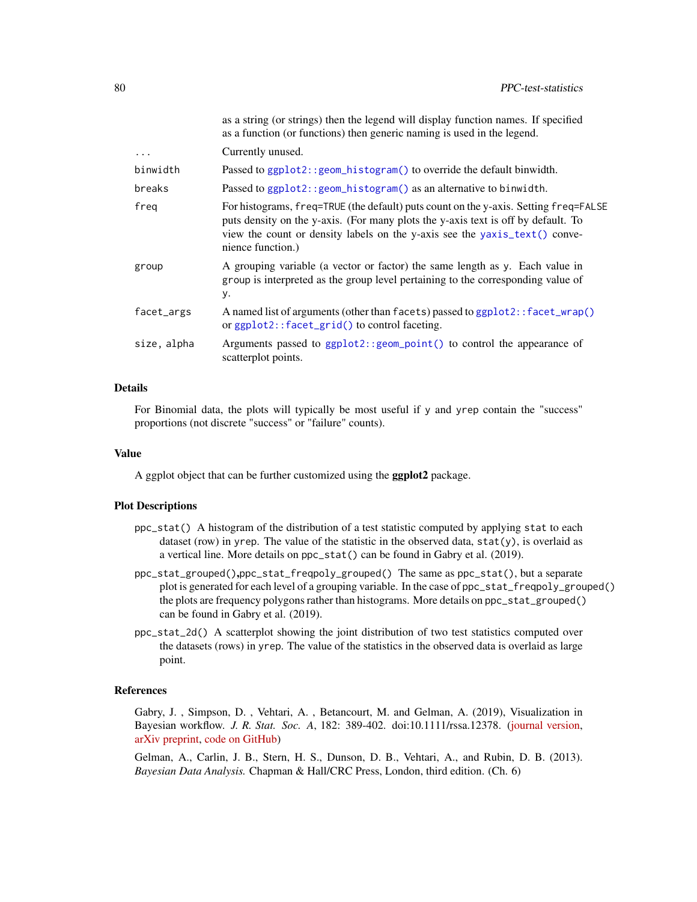as a string (or strings) then the legend will display function names. If specified as a function (or functions) then generic naming is used in the legend.

| | |
|---|---|
| `...` | Currently unused. |
| `binwidth` | Passed to `ggplot2::geom_histogram()` to override the default binwidth. |
| `breaks` | Passed to `ggplot2::geom_histogram()` as an alternative to `binwidth`. |
| `freq` | For histograms, `freq=TRUE` (the default) puts count on the y-axis. Setting `freq=FALSE` puts density on the y-axis. (For many plots the y-axis text is off by default. To view the count or density labels on the y-axis see the `yaxis_text()` convenience function.) |
| `group` | A grouping variable (a vector or factor) the same length as `y`. Each value in `group` is interpreted as the group level pertaining to the corresponding value of `y`. |
| `facet_args` | A named list of arguments (other than `facets`) passed to `ggplot2::facet_wrap()` or `ggplot2::facet_grid()` to control faceting. |
| `size, alpha` | Arguments passed to `ggplot2::geom_point()` to control the appearance of scatterplot points. |

### Details

For Binomial data, the plots will typically be most useful if `y` and `yrep` contain the "success" proportions (not discrete "success" or "failure" counts).

### Value

A ggplot object that can be further customized using the **ggplot2** package.

### Plot Descriptions

`ppc_stat()` A histogram of the distribution of a test statistic computed by applying `stat` to each dataset (row) in `yrep`. The value of the statistic in the observed data, `stat(y)`, is overlaid as a vertical line. More details on `ppc_stat()` can be found in Gabry et al. (2019).

`ppc_stat_grouped()`,`ppc_stat_freqpoly_grouped()` The same as `ppc_stat()`, but a separate plot is generated for each level of a grouping variable. In the case of `ppc_stat_freqpoly_grouped()` the plots are frequency polygons rather than histograms. More details on `ppc_stat_grouped()` can be found in Gabry et al. (2019).

`ppc_stat_2d()` A scatterplot showing the joint distribution of two test statistics computed over the datasets (rows) in `yrep`. The value of the statistics in the observed data is overlaid as large point.

### References

Gabry, J. , Simpson, D. , Vehtari, A. , Betancourt, M. and Gelman, A. (2019), Visualization in Bayesian workflow. *J. R. Stat. Soc. A*, 182: 389-402. doi:10.1111/rssa.12378. (journal version, arXiv preprint, code on GitHub)

Gelman, A., Carlin, J. B., Stern, H. S., Dunson, D. B., Vehtari, A., and Rubin, D. B. (2013). *Bayesian Data Analysis.* Chapman & Hall/CRC Press, London, third edition. (Ch. 6)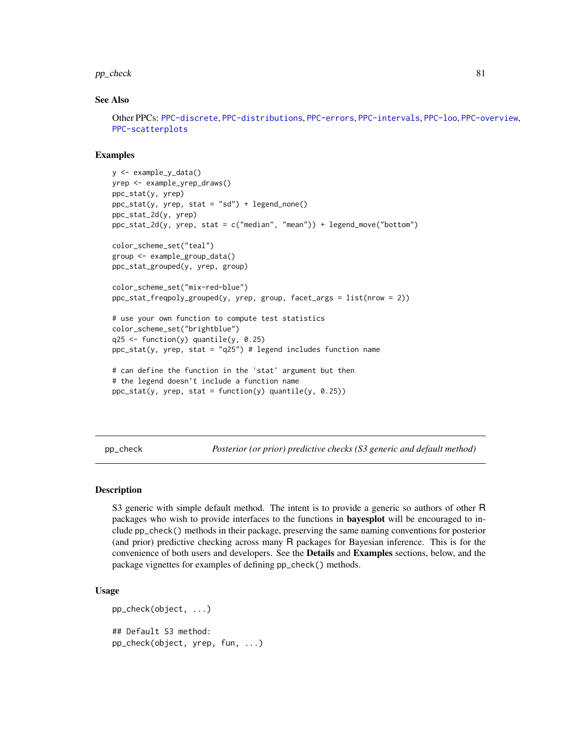### See Also

Other PPCs: PPC-discrete, PPC-distributions, PPC-errors, PPC-intervals, PPC-loo, PPC-overview, PPC-scatterplots

### Examples

```
y <- example_y_data()
yrep <- example_yrep_draws()
ppc_stat(y, yrep)
ppc_stat(y, yrep, stat = "sd") + legend_none()
ppc_stat_2d(y, yrep)
ppc_stat_2d(y, yrep, stat = c("median", "mean")) + legend_move("bottom")

color_scheme_set("teal")
group <- example_group_data()
ppc_stat_grouped(y, yrep, group)

color_scheme_set("mix-red-blue")
ppc_stat_freqpoly_grouped(y, yrep, group, facet_args = list(nrow = 2))

# use your own function to compute test statistics
color_scheme_set("brightblue")
q25 <- function(y) quantile(y, 0.25)
ppc_stat(y, yrep, stat = "q25") # legend includes function name

# can define the function in the 'stat' argument but then
# the legend doesn't include a function name
ppc_stat(y, yrep, stat = function(y) quantile(y, 0.25))
```

---

## pp_check — *Posterior (or prior) predictive checks (S3 generic and default method)*

### Description

S3 generic with simple default method. The intent is to provide a generic so authors of other R packages who wish to provide interfaces to the functions in **bayesplot** will be encouraged to include pp_check() methods in their package, preserving the same naming conventions for posterior (and prior) predictive checking across many R packages for Bayesian inference. This is for the convenience of both users and developers. See the **Details** and **Examples** sections, below, and the package vignettes for examples of defining pp_check() methods.

### Usage

```
pp_check(object, ...)

## Default S3 method:
pp_check(object, yrep, fun, ...)
```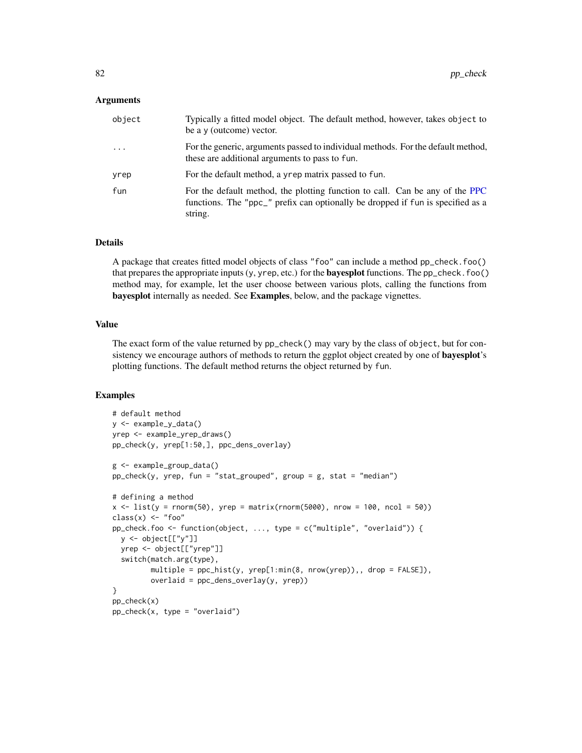## Arguments

| | |
|---|---|
| object | Typically a fitted model object. The default method, however, takes object to be a y (outcome) vector. |
| ... | For the generic, arguments passed to individual methods. For the default method, these are additional arguments to pass to fun. |
| yrep | For the default method, a yrep matrix passed to fun. |
| fun | For the default method, the plotting function to call. Can be any of the PPC functions. The "ppc_" prefix can optionally be dropped if fun is specified as a string. |

## Details

A package that creates fitted model objects of class "foo" can include a method pp_check.foo() that prepares the appropriate inputs (y, yrep, etc.) for the **bayesplot** functions. The pp_check.foo() method may, for example, let the user choose between various plots, calling the functions from **bayesplot** internally as needed. See **Examples**, below, and the package vignettes.

## Value

The exact form of the value returned by pp_check() may vary by the class of object, but for consistency we encourage authors of methods to return the ggplot object created by one of **bayesplot**'s plotting functions. The default method returns the object returned by fun.

## Examples

```
# default method
y <- example_y_data()
yrep <- example_yrep_draws()
pp_check(y, yrep[1:50,], ppc_dens_overlay)

g <- example_group_data()
pp_check(y, yrep, fun = "stat_grouped", group = g, stat = "median")

# defining a method
x <- list(y = rnorm(50), yrep = matrix(rnorm(5000), nrow = 100, ncol = 50))
class(x) <- "foo"
pp_check.foo <- function(object, ..., type = c("multiple", "overlaid")) {
  y <- object[["y"]]
  yrep <- object[["yrep"]]
  switch(match.arg(type),
         multiple = ppc_hist(y, yrep[1:min(8, nrow(yrep)),, drop = FALSE]),
         overlaid = ppc_dens_overlay(y, yrep))
}
pp_check(x)
pp_check(x, type = "overlaid")
```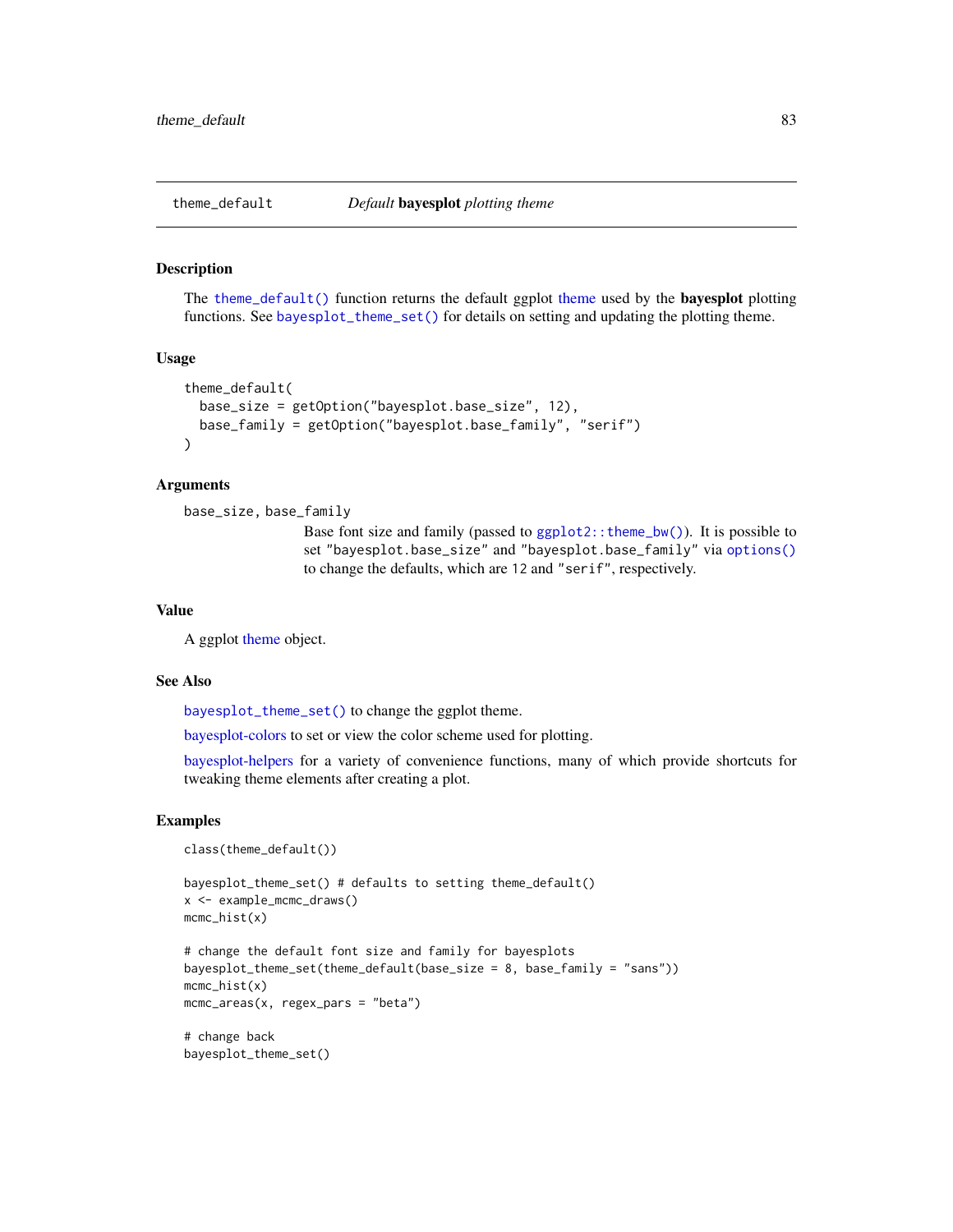theme_default *Default* **bayesplot** *plotting theme*

## Description

The theme_default() function returns the default ggplot theme used by the **bayesplot** plotting functions. See bayesplot_theme_set() for details on setting and updating the plotting theme.

## Usage

```
theme_default(
  base_size = getOption("bayesplot.base_size", 12),
  base_family = getOption("bayesplot.base_family", "serif")
)
```

## Arguments

base_size, base_family
: Base font size and family (passed to ggplot2::theme_bw()). It is possible to set "bayesplot.base_size" and "bayesplot.base_family" via options() to change the defaults, which are 12 and "serif", respectively.

## Value

A ggplot theme object.

## See Also

bayesplot_theme_set() to change the ggplot theme.

bayesplot-colors to set or view the color scheme used for plotting.

bayesplot-helpers for a variety of convenience functions, many of which provide shortcuts for tweaking theme elements after creating a plot.

## Examples

```
class(theme_default())

bayesplot_theme_set() # defaults to setting theme_default()
x <- example_mcmc_draws()
mcmc_hist(x)

# change the default font size and family for bayesplots
bayesplot_theme_set(theme_default(base_size = 8, base_family = "sans"))
mcmc_hist(x)
mcmc_areas(x, regex_pars = "beta")

# change back
bayesplot_theme_set()
```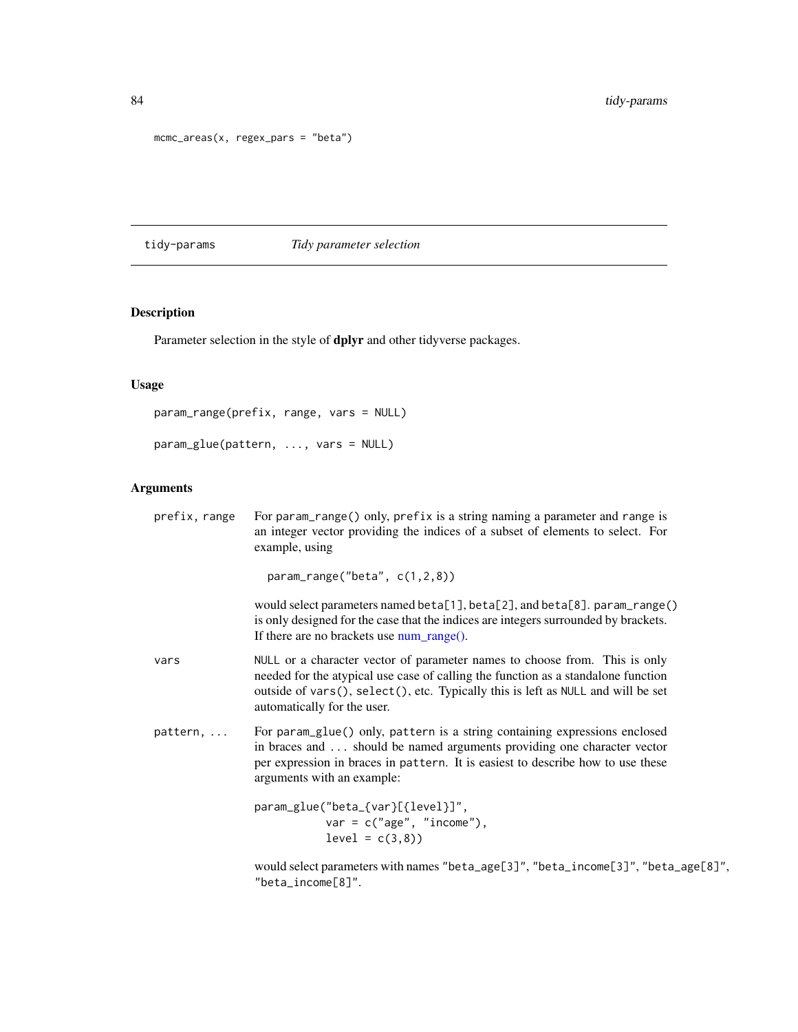```
mcmc_areas(x, regex_pars = "beta")
```

---

## tidy-params — *Tidy parameter selection*

### Description

Parameter selection in the style of **dplyr** and other tidyverse packages.

### Usage

```
param_range(prefix, range, vars = NULL)

param_glue(pattern, ..., vars = NULL)
```

### Arguments

| | |
|---|---|
| `prefix, range` | For `param_range()` only, `prefix` is a string naming a parameter and `range` is an integer vector providing the indices of a subset of elements to select. For example, using<br><br>`param_range("beta", c(1,2,8))`<br><br>would select parameters named `beta[1]`, `beta[2]`, and `beta[8]`. `param_range()` is only designed for the case that the indices are integers surrounded by brackets. If there are no brackets use num_range(). |
| `vars` | `NULL` or a character vector of parameter names to choose from. This is only needed for the atypical use case of calling the function as a standalone function outside of `vars()`, `select()`, etc. Typically this is left as `NULL` and will be set automatically for the user. |
| `pattern, ...` | For `param_glue()` only, `pattern` is a string containing expressions enclosed in braces and ... should be named arguments providing one character vector per expression in braces in `pattern`. It is easiest to describe how to use these arguments with an example:<br><br>`param_glue("beta_{var}[{level}]", var = c("age", "income"), level = c(3,8))`<br><br>would select parameters with names `"beta_age[3]"`, `"beta_income[3]"`, `"beta_age[8]"`, `"beta_income[8]"`. |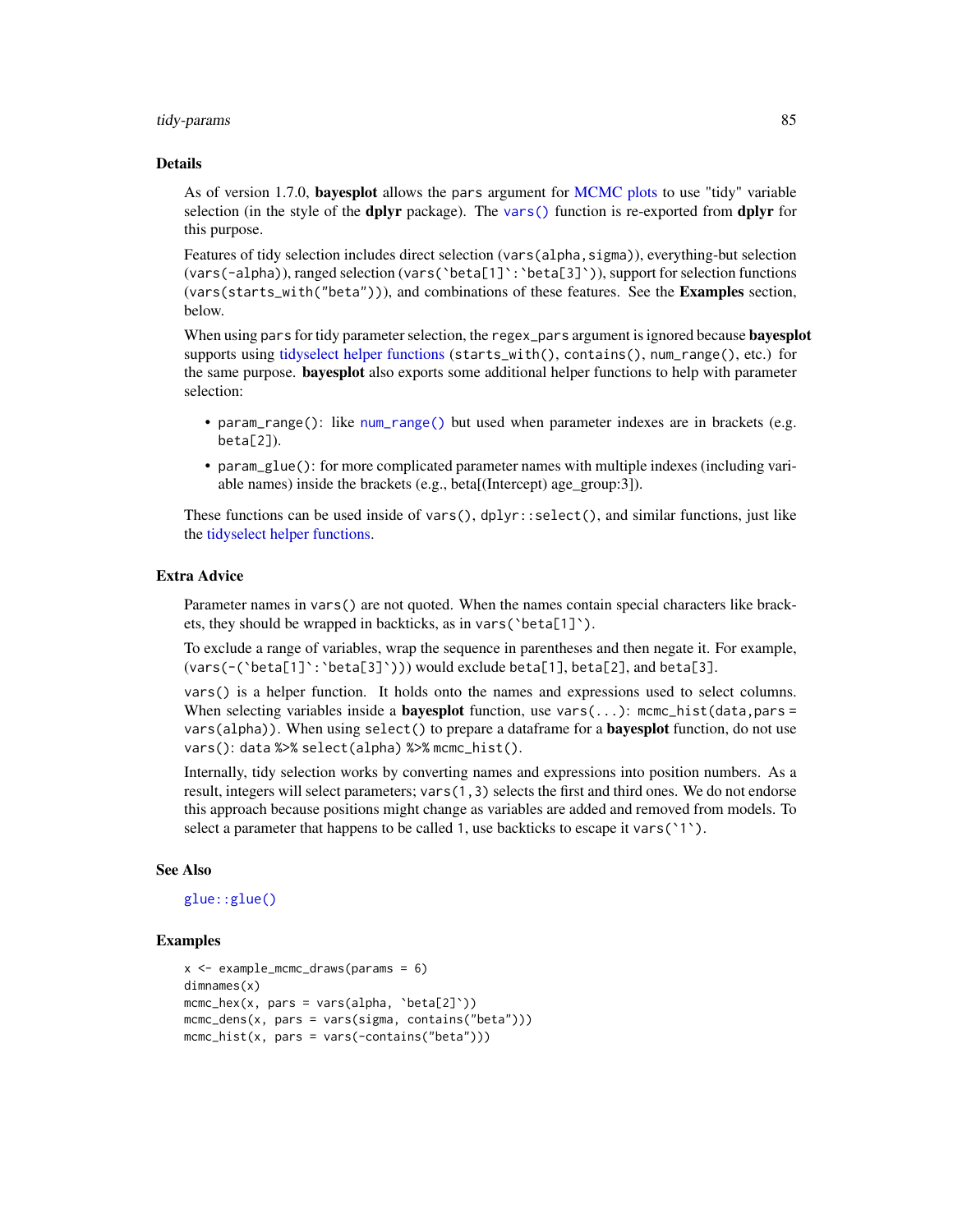### Details

As of version 1.7.0, **bayesplot** allows the pars argument for MCMC plots to use "tidy" variable selection (in the style of the **dplyr** package). The `vars()` function is re-exported from **dplyr** for this purpose.

Features of tidy selection includes direct selection (`vars(alpha,sigma)`), everything-but selection (`vars(-alpha)`), ranged selection (``vars(`beta[1]`:`beta[3]`)``), support for selection functions (`vars(starts_with("beta"))`), and combinations of these features. See the **Examples** section, below.

When using pars for tidy parameter selection, the regex_pars argument is ignored because **bayesplot** supports using tidyselect helper functions (`starts_with()`, `contains()`, `num_range()`, etc.) for the same purpose. **bayesplot** also exports some additional helper functions to help with parameter selection:

- `param_range()`: like `num_range()` but used when parameter indexes are in brackets (e.g. `beta[2]`).
- `param_glue()`: for more complicated parameter names with multiple indexes (including variable names) inside the brackets (e.g., beta[(Intercept) age_group:3]).

These functions can be used inside of `vars()`, `dplyr::select()`, and similar functions, just like the tidyselect helper functions.

### Extra Advice

Parameter names in `vars()` are not quoted. When the names contain special characters like brackets, they should be wrapped in backticks, as in ``vars(`beta[1]`)``.

To exclude a range of variables, wrap the sequence in parentheses and then negate it. For example, (``vars(-(`beta[1]`:`beta[3]`))``) would exclude beta[1], beta[2], and beta[3].

`vars()` is a helper function. It holds onto the names and expressions used to select columns. When selecting variables inside a **bayesplot** function, use `vars(...)`: `mcmc_hist(data,pars = vars(alpha))`. When using `select()` to prepare a dataframe for a **bayesplot** function, do not use `vars()`: `data %>% select(alpha) %>% mcmc_hist()`.

Internally, tidy selection works by converting names and expressions into position numbers. As a result, integers will select parameters; `vars(1,3)` selects the first and third ones. We do not endorse this approach because positions might change as variables are added and removed from models. To select a parameter that happens to be called 1, use backticks to escape it ``vars(`1`)``.

### See Also

`glue::glue()`

### Examples

```
x <- example_mcmc_draws(params = 6)
dimnames(x)
mcmc_hex(x, pars = vars(alpha, `beta[2]`))
mcmc_dens(x, pars = vars(sigma, contains("beta")))
mcmc_hist(x, pars = vars(-contains("beta")))
```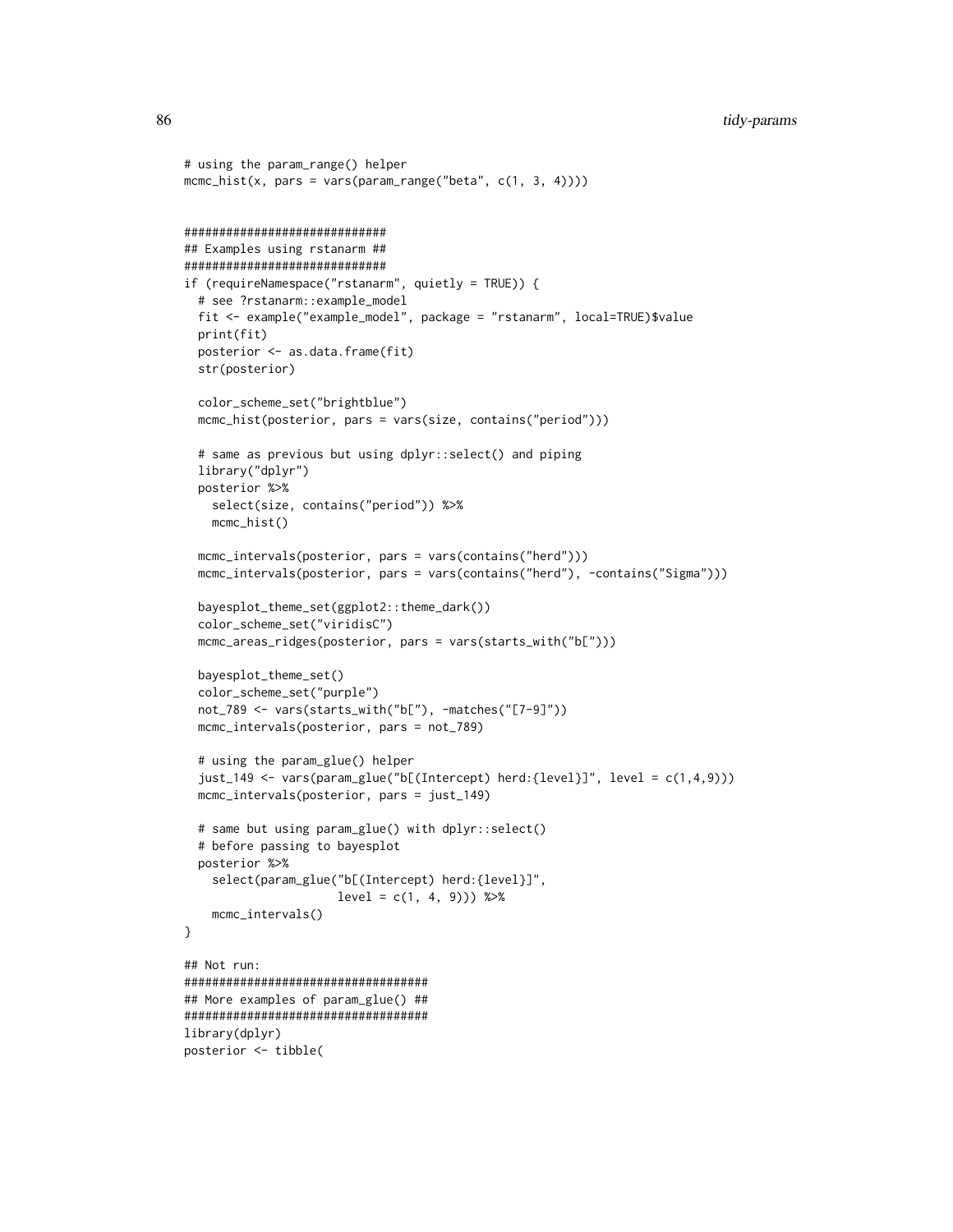```
# using the param_range() helper
mcmc_hist(x, pars = vars(param_range("beta", c(1, 3, 4))))


#############################
## Examples using rstanarm ##
#############################
if (requireNamespace("rstanarm", quietly = TRUE)) {
  # see ?rstanarm::example_model
  fit <- example("example_model", package = "rstanarm", local=TRUE)$value
  print(fit)
  posterior <- as.data.frame(fit)
  str(posterior)

  color_scheme_set("brightblue")
  mcmc_hist(posterior, pars = vars(size, contains("period")))

  # same as previous but using dplyr::select() and piping
  library("dplyr")
  posterior %>%
    select(size, contains("period")) %>%
    mcmc_hist()

  mcmc_intervals(posterior, pars = vars(contains("herd")))
  mcmc_intervals(posterior, pars = vars(contains("herd"), -contains("Sigma")))

  bayesplot_theme_set(ggplot2::theme_dark())
  color_scheme_set("viridisC")
  mcmc_areas_ridges(posterior, pars = vars(starts_with("b[")))

  bayesplot_theme_set()
  color_scheme_set("purple")
  not_789 <- vars(starts_with("b["), -matches("[7-9]"))
  mcmc_intervals(posterior, pars = not_789)

  # using the param_glue() helper
  just_149 <- vars(param_glue("b[(Intercept) herd:{level}]", level = c(1,4,9)))
  mcmc_intervals(posterior, pars = just_149)

  # same but using param_glue() with dplyr::select()
  # before passing to bayesplot
  posterior %>%
    select(param_glue("b[(Intercept) herd:{level}]",
                      level = c(1, 4, 9))) %>%
    mcmc_intervals()
}

## Not run:
###################################
## More examples of param_glue() ##
###################################
library(dplyr)
posterior <- tibble(
```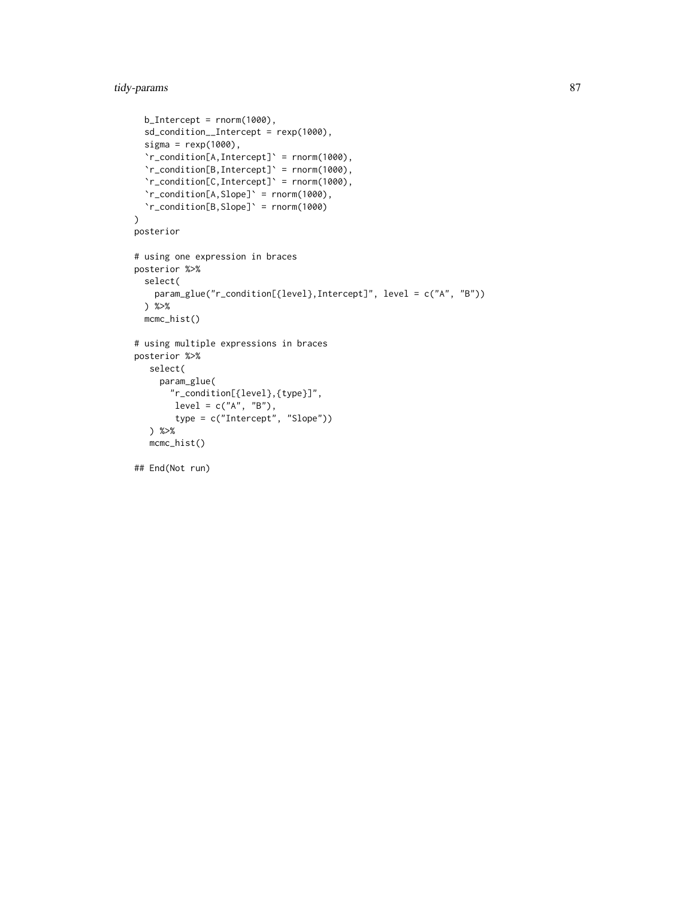```
  b_Intercept = rnorm(1000),
  sd_condition__Intercept = rexp(1000),
  sigma = rexp(1000),
  `r_condition[A,Intercept]` = rnorm(1000),
  `r_condition[B,Intercept]` = rnorm(1000),
  `r_condition[C,Intercept]` = rnorm(1000),
  `r_condition[A,Slope]` = rnorm(1000),
  `r_condition[B,Slope]` = rnorm(1000)
)
posterior

# using one expression in braces
posterior %>%
  select(
    param_glue("r_condition[{level},Intercept]", level = c("A", "B"))
  ) %>%
  mcmc_hist()

# using multiple expressions in braces
posterior %>%
   select(
     param_glue(
       "r_condition[{level},{type}]",
        level = c("A", "B"),
        type = c("Intercept", "Slope"))
   ) %>%
   mcmc_hist()

## End(Not run)
```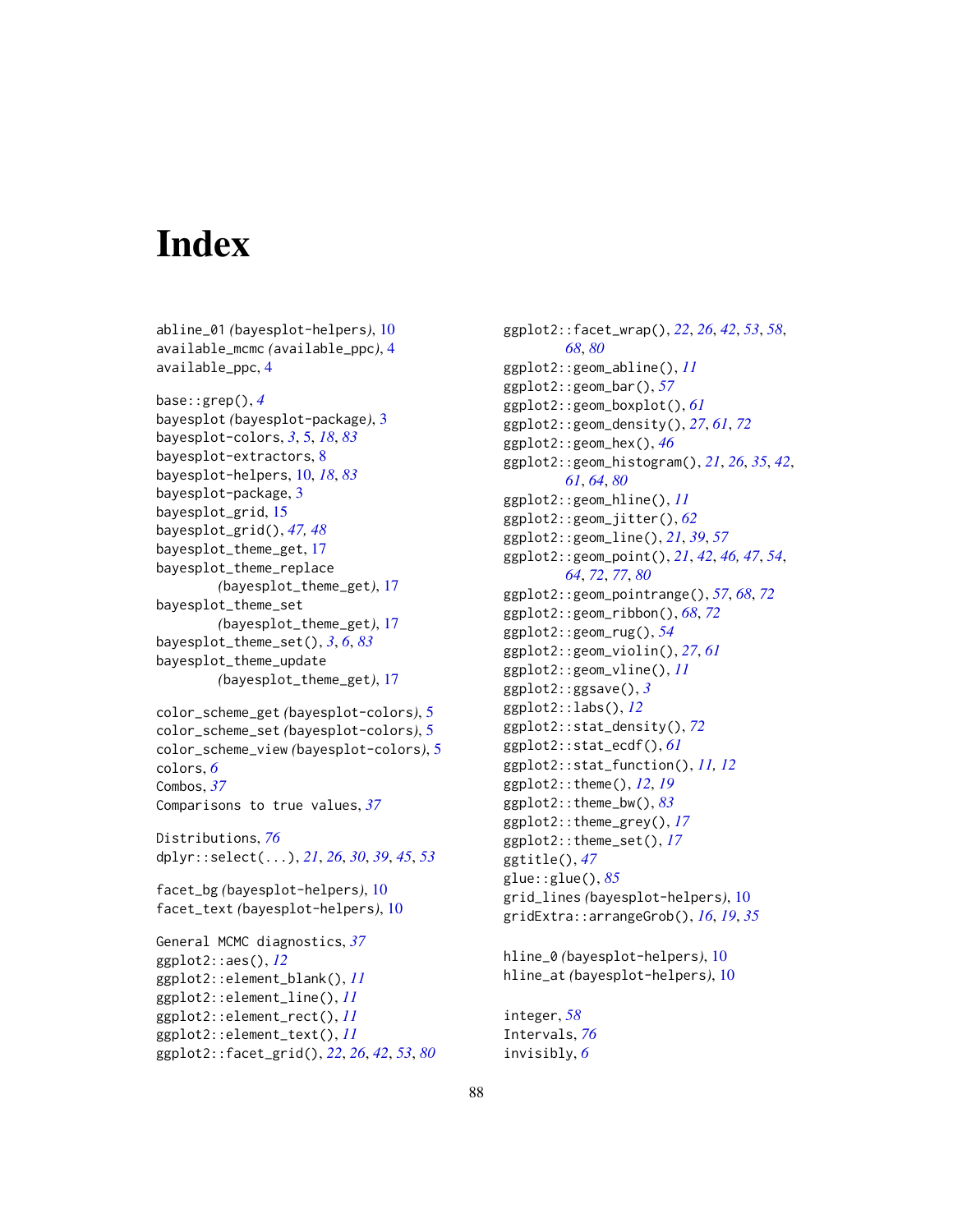# Index

abline_01 *(bayesplot-helpers)*, 10
available_mcmc *(available_ppc)*, 4
available_ppc, 4

base::grep(), *4*
bayesplot *(bayesplot-package)*, 3
bayesplot-colors, *3*, 5, *18*, *83*
bayesplot-extractors, 8
bayesplot-helpers, 10, *18*, *83*
bayesplot-package, 3
bayesplot_grid, 15
bayesplot_grid(), *47, 48*
bayesplot_theme_get, 17
bayesplot_theme_replace *(bayesplot_theme_get)*, 17
bayesplot_theme_set *(bayesplot_theme_get)*, 17
bayesplot_theme_set(), *3*, *6*, *83*
bayesplot_theme_update *(bayesplot_theme_get)*, 17

color_scheme_get *(bayesplot-colors)*, 5
color_scheme_set *(bayesplot-colors)*, 5
color_scheme_view *(bayesplot-colors)*, 5
colors, *6*
Combos, *37*
Comparisons to true values, *37*

Distributions, *76*
dplyr::select(...), *21*, *26*, *30*, *39*, *45*, *53*

facet_bg *(bayesplot-helpers)*, 10
facet_text *(bayesplot-helpers)*, 10

General MCMC diagnostics, *37*
ggplot2::aes(), *12*
ggplot2::element_blank(), *11*
ggplot2::element_line(), *11*
ggplot2::element_rect(), *11*
ggplot2::element_text(), *11*
ggplot2::facet_grid(), *22*, *26*, *42*, *53*, *80*
ggplot2::facet_wrap(), *22*, *26*, *42*, *53*, *58*, *68*, *80*
ggplot2::geom_abline(), *11*
ggplot2::geom_bar(), *57*
ggplot2::geom_boxplot(), *61*
ggplot2::geom_density(), *27*, *61*, *72*
ggplot2::geom_hex(), *46*
ggplot2::geom_histogram(), *21*, *26*, *35*, *42*, *61*, *64*, *80*
ggplot2::geom_hline(), *11*
ggplot2::geom_jitter(), *62*
ggplot2::geom_line(), *21*, *39*, *57*
ggplot2::geom_point(), *21*, *42*, *46*, *47*, *54*, *64*, *72*, *77*, *80*
ggplot2::geom_pointrange(), *57*, *68*, *72*
ggplot2::geom_ribbon(), *68*, *72*
ggplot2::geom_rug(), *54*
ggplot2::geom_violin(), *27*, *61*
ggplot2::geom_vline(), *11*
ggplot2::ggsave(), *3*
ggplot2::labs(), *12*
ggplot2::stat_density(), *72*
ggplot2::stat_ecdf(), *61*
ggplot2::stat_function(), *11, 12*
ggplot2::theme(), *12*, *19*
ggplot2::theme_bw(), *83*
ggplot2::theme_grey(), *17*
ggplot2::theme_set(), *17*
ggtitle(), *47*
glue::glue(), *85*
grid_lines *(bayesplot-helpers)*, 10
gridExtra::arrangeGrob(), *16*, *19*, *35*

hline_0 *(bayesplot-helpers)*, 10
hline_at *(bayesplot-helpers)*, 10

integer, *58*
Intervals, *76*
invisibly, *6*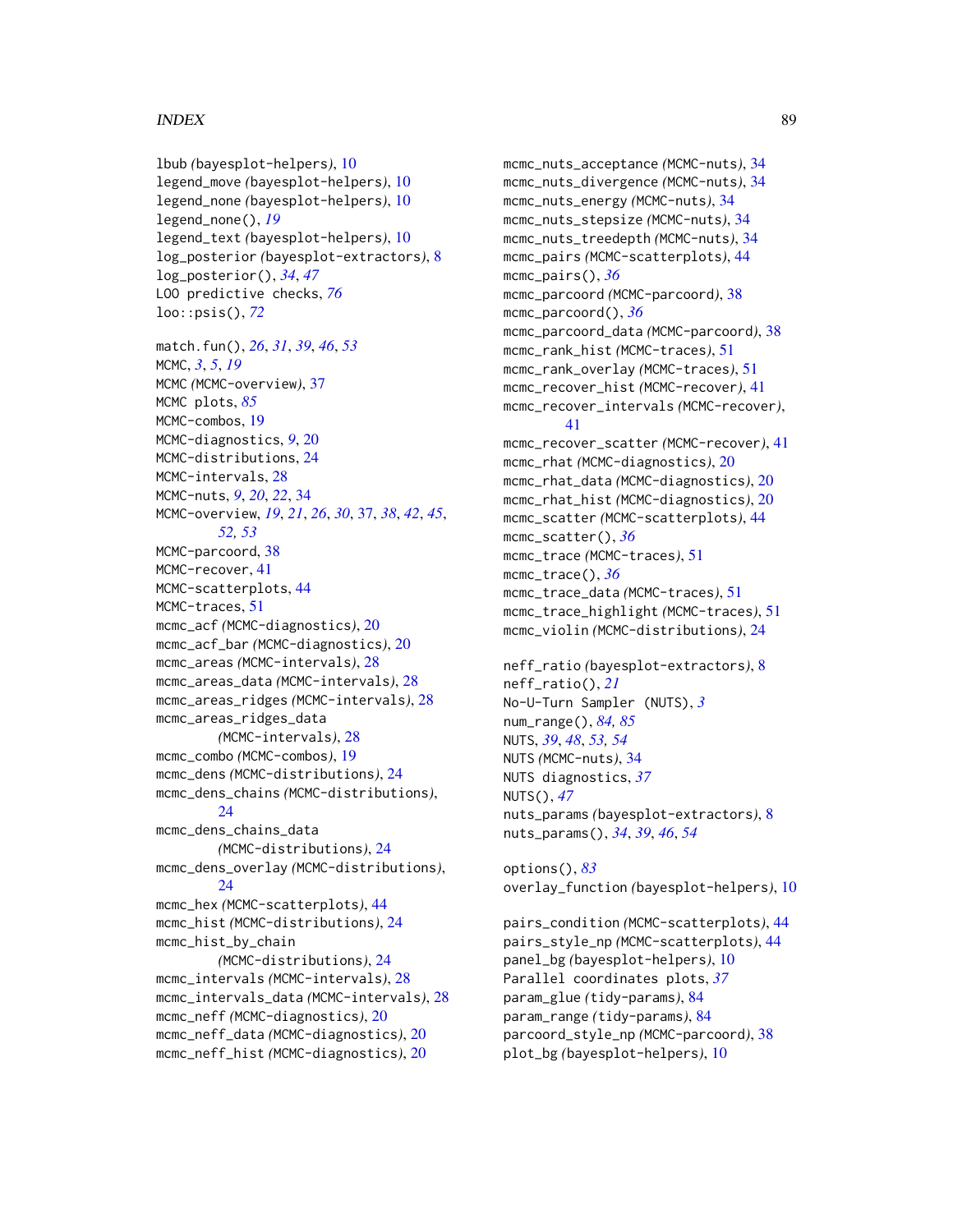lbub *(bayesplot-helpers)*, 10
legend_move *(bayesplot-helpers)*, 10
legend_none *(bayesplot-helpers)*, 10
legend_none(), *19*
legend_text *(bayesplot-helpers)*, 10
log_posterior *(bayesplot-extractors)*, 8
log_posterior(), *34*, *47*
LOO predictive checks, *76*
loo::psis(), *72*

match.fun(), *26*, *31*, *39*, *46*, *53*
MCMC, *3*, *5*, *19*
MCMC *(MCMC-overview)*, 37
MCMC plots, *85*
MCMC-combos, 19
MCMC-diagnostics, *9*, 20
MCMC-distributions, 24
MCMC-intervals, 28
MCMC-nuts, *9*, *20*, *22*, 34
MCMC-overview, *19*, *21*, *26*, *30*, 37, *38*, *42*, *45*, *52*, *53*
MCMC-parcoord, 38
MCMC-recover, 41
MCMC-scatterplots, 44
MCMC-traces, 51
mcmc_acf *(MCMC-diagnostics)*, 20
mcmc_acf_bar *(MCMC-diagnostics)*, 20
mcmc_areas *(MCMC-intervals)*, 28
mcmc_areas_data *(MCMC-intervals)*, 28
mcmc_areas_ridges *(MCMC-intervals)*, 28
mcmc_areas_ridges_data *(MCMC-intervals)*, 28
mcmc_combo *(MCMC-combos)*, 19
mcmc_dens *(MCMC-distributions)*, 24
mcmc_dens_chains *(MCMC-distributions)*, 24
mcmc_dens_chains_data *(MCMC-distributions)*, 24
mcmc_dens_overlay *(MCMC-distributions)*, 24
mcmc_hex *(MCMC-scatterplots)*, 44
mcmc_hist *(MCMC-distributions)*, 24
mcmc_hist_by_chain *(MCMC-distributions)*, 24
mcmc_intervals *(MCMC-intervals)*, 28
mcmc_intervals_data *(MCMC-intervals)*, 28
mcmc_neff *(MCMC-diagnostics)*, 20
mcmc_neff_data *(MCMC-diagnostics)*, 20
mcmc_neff_hist *(MCMC-diagnostics)*, 20
mcmc_nuts_acceptance *(MCMC-nuts)*, 34
mcmc_nuts_divergence *(MCMC-nuts)*, 34
mcmc_nuts_energy *(MCMC-nuts)*, 34
mcmc_nuts_stepsize *(MCMC-nuts)*, 34
mcmc_nuts_treedepth *(MCMC-nuts)*, 34
mcmc_pairs *(MCMC-scatterplots)*, 44
mcmc_pairs(), *36*
mcmc_parcoord *(MCMC-parcoord)*, 38
mcmc_parcoord(), *36*
mcmc_parcoord_data *(MCMC-parcoord)*, 38
mcmc_rank_hist *(MCMC-traces)*, 51
mcmc_rank_overlay *(MCMC-traces)*, 51
mcmc_recover_hist *(MCMC-recover)*, 41
mcmc_recover_intervals *(MCMC-recover)*, 41
mcmc_recover_scatter *(MCMC-recover)*, 41
mcmc_rhat *(MCMC-diagnostics)*, 20
mcmc_rhat_data *(MCMC-diagnostics)*, 20
mcmc_rhat_hist *(MCMC-diagnostics)*, 20
mcmc_scatter *(MCMC-scatterplots)*, 44
mcmc_scatter(), *36*
mcmc_trace *(MCMC-traces)*, 51
mcmc_trace(), *36*
mcmc_trace_data *(MCMC-traces)*, 51
mcmc_trace_highlight *(MCMC-traces)*, 51
mcmc_violin *(MCMC-distributions)*, 24

neff_ratio *(bayesplot-extractors)*, 8
neff_ratio(), *21*
No-U-Turn Sampler (NUTS), *3*
num_range(), *84*, *85*
NUTS, *39*, *48*, *53*, *54*
NUTS *(MCMC-nuts)*, 34
NUTS diagnostics, *37*
NUTS(), *47*
nuts_params *(bayesplot-extractors)*, 8
nuts_params(), *34*, *39*, *46*, *54*

options(), *83*
overlay_function *(bayesplot-helpers)*, 10

pairs_condition *(MCMC-scatterplots)*, 44
pairs_style_np *(MCMC-scatterplots)*, 44
panel_bg *(bayesplot-helpers)*, 10
Parallel coordinates plots, *37*
param_glue *(tidy-params)*, 84
param_range *(tidy-params)*, 84
parcoord_style_np *(MCMC-parcoord)*, 38
plot_bg *(bayesplot-helpers)*, 10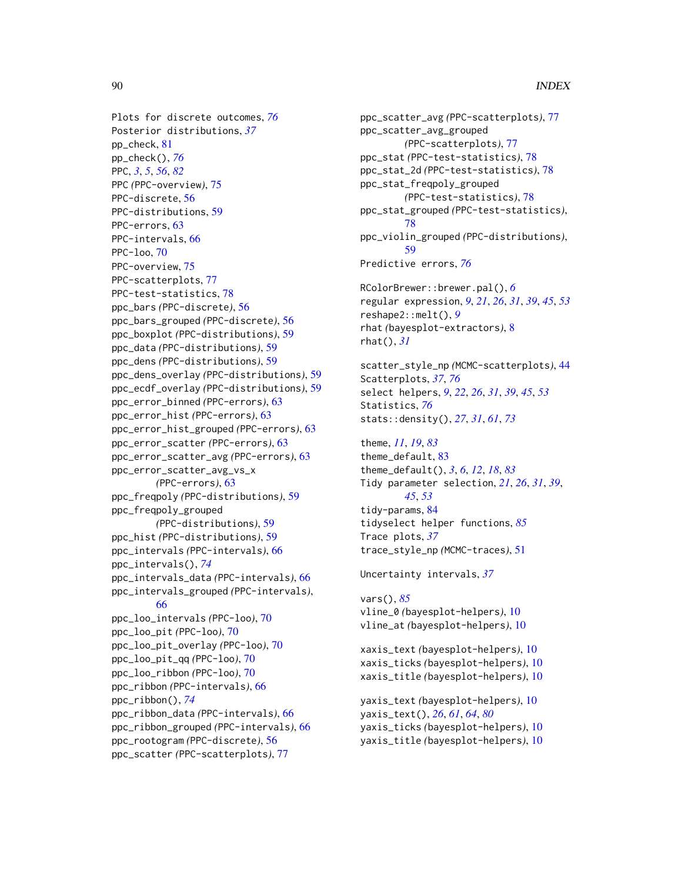Plots for discrete outcomes, *76*
Posterior distributions, *37*
pp_check, 81
pp_check(), *76*
PPC, *3*, *5*, *56*, *82*
PPC *(PPC-overview)*, 75
PPC-discrete, 56
PPC-distributions, 59
PPC-errors, 63
PPC-intervals, 66
PPC-loo, 70
PPC-overview, 75
PPC-scatterplots, 77
PPC-test-statistics, 78
ppc_bars *(PPC-discrete)*, 56
ppc_bars_grouped *(PPC-discrete)*, 56
ppc_boxplot *(PPC-distributions)*, 59
ppc_data *(PPC-distributions)*, 59
ppc_dens *(PPC-distributions)*, 59
ppc_dens_overlay *(PPC-distributions)*, 59
ppc_ecdf_overlay *(PPC-distributions)*, 59
ppc_error_binned *(PPC-errors)*, 63
ppc_error_hist *(PPC-errors)*, 63
ppc_error_hist_grouped *(PPC-errors)*, 63
ppc_error_scatter *(PPC-errors)*, 63
ppc_error_scatter_avg *(PPC-errors)*, 63
ppc_error_scatter_avg_vs_x *(PPC-errors)*, 63
ppc_freqpoly *(PPC-distributions)*, 59
ppc_freqpoly_grouped *(PPC-distributions)*, 59
ppc_hist *(PPC-distributions)*, 59
ppc_intervals *(PPC-intervals)*, 66
ppc_intervals(), *74*
ppc_intervals_data *(PPC-intervals)*, 66
ppc_intervals_grouped *(PPC-intervals)*, 66
ppc_loo_intervals *(PPC-loo)*, 70
ppc_loo_pit *(PPC-loo)*, 70
ppc_loo_pit_overlay *(PPC-loo)*, 70
ppc_loo_pit_qq *(PPC-loo)*, 70
ppc_loo_ribbon *(PPC-loo)*, 70
ppc_ribbon *(PPC-intervals)*, 66
ppc_ribbon(), *74*
ppc_ribbon_data *(PPC-intervals)*, 66
ppc_ribbon_grouped *(PPC-intervals)*, 66
ppc_rootogram *(PPC-discrete)*, 56
ppc_scatter *(PPC-scatterplots)*, 77
ppc_scatter_avg *(PPC-scatterplots)*, 77
ppc_scatter_avg_grouped *(PPC-scatterplots)*, 77
ppc_stat *(PPC-test-statistics)*, 78
ppc_stat_2d *(PPC-test-statistics)*, 78
ppc_stat_freqpoly_grouped *(PPC-test-statistics)*, 78
ppc_stat_grouped *(PPC-test-statistics)*, 78
ppc_violin_grouped *(PPC-distributions)*, 59
Predictive errors, *76*

RColorBrewer::brewer.pal(), *6*
regular expression, *9*, *21*, *26*, *31*, *39*, *45*, *53*
reshape2::melt(), *9*
rhat *(bayesplot-extractors)*, 8
rhat(), *31*

scatter_style_np *(MCMC-scatterplots)*, 44
Scatterplots, *37*, *76*
select helpers, *9*, *22*, *26*, *31*, *39*, *45*, *53*
Statistics, *76*
stats::density(), *27*, *31*, *61*, *73*

theme, *11*, *19*, *83*
theme_default, 83
theme_default(), *3*, *6*, *12*, *18*, *83*
Tidy parameter selection, *21*, *26*, *31*, *39*, *45*, *53*
tidy-params, 84
tidyselect helper functions, *85*
Trace plots, *37*
trace_style_np *(MCMC-traces)*, 51

Uncertainty intervals, *37*

vars(), *85*
vline_0 *(bayesplot-helpers)*, 10
vline_at *(bayesplot-helpers)*, 10

xaxis_text *(bayesplot-helpers)*, 10
xaxis_ticks *(bayesplot-helpers)*, 10
xaxis_title *(bayesplot-helpers)*, 10

yaxis_text *(bayesplot-helpers)*, 10
yaxis_text(), *26*, *61*, *64*, *80*
yaxis_ticks *(bayesplot-helpers)*, 10
yaxis_title *(bayesplot-helpers)*, 10